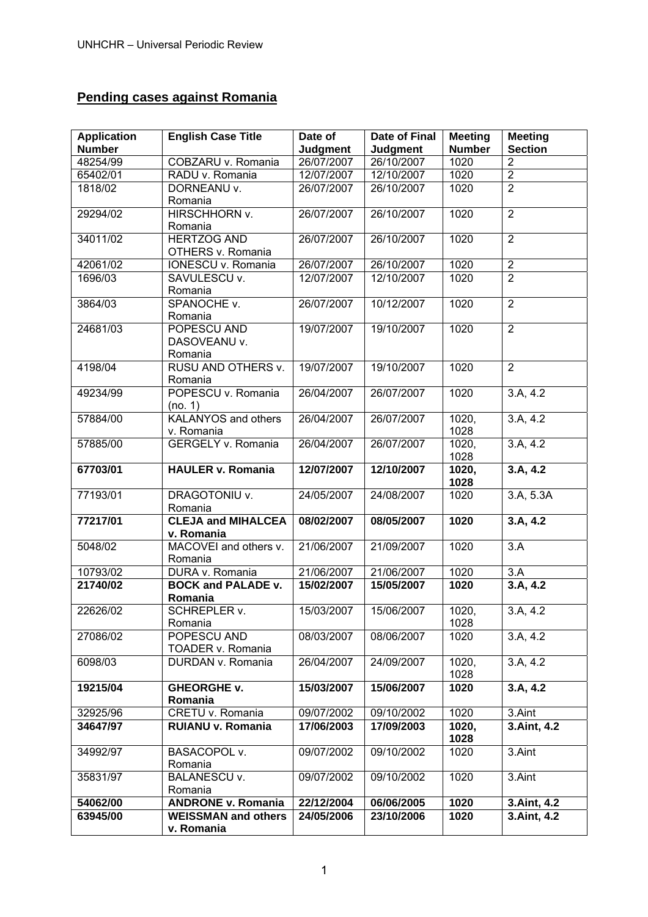## **Pending cases against Romania**

| Application Number | English Case Title | Date of Judgment | Date of Final Judgment | Meeting Number | Meeting Section |
|---|---|---|---|---|---|
| 48254/99 | COBZARU v. Romania | 26/07/2007 | 26/10/2007 | 1020 | 2 |
| 65402/01 | RADU v. Romania | 12/07/2007 | 12/10/2007 | 1020 | 2 |
| 1818/02 | DORNEANU v. Romania | 26/07/2007 | 26/10/2007 | 1020 | 2 |
| 29294/02 | HIRSCHHORN v. Romania | 26/07/2007 | 26/10/2007 | 1020 | 2 |
| 34011/02 | HERTZOG AND OTHERS v. Romania | 26/07/2007 | 26/10/2007 | 1020 | 2 |
| 42061/02 | IONESCU v. Romania | 26/07/2007 | 26/10/2007 | 1020 | 2 |
| 1696/03 | SAVULESCU v. Romania | 12/07/2007 | 12/10/2007 | 1020 | 2 |
| 3864/03 | SPANOCHE v. Romania | 26/07/2007 | 10/12/2007 | 1020 | 2 |
| 24681/03 | POPESCU AND DASOVEANU v. Romania | 19/07/2007 | 19/10/2007 | 1020 | 2 |
| 4198/04 | RUSU AND OTHERS v. Romania | 19/07/2007 | 19/10/2007 | 1020 | 2 |
| 49234/99 | POPESCU v. Romania (no. 1) | 26/04/2007 | 26/07/2007 | 1020 | 3.A, 4.2 |
| 57884/00 | KALANYOS and others v. Romania | 26/04/2007 | 26/07/2007 | 1020, 1028 | 3.A, 4.2 |
| 57885/00 | GERGELY v. Romania | 26/04/2007 | 26/07/2007 | 1020, 1028 | 3.A, 4.2 |
| **67703/01** | **HAULER v. Romania** | **12/07/2007** | **12/10/2007** | **1020, 1028** | **3.A, 4.2** |
| 77193/01 | DRAGOTONIU v. Romania | 24/05/2007 | 24/08/2007 | 1020 | 3.A, 5.3A |
| **77217/01** | **CLEJA and MIHALCEA v. Romania** | **08/02/2007** | **08/05/2007** | **1020** | **3.A, 4.2** |
| 5048/02 | MACOVEI and others v. Romania | 21/06/2007 | 21/09/2007 | 1020 | 3.A |
| 10793/02 | DURA v. Romania | 21/06/2007 | 21/06/2007 | 1020 | 3.A |
| **21740/02** | **BOCK and PALADE v. Romania** | **15/02/2007** | **15/05/2007** | **1020** | **3.A, 4.2** |
| 22626/02 | SCHREPLER v. Romania | 15/03/2007 | 15/06/2007 | 1020, 1028 | 3.A, 4.2 |
| 27086/02 | POPESCU AND TOADER v. Romania | 08/03/2007 | 08/06/2007 | 1020 | 3.A, 4.2 |
| 6098/03 | DURDAN v. Romania | 26/04/2007 | 24/09/2007 | 1020, 1028 | 3.A, 4.2 |
| **19215/04** | **GHEORGHE v. Romania** | **15/03/2007** | **15/06/2007** | **1020** | **3.A, 4.2** |
| 32925/96 | CRETU v. Romania | 09/07/2002 | 09/10/2002 | 1020 | 3.Aint |
| **34647/97** | **RUIANU v. Romania** | **17/06/2003** | **17/09/2003** | **1020, 1028** | **3.Aint, 4.2** |
| 34992/97 | BASACOPOL v. Romania | 09/07/2002 | 09/10/2002 | 1020 | 3.Aint |
| 35831/97 | BALANESCU v. Romania | 09/07/2002 | 09/10/2002 | 1020 | 3.Aint |
| **54062/00** | **ANDRONE v. Romania** | **22/12/2004** | **06/06/2005** | **1020** | **3.Aint, 4.2** |
| **63945/00** | **WEISSMAN and others v. Romania** | **24/05/2006** | **23/10/2006** | **1020** | **3.Aint, 4.2** |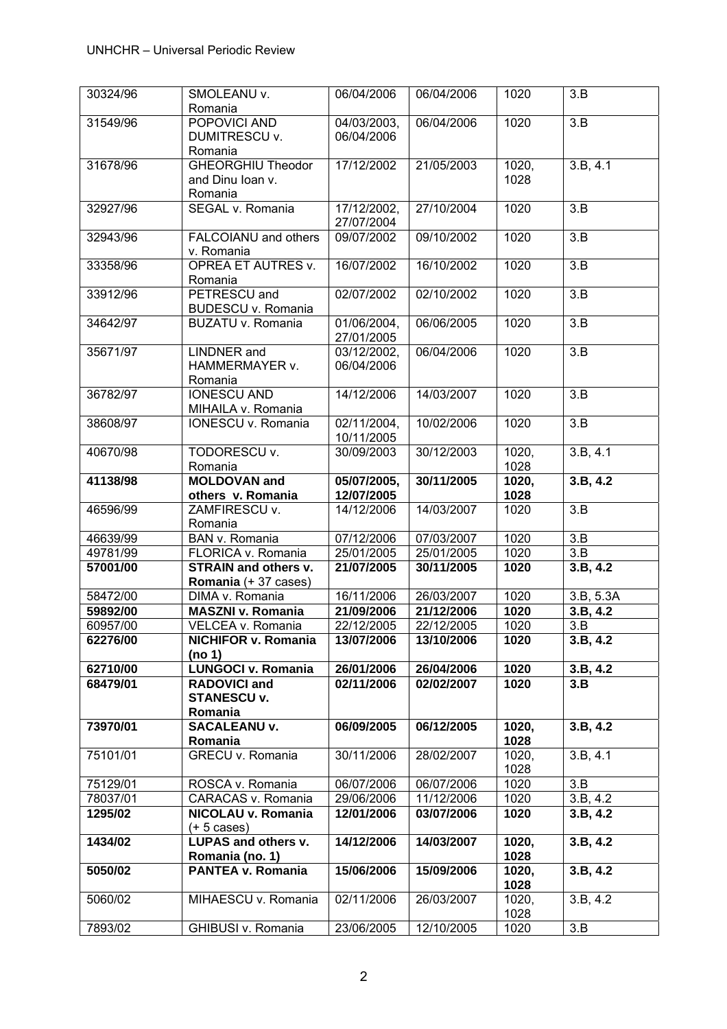| 30324/96 | SMOLEANU v. Romania | 06/04/2006 | 06/04/2006 | 1020 | 3.B |
|---|---|---|---|---|---|
| 31549/96 | POPOVICI AND DUMITRESCU v. Romania | 04/03/2003, 06/04/2006 | 06/04/2006 | 1020 | 3.B |
| 31678/96 | GHEORGHIU Theodor and Dinu Ioan v. Romania | 17/12/2002 | 21/05/2003 | 1020, 1028 | 3.B, 4.1 |
| 32927/96 | SEGAL v. Romania | 17/12/2002, 27/07/2004 | 27/10/2004 | 1020 | 3.B |
| 32943/96 | FALCOIANU and others v. Romania | 09/07/2002 | 09/10/2002 | 1020 | 3.B |
| 33358/96 | OPREA ET AUTRES v. Romania | 16/07/2002 | 16/10/2002 | 1020 | 3.B |
| 33912/96 | PETRESCU and BUDESCU v. Romania | 02/07/2002 | 02/10/2002 | 1020 | 3.B |
| 34642/97 | BUZATU v. Romania | 01/06/2004, 27/01/2005 | 06/06/2005 | 1020 | 3.B |
| 35671/97 | LINDNER and HAMMERMAYER v. Romania | 03/12/2002, 06/04/2006 | 06/04/2006 | 1020 | 3.B |
| 36782/97 | IONESCU AND MIHAILA v. Romania | 14/12/2006 | 14/03/2007 | 1020 | 3.B |
| 38608/97 | IONESCU v. Romania | 02/11/2004, 10/11/2005 | 10/02/2006 | 1020 | 3.B |
| 40670/98 | TODORESCU v. Romania | 30/09/2003 | 30/12/2003 | 1020, 1028 | 3.B, 4.1 |
| **41138/98** | **MOLDOVAN and others v. Romania** | **05/07/2005, 12/07/2005** | **30/11/2005** | **1020, 1028** | **3.B, 4.2** |
| 46596/99 | ZAMFIRESCU v. Romania | 14/12/2006 | 14/03/2007 | 1020 | 3.B |
| 46639/99 | BAN v. Romania | 07/12/2006 | 07/03/2007 | 1020 | 3.B |
| 49781/99 | FLORICA v. Romania | 25/01/2005 | 25/01/2005 | 1020 | 3.B |
| **57001/00** | **STRAIN and others v. Romania** (+ 37 cases) | **21/07/2005** | **30/11/2005** | **1020** | **3.B, 4.2** |
| 58472/00 | DIMA v. Romania | 16/11/2006 | 26/03/2007 | 1020 | 3.B, 5.3A |
| **59892/00** | **MASZNI v. Romania** | **21/09/2006** | **21/12/2006** | **1020** | **3.B, 4.2** |
| 60957/00 | VELCEA v. Romania | 22/12/2005 | 22/12/2005 | 1020 | 3.B |
| **62276/00** | **NICHIFOR v. Romania (no 1)** | **13/07/2006** | **13/10/2006** | **1020** | **3.B, 4.2** |
| **62710/00** | **LUNGOCI v. Romania** | **26/01/2006** | **26/04/2006** | **1020** | **3.B, 4.2** |
| **68479/01** | **RADOVICI and STANESCU v. Romania** | **02/11/2006** | **02/02/2007** | **1020** | **3.B** |
| **73970/01** | **SACALEANU v. Romania** | **06/09/2005** | **06/12/2005** | **1020, 1028** | **3.B, 4.2** |
| 75101/01 | GRECU v. Romania | 30/11/2006 | 28/02/2007 | 1020, 1028 | 3.B, 4.1 |
| 75129/01 | ROSCA v. Romania | 06/07/2006 | 06/07/2006 | 1020 | 3.B |
| 78037/01 | CARACAS v. Romania | 29/06/2006 | 11/12/2006 | 1020 | 3.B, 4.2 |
| **1295/02** | **NICOLAU v. Romania** (+ 5 cases) | **12/01/2006** | **03/07/2006** | **1020** | **3.B, 4.2** |
| **1434/02** | **LUPAS and others v. Romania (no. 1)** | **14/12/2006** | **14/03/2007** | **1020, 1028** | **3.B, 4.2** |
| **5050/02** | **PANTEA v. Romania** | **15/06/2006** | **15/09/2006** | **1020, 1028** | **3.B, 4.2** |
| 5060/02 | MIHAESCU v. Romania | 02/11/2006 | 26/03/2007 | 1020, 1028 | 3.B, 4.2 |
| 7893/02 | GHIBUSI v. Romania | 23/06/2005 | 12/10/2005 | 1020 | 3.B |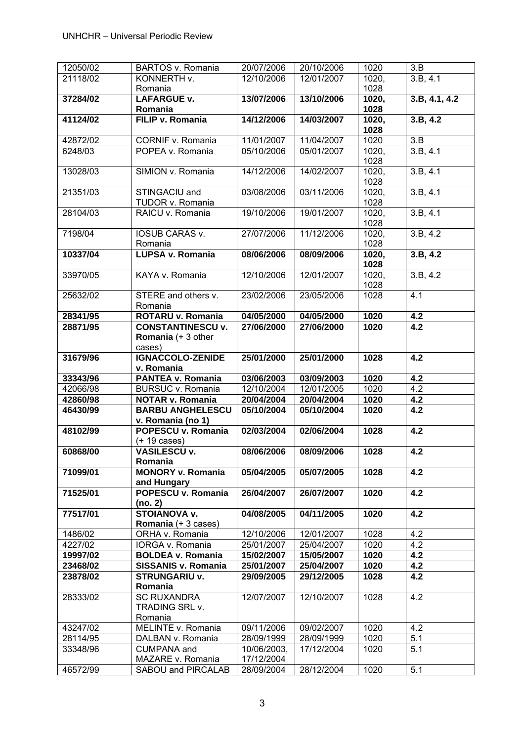| 12050/02 | BARTOS v. Romania | 20/07/2006 | 20/10/2006 | 1020 | 3.B |
|---|---|---|---|---|---|
| 21118/02 | KONNERTH v. Romania | 12/10/2006 | 12/01/2007 | 1020, 1028 | 3.B, 4.1 |
| **37284/02** | **LAFARGUE v. Romania** | **13/07/2006** | **13/10/2006** | **1020, 1028** | **3.B, 4.1, 4.2** |
| **41124/02** | **FILIP v. Romania** | **14/12/2006** | **14/03/2007** | **1020, 1028** | **3.B, 4.2** |
| 42872/02 | CORNIF v. Romania | 11/01/2007 | 11/04/2007 | 1020 | 3.B |
| 6248/03 | POPEA v. Romania | 05/10/2006 | 05/01/2007 | 1020, 1028 | 3.B, 4.1 |
| 13028/03 | SIMION v. Romania | 14/12/2006 | 14/02/2007 | 1020, 1028 | 3.B, 4.1 |
| 21351/03 | STINGACIU and TUDOR v. Romania | 03/08/2006 | 03/11/2006 | 1020, 1028 | 3.B, 4.1 |
| 28104/03 | RAICU v. Romania | 19/10/2006 | 19/01/2007 | 1020, 1028 | 3.B, 4.1 |
| 7198/04 | IOSUB CARAS v. Romania | 27/07/2006 | 11/12/2006 | 1020, 1028 | 3.B, 4.2 |
| **10337/04** | **LUPSA v. Romania** | **08/06/2006** | **08/09/2006** | **1020, 1028** | **3.B, 4.2** |
| 33970/05 | KAYA v. Romania | 12/10/2006 | 12/01/2007 | 1020, 1028 | 3.B, 4.2 |
| 25632/02 | STERE and others v. Romania | 23/02/2006 | 23/05/2006 | 1028 | 4.1 |
| **28341/95** | **ROTARU v. Romania** | **04/05/2000** | **04/05/2000** | **1020** | **4.2** |
| **28871/95** | **CONSTANTINESCU v. Romania** (+ 3 other cases) | **27/06/2000** | **27/06/2000** | **1020** | **4.2** |
| **31679/96** | **IGNACCOLO-ZENIDE v. Romania** | **25/01/2000** | **25/01/2000** | **1028** | **4.2** |
| **33343/96** | **PANTEA v. Romania** | **03/06/2003** | **03/09/2003** | **1020** | **4.2** |
| 42066/98 | BURSUC v. Romania | 12/10/2004 | 12/01/2005 | 1020 | 4.2 |
| **42860/98** | **NOTAR v. Romania** | **20/04/2004** | **20/04/2004** | **1020** | **4.2** |
| **46430/99** | **BARBU ANGHELESCU v. Romania (no 1)** | **05/10/2004** | **05/10/2004** | **1020** | **4.2** |
| **48102/99** | **POPESCU v. Romania** (+ 19 cases) | **02/03/2004** | **02/06/2004** | **1028** | **4.2** |
| **60868/00** | **VASILESCU v. Romania** | **08/06/2006** | **08/09/2006** | **1028** | **4.2** |
| **71099/01** | **MONORY v. Romania and Hungary** | **05/04/2005** | **05/07/2005** | **1028** | **4.2** |
| **71525/01** | **POPESCU v. Romania (no. 2)** | **26/04/2007** | **26/07/2007** | **1020** | **4.2** |
| **77517/01** | **STOIANOVA v. Romania** (+ 3 cases) | **04/08/2005** | **04/11/2005** | **1020** | **4.2** |
| 1486/02 | ORHA v. Romania | 12/10/2006 | 12/01/2007 | 1028 | 4.2 |
| 4227/02 | IORGA v. Romania | 25/01/2007 | 25/04/2007 | 1020 | 4.2 |
| **19997/02** | **BOLDEA v. Romania** | **15/02/2007** | **15/05/2007** | **1020** | **4.2** |
| **23468/02** | **SISSANIS v. Romania** | **25/01/2007** | **25/04/2007** | **1020** | **4.2** |
| **23878/02** | **STRUNGARIU v. Romania** | **29/09/2005** | **29/12/2005** | **1028** | **4.2** |
| 28333/02 | SC RUXANDRA TRADING SRL v. Romania | 12/07/2007 | 12/10/2007 | 1028 | 4.2 |
| 43247/02 | MELINTE v. Romania | 09/11/2006 | 09/02/2007 | 1020 | 4.2 |
| 28114/95 | DALBAN v. Romania | 28/09/1999 | 28/09/1999 | 1020 | 5.1 |
| 33348/96 | CUMPANA and MAZARE v. Romania | 10/06/2003, 17/12/2004 | 17/12/2004 | 1020 | 5.1 |
| 46572/99 | SABOU and PIRCALAB | 28/09/2004 | 28/12/2004 | 1020 | 5.1 |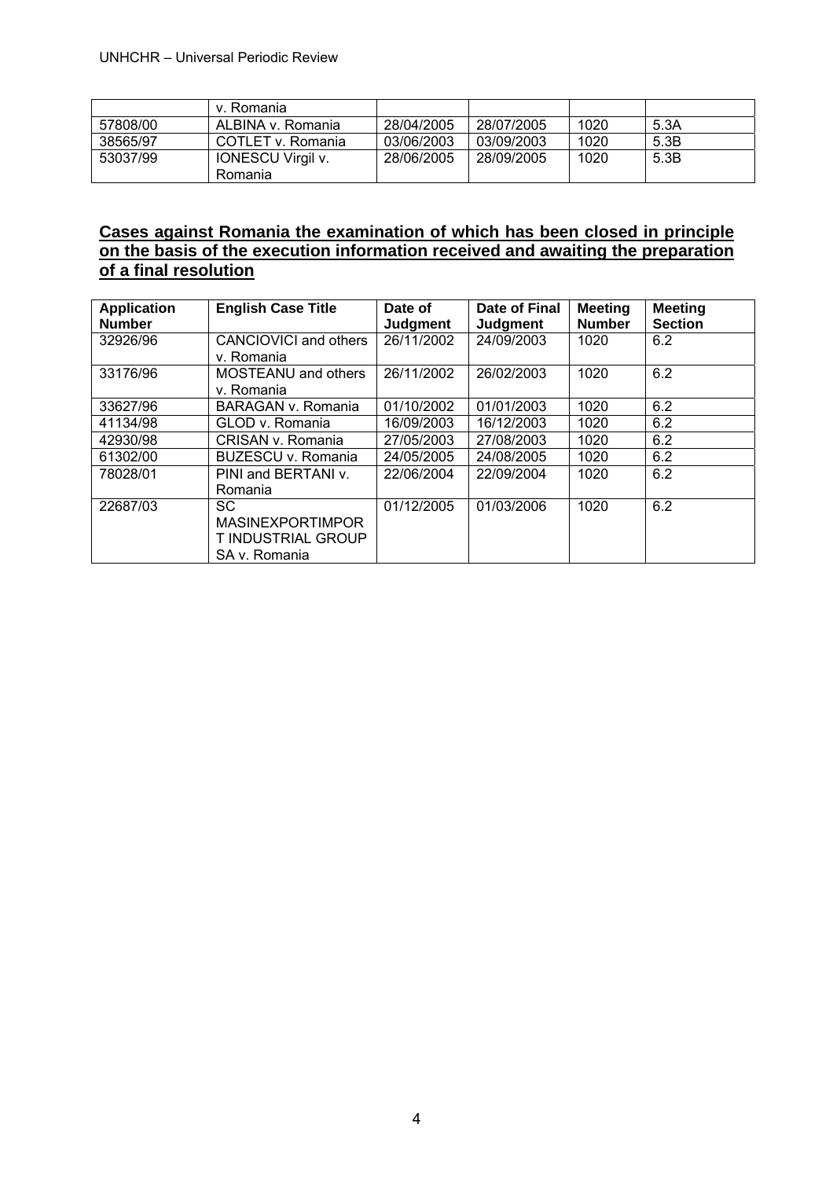| | v. Romania | | | | |
|---|---|---|---|---|---|
| 57808/00 | ALBINA v. Romania | 28/04/2005 | 28/07/2005 | 1020 | 5.3A |
| 38565/97 | COTLET v. Romania | 03/06/2003 | 03/09/2003 | 1020 | 5.3B |
| 53037/99 | IONESCU Virgil v. Romania | 28/06/2005 | 28/09/2005 | 1020 | 5.3B |

## Cases against Romania the examination of which has been closed in principle on the basis of the execution information received and awaiting the preparation of a final resolution

| Application Number | English Case Title | Date of Judgment | Date of Final Judgment | Meeting Number | Meeting Section |
|---|---|---|---|---|---|
| 32926/96 | CANCIOVICI and others v. Romania | 26/11/2002 | 24/09/2003 | 1020 | 6.2 |
| 33176/96 | MOSTEANU and others v. Romania | 26/11/2002 | 26/02/2003 | 1020 | 6.2 |
| 33627/96 | BARAGAN v. Romania | 01/10/2002 | 01/01/2003 | 1020 | 6.2 |
| 41134/98 | GLOD v. Romania | 16/09/2003 | 16/12/2003 | 1020 | 6.2 |
| 42930/98 | CRISAN v. Romania | 27/05/2003 | 27/08/2003 | 1020 | 6.2 |
| 61302/00 | BUZESCU v. Romania | 24/05/2005 | 24/08/2005 | 1020 | 6.2 |
| 78028/01 | PINI and BERTANI v. Romania | 22/06/2004 | 22/09/2004 | 1020 | 6.2 |
| 22687/03 | SC MASINEXPORTIMPORT INDUSTRIAL GROUP SA v. Romania | 01/12/2005 | 01/03/2006 | 1020 | 6.2 |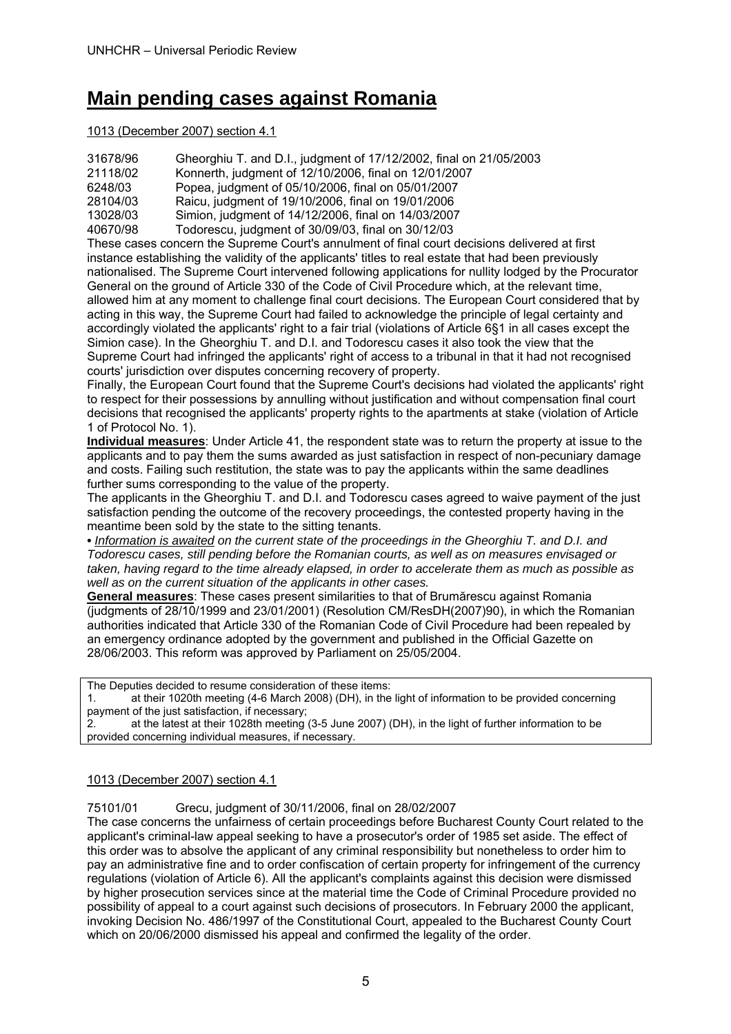# Main pending cases against Romania

1013 (December 2007) section 4.1

31678/96 Gheorghiu T. and D.I., judgment of 17/12/2002, final on 21/05/2003
21118/02 Konnerth, judgment of 12/10/2006, final on 12/01/2007
6248/03 Popea, judgment of 05/10/2006, final on 05/01/2007
28104/03 Raicu, judgment of 19/10/2006, final on 19/01/2006
13028/03 Simion, judgment of 14/12/2006, final on 14/03/2007
40670/98 Todorescu, judgment of 30/09/03, final on 30/12/03

These cases concern the Supreme Court's annulment of final court decisions delivered at first instance establishing the validity of the applicants' titles to real estate that had been previously nationalised. The Supreme Court intervened following applications for nullity lodged by the Procurator General on the ground of Article 330 of the Code of Civil Procedure which, at the relevant time, allowed him at any moment to challenge final court decisions. The European Court considered that by acting in this way, the Supreme Court had failed to acknowledge the principle of legal certainty and accordingly violated the applicants' right to a fair trial (violations of Article 6§1 in all cases except the Simion case). In the Gheorghiu T. and D.I. and Todorescu cases it also took the view that the Supreme Court had infringed the applicants' right of access to a tribunal in that it had not recognised courts' jurisdiction over disputes concerning recovery of property.

Finally, the European Court found that the Supreme Court's decisions had violated the applicants' right to respect for their possessions by annulling without justification and without compensation final court decisions that recognised the applicants' property rights to the apartments at stake (violation of Article 1 of Protocol No. 1).

**Individual measures**: Under Article 41, the respondent state was to return the property at issue to the applicants and to pay them the sums awarded as just satisfaction in respect of non-pecuniary damage and costs. Failing such restitution, the state was to pay the applicants within the same deadlines further sums corresponding to the value of the property.

The applicants in the Gheorghiu T. and D.I. and Todorescu cases agreed to waive payment of the just satisfaction pending the outcome of the recovery proceedings, the contested property having in the meantime been sold by the state to the sitting tenants.

• *Information is awaited on the current state of the proceedings in the Gheorghiu T. and D.I. and Todorescu cases, still pending before the Romanian courts, as well as on measures envisaged or taken, having regard to the time already elapsed, in order to accelerate them as much as possible as well as on the current situation of the applicants in other cases.*

**General measures**: These cases present similarities to that of Brumărescu against Romania (judgments of 28/10/1999 and 23/01/2001) (Resolution CM/ResDH(2007)90), in which the Romanian authorities indicated that Article 330 of the Romanian Code of Civil Procedure had been repealed by an emergency ordinance adopted by the government and published in the Official Gazette on 28/06/2003. This reform was approved by Parliament on 25/05/2004.

The Deputies decided to resume consideration of these items:
1. at their 1020th meeting (4-6 March 2008) (DH), in the light of information to be provided concerning payment of the just satisfaction, if necessary;
2. at the latest at their 1028th meeting (3-5 June 2007) (DH), in the light of further information to be provided concerning individual measures, if necessary.

1013 (December 2007) section 4.1

75101/01 Grecu, judgment of 30/11/2006, final on 28/02/2007

The case concerns the unfairness of certain proceedings before Bucharest County Court related to the applicant's criminal-law appeal seeking to have a prosecutor's order of 1985 set aside. The effect of this order was to absolve the applicant of any criminal responsibility but nonetheless to order him to pay an administrative fine and to order confiscation of certain property for infringement of the currency regulations (violation of Article 6). All the applicant's complaints against this decision were dismissed by higher prosecution services since at the material time the Code of Criminal Procedure provided no possibility of appeal to a court against such decisions of prosecutors. In February 2000 the applicant, invoking Decision No. 486/1997 of the Constitutional Court, appealed to the Bucharest County Court which on 20/06/2000 dismissed his appeal and confirmed the legality of the order.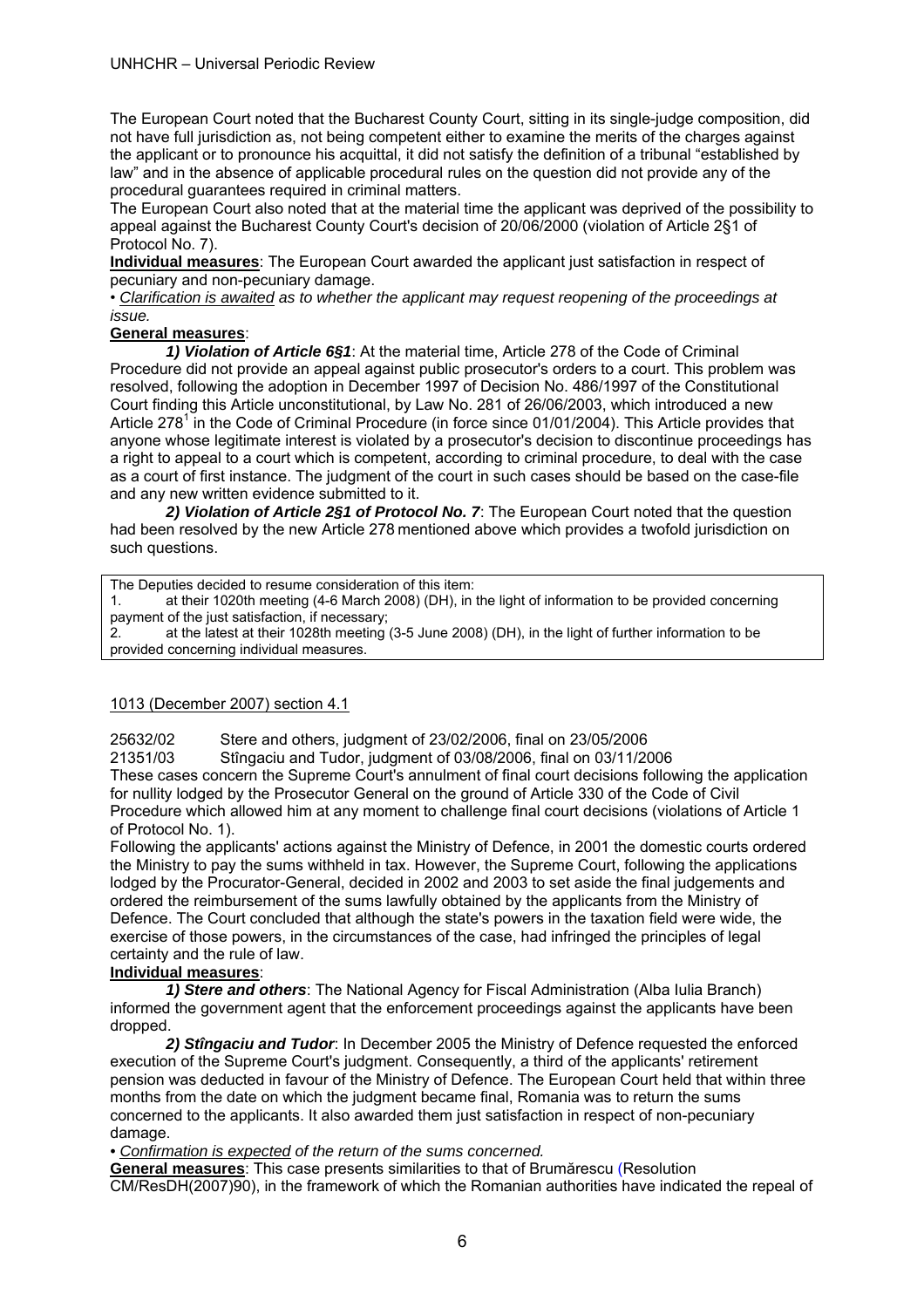The European Court noted that the Bucharest County Court, sitting in its single-judge composition, did not have full jurisdiction as, not being competent either to examine the merits of the charges against the applicant or to pronounce his acquittal, it did not satisfy the definition of a tribunal "established by law" and in the absence of applicable procedural rules on the question did not provide any of the procedural guarantees required in criminal matters.

The European Court also noted that at the material time the applicant was deprived of the possibility to appeal against the Bucharest County Court's decision of 20/06/2000 (violation of Article 2§1 of Protocol No. 7).

**Individual measures**: The European Court awarded the applicant just satisfaction in respect of pecuniary and non-pecuniary damage.

• *Clarification is awaited as to whether the applicant may request reopening of the proceedings at issue.*

**General measures**:

***1) Violation of Article 6§1***: At the material time, Article 278 of the Code of Criminal Procedure did not provide an appeal against public prosecutor's orders to a court. This problem was resolved, following the adoption in December 1997 of Decision No. 486/1997 of the Constitutional Court finding this Article unconstitutional, by Law No. 281 of 26/06/2003, which introduced a new Article 278[1] in the Code of Criminal Procedure (in force since 01/01/2004). This Article provides that anyone whose legitimate interest is violated by a prosecutor's decision to discontinue proceedings has a right to appeal to a court which is competent, according to criminal procedure, to deal with the case as a court of first instance. The judgment of the court in such cases should be based on the case-file and any new written evidence submitted to it.

***2) Violation of Article 2§1 of Protocol No. 7***: The European Court noted that the question had been resolved by the new Article 278 mentioned above which provides a twofold jurisdiction on such questions.

> The Deputies decided to resume consideration of this item:
> 1. at their 1020th meeting (4-6 March 2008) (DH), in the light of information to be provided concerning payment of the just satisfaction, if necessary;
> 2. at the latest at their 1028th meeting (3-5 June 2008) (DH), in the light of further information to be provided concerning individual measures.

1013 (December 2007) section 4.1

25632/02 Stere and others, judgment of 23/02/2006, final on 23/05/2006
21351/03 Stîngaciu and Tudor, judgment of 03/08/2006, final on 03/11/2006

These cases concern the Supreme Court's annulment of final court decisions following the application for nullity lodged by the Prosecutor General on the ground of Article 330 of the Code of Civil Procedure which allowed him at any moment to challenge final court decisions (violations of Article 1 of Protocol No. 1).

Following the applicants' actions against the Ministry of Defence, in 2001 the domestic courts ordered the Ministry to pay the sums withheld in tax. However, the Supreme Court, following the applications lodged by the Procurator-General, decided in 2002 and 2003 to set aside the final judgements and ordered the reimbursement of the sums lawfully obtained by the applicants from the Ministry of Defence. The Court concluded that although the state's powers in the taxation field were wide, the exercise of those powers, in the circumstances of the case, had infringed the principles of legal certainty and the rule of law.

**Individual measures**:

***1) Stere and others***: The National Agency for Fiscal Administration (Alba Iulia Branch) informed the government agent that the enforcement proceedings against the applicants have been dropped.

***2) Stîngaciu and Tudor***: In December 2005 the Ministry of Defence requested the enforced execution of the Supreme Court's judgment. Consequently, a third of the applicants' retirement pension was deducted in favour of the Ministry of Defence. The European Court held that within three months from the date on which the judgment became final, Romania was to return the sums concerned to the applicants. It also awarded them just satisfaction in respect of non-pecuniary damage.

• *Confirmation is expected of the return of the sums concerned.*

**General measures**: This case presents similarities to that of Brumărescu (Resolution CM/ResDH(2007)90), in the framework of which the Romanian authorities have indicated the repeal of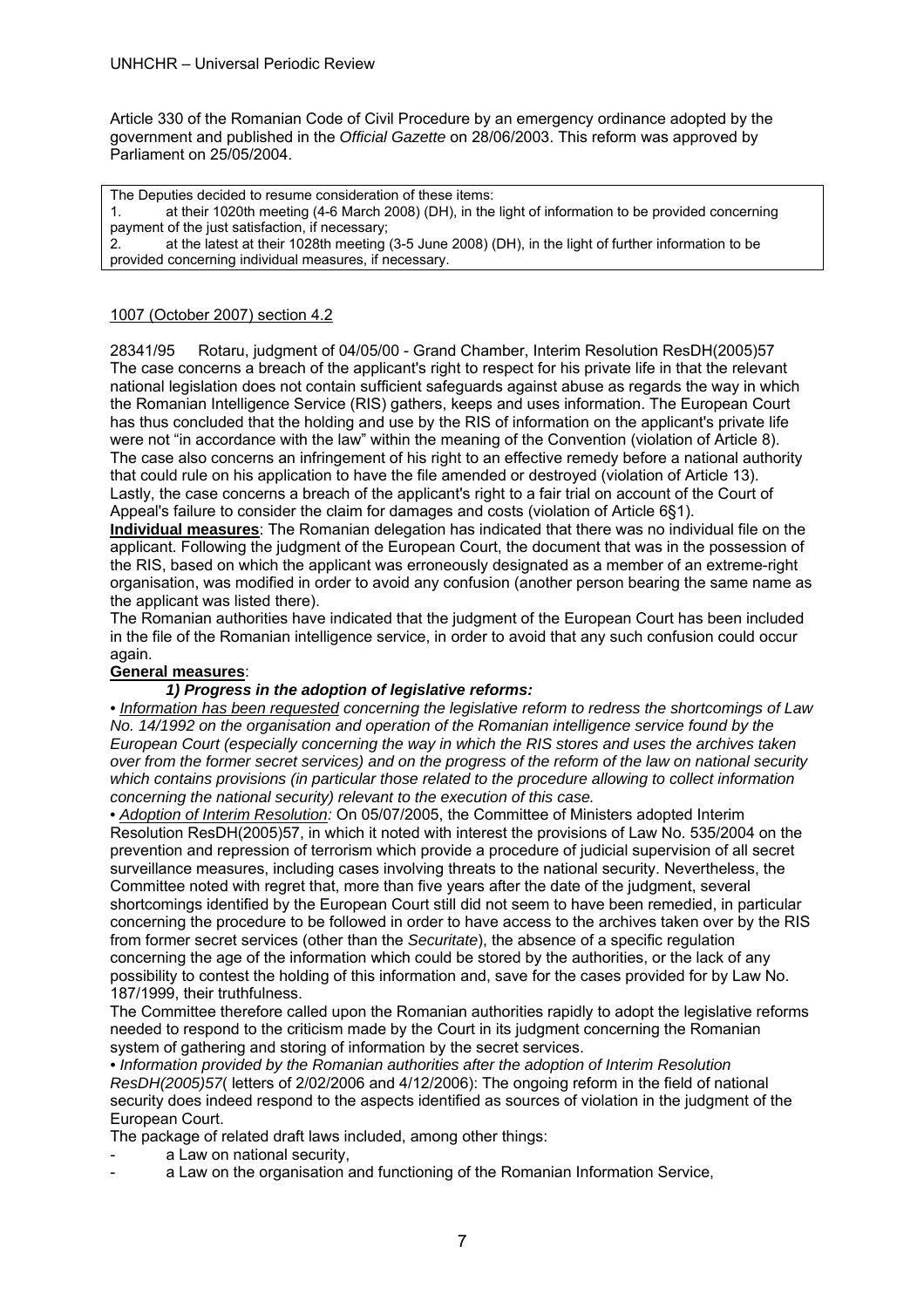Article 330 of the Romanian Code of Civil Procedure by an emergency ordinance adopted by the government and published in the *Official Gazette* on 28/06/2003. This reform was approved by Parliament on 25/05/2004.

> The Deputies decided to resume consideration of these items:
> 1. at their 1020th meeting (4-6 March 2008) (DH), in the light of information to be provided concerning payment of the just satisfaction, if necessary;
> 2. at the latest at their 1028th meeting (3-5 June 2008) (DH), in the light of further information to be provided concerning individual measures, if necessary.

1007 (October 2007) section 4.2

28341/95 Rotaru, judgment of 04/05/00 - Grand Chamber, Interim Resolution ResDH(2005)57
The case concerns a breach of the applicant's right to respect for his private life in that the relevant national legislation does not contain sufficient safeguards against abuse as regards the way in which the Romanian Intelligence Service (RIS) gathers, keeps and uses information. The European Court has thus concluded that the holding and use by the RIS of information on the applicant's private life were not "in accordance with the law" within the meaning of the Convention (violation of Article 8).
The case also concerns an infringement of his right to an effective remedy before a national authority that could rule on his application to have the file amended or destroyed (violation of Article 13).
Lastly, the case concerns a breach of the applicant's right to a fair trial on account of the Court of Appeal's failure to consider the claim for damages and costs (violation of Article 6§1).

**Individual measures**: The Romanian delegation has indicated that there was no individual file on the applicant. Following the judgment of the European Court, the document that was in the possession of the RIS, based on which the applicant was erroneously designated as a member of an extreme-right organisation, was modified in order to avoid any confusion (another person bearing the same name as the applicant was listed there).

The Romanian authorities have indicated that the judgment of the European Court has been included in the file of the Romanian intelligence service, in order to avoid that any such confusion could occur again.

**General measures**:

***1) Progress in the adoption of legislative reforms:***

• *Information has been requested concerning the legislative reform to redress the shortcomings of Law No. 14/1992 on the organisation and operation of the Romanian intelligence service found by the European Court (especially concerning the way in which the RIS stores and uses the archives taken over from the former secret services) and on the progress of the reform of the law on national security which contains provisions (in particular those related to the procedure allowing to collect information concerning the national security) relevant to the execution of this case.*

• *Adoption of Interim Resolution:* On 05/07/2005, the Committee of Ministers adopted Interim Resolution ResDH(2005)57, in which it noted with interest the provisions of Law No. 535/2004 on the prevention and repression of terrorism which provide a procedure of judicial supervision of all secret surveillance measures, including cases involving threats to the national security. Nevertheless, the Committee noted with regret that, more than five years after the date of the judgment, several shortcomings identified by the European Court still did not seem to have been remedied, in particular concerning the procedure to be followed in order to have access to the archives taken over by the RIS from former secret services (other than the *Securitate*), the absence of a specific regulation concerning the age of the information which could be stored by the authorities, or the lack of any possibility to contest the holding of this information and, save for the cases provided for by Law No. 187/1999, their truthfulness.

The Committee therefore called upon the Romanian authorities rapidly to adopt the legislative reforms needed to respond to the criticism made by the Court in its judgment concerning the Romanian system of gathering and storing of information by the secret services.

• *Information provided by the Romanian authorities after the adoption of Interim Resolution ResDH(2005)57*( letters of 2/02/2006 and 4/12/2006): The ongoing reform in the field of national security does indeed respond to the aspects identified as sources of violation in the judgment of the European Court.

The package of related draft laws included, among other things:

- a Law on national security,
- a Law on the organisation and functioning of the Romanian Information Service,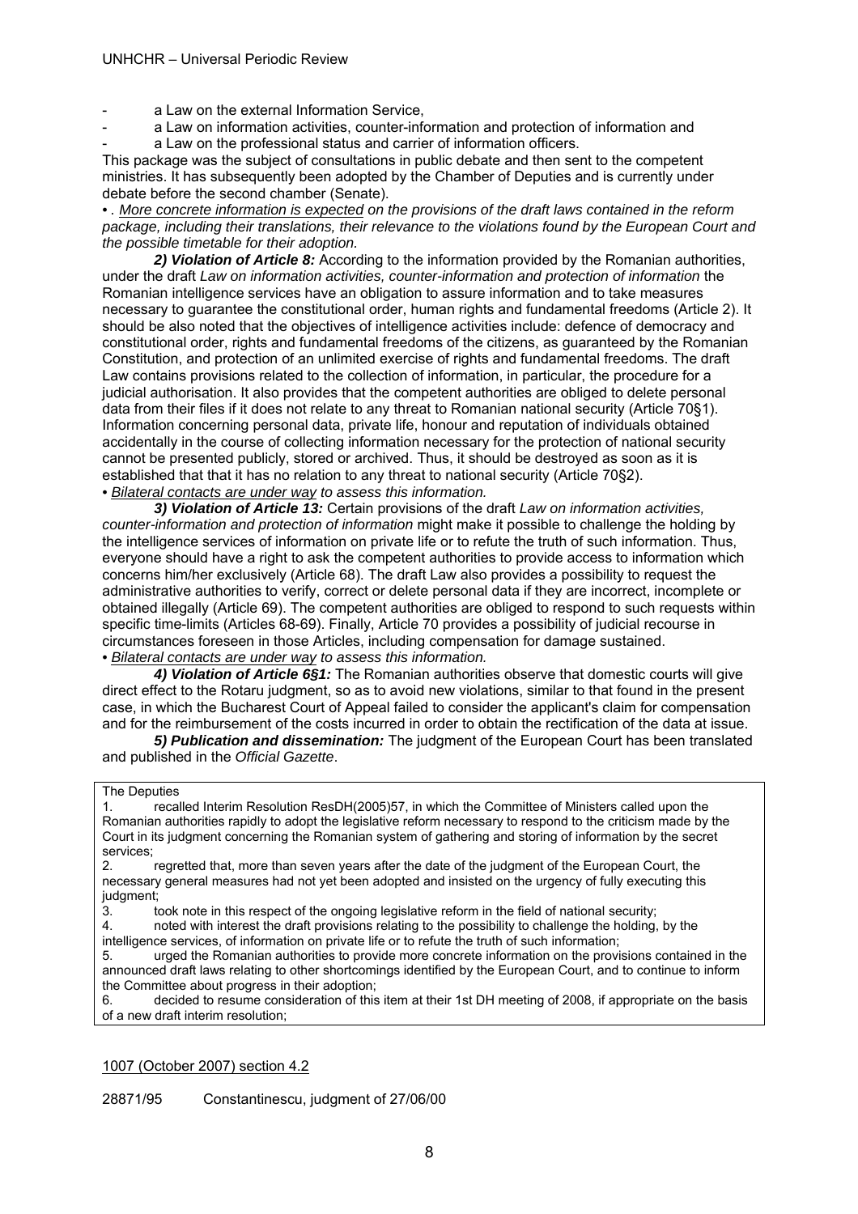- a Law on the external Information Service,
- a Law on information activities, counter-information and protection of information and
- a Law on the professional status and carrier of information officers.

This package was the subject of consultations in public debate and then sent to the competent ministries. It has subsequently been adopted by the Chamber of Deputies and is currently under debate before the second chamber (Senate).

• . *More concrete information is expected on the provisions of the draft laws contained in the reform package, including their translations, their relevance to the violations found by the European Court and the possible timetable for their adoption.*

***2) Violation of Article 8:*** According to the information provided by the Romanian authorities, under the draft *Law on information activities, counter-information and protection of information* the Romanian intelligence services have an obligation to assure information and to take measures necessary to guarantee the constitutional order, human rights and fundamental freedoms (Article 2). It should be also noted that the objectives of intelligence activities include: defence of democracy and constitutional order, rights and fundamental freedoms of the citizens, as guaranteed by the Romanian Constitution, and protection of an unlimited exercise of rights and fundamental freedoms. The draft Law contains provisions related to the collection of information, in particular, the procedure for a judicial authorisation. It also provides that the competent authorities are obliged to delete personal data from their files if it does not relate to any threat to Romanian national security (Article 70§1). Information concerning personal data, private life, honour and reputation of individuals obtained accidentally in the course of collecting information necessary for the protection of national security cannot be presented publicly, stored or archived. Thus, it should be destroyed as soon as it is established that that it has no relation to any threat to national security (Article 70§2).

• *Bilateral contacts are under way to assess this information.*

***3) Violation of Article 13:*** Certain provisions of the draft *Law on information activities, counter-information and protection of information* might make it possible to challenge the holding by the intelligence services of information on private life or to refute the truth of such information. Thus, everyone should have a right to ask the competent authorities to provide access to information which concerns him/her exclusively (Article 68). The draft Law also provides a possibility to request the administrative authorities to verify, correct or delete personal data if they are incorrect, incomplete or obtained illegally (Article 69). The competent authorities are obliged to respond to such requests within specific time-limits (Articles 68-69). Finally, Article 70 provides a possibility of judicial recourse in circumstances foreseen in those Articles, including compensation for damage sustained.

• *Bilateral contacts are under way to assess this information.*

***4) Violation of Article 6§1:*** The Romanian authorities observe that domestic courts will give direct effect to the Rotaru judgment, so as to avoid new violations, similar to that found in the present case, in which the Bucharest Court of Appeal failed to consider the applicant's claim for compensation and for the reimbursement of the costs incurred in order to obtain the rectification of the data at issue.

***5) Publication and dissemination:*** The judgment of the European Court has been translated and published in the *Official Gazette*.

The Deputies

1. recalled Interim Resolution ResDH(2005)57, in which the Committee of Ministers called upon the Romanian authorities rapidly to adopt the legislative reform necessary to respond to the criticism made by the Court in its judgment concerning the Romanian system of gathering and storing of information by the secret services;
2. regretted that, more than seven years after the date of the judgment of the European Court, the necessary general measures had not yet been adopted and insisted on the urgency of fully executing this judgment;
3. took note in this respect of the ongoing legislative reform in the field of national security;
4. noted with interest the draft provisions relating to the possibility to challenge the holding, by the intelligence services, of information on private life or to refute the truth of such information;
5. urged the Romanian authorities to provide more concrete information on the provisions contained in the announced draft laws relating to other shortcomings identified by the European Court, and to continue to inform the Committee about progress in their adoption;
6. decided to resume consideration of this item at their 1st DH meeting of 2008, if appropriate on the basis of a new draft interim resolution;

1007 (October 2007) section 4.2

28871/95 Constantinescu, judgment of 27/06/00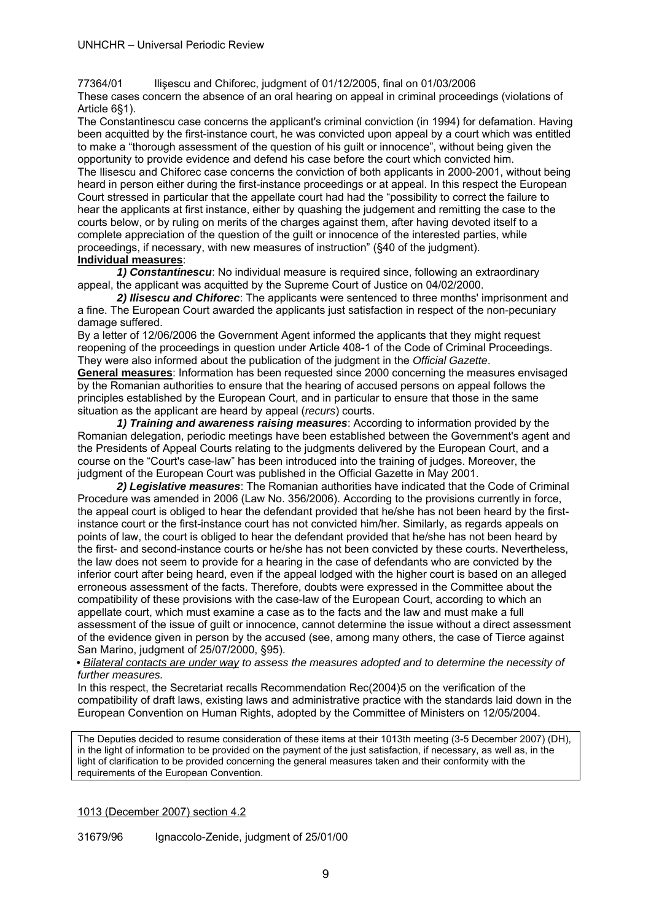77364/01 Ilişescu and Chiforec, judgment of 01/12/2005, final on 01/03/2006

These cases concern the absence of an oral hearing on appeal in criminal proceedings (violations of Article 6§1).

The Constantinescu case concerns the applicant's criminal conviction (in 1994) for defamation. Having been acquitted by the first-instance court, he was convicted upon appeal by a court which was entitled to make a "thorough assessment of the question of his guilt or innocence", without being given the opportunity to provide evidence and defend his case before the court which convicted him.

The Ilisescu and Chiforec case concerns the conviction of both applicants in 2000-2001, without being heard in person either during the first-instance proceedings or at appeal. In this respect the European Court stressed in particular that the appellate court had had the "possibility to correct the failure to hear the applicants at first instance, either by quashing the judgement and remitting the case to the courts below, or by ruling on merits of the charges against them, after having devoted itself to a complete appreciation of the question of the guilt or innocence of the interested parties, while proceedings, if necessary, with new measures of instruction" (§40 of the judgment).

**Individual measures**:

***1) Constantinescu***: No individual measure is required since, following an extraordinary appeal, the applicant was acquitted by the Supreme Court of Justice on 04/02/2000.

***2) Ilisescu and Chiforec***: The applicants were sentenced to three months' imprisonment and a fine. The European Court awarded the applicants just satisfaction in respect of the non-pecuniary damage suffered.

By a letter of 12/06/2006 the Government Agent informed the applicants that they might request reopening of the proceedings in question under Article 408-1 of the Code of Criminal Proceedings. They were also informed about the publication of the judgment in the *Official Gazette*.

**General measures**: Information has been requested since 2000 concerning the measures envisaged by the Romanian authorities to ensure that the hearing of accused persons on appeal follows the principles established by the European Court, and in particular to ensure that those in the same situation as the applicant are heard by appeal (*recurs*) courts.

***1) Training and awareness raising measures***: According to information provided by the Romanian delegation, periodic meetings have been established between the Government's agent and the Presidents of Appeal Courts relating to the judgments delivered by the European Court, and a course on the "Court's case-law" has been introduced into the training of judges. Moreover, the judgment of the European Court was published in the Official Gazette in May 2001.

***2) Legislative measures***: The Romanian authorities have indicated that the Code of Criminal Procedure was amended in 2006 (Law No. 356/2006). According to the provisions currently in force, the appeal court is obliged to hear the defendant provided that he/she has not been heard by the first-instance court or the first-instance court has not convicted him/her. Similarly, as regards appeals on points of law, the court is obliged to hear the defendant provided that he/she has not been heard by the first- and second-instance courts or he/she has not been convicted by these courts. Nevertheless, the law does not seem to provide for a hearing in the case of defendants who are convicted by the inferior court after being heard, even if the appeal lodged with the higher court is based on an alleged erroneous assessment of the facts. Therefore, doubts were expressed in the Committee about the compatibility of these provisions with the case-law of the European Court, according to which an appellate court, which must examine a case as to the facts and the law and must make a full assessment of the issue of guilt or innocence, cannot determine the issue without a direct assessment of the evidence given in person by the accused (see, among many others, the case of Tierce against San Marino, judgment of 25/07/2000, §95).

• *Bilateral contacts are under way to assess the measures adopted and to determine the necessity of further measures.*

In this respect, the Secretariat recalls Recommendation Rec(2004)5 on the verification of the compatibility of draft laws, existing laws and administrative practice with the standards laid down in the European Convention on Human Rights, adopted by the Committee of Ministers on 12/05/2004.

The Deputies decided to resume consideration of these items at their 1013th meeting (3-5 December 2007) (DH), in the light of information to be provided on the payment of the just satisfaction, if necessary, as well as, in the light of clarification to be provided concerning the general measures taken and their conformity with the requirements of the European Convention.

1013 (December 2007) section 4.2

31679/96 Ignaccolo-Zenide, judgment of 25/01/00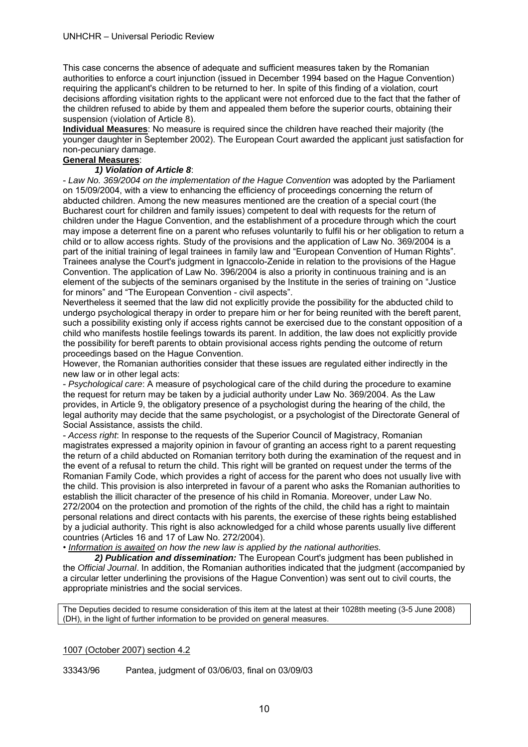This case concerns the absence of adequate and sufficient measures taken by the Romanian authorities to enforce a court injunction (issued in December 1994 based on the Hague Convention) requiring the applicant's children to be returned to her. In spite of this finding of a violation, court decisions affording visitation rights to the applicant were not enforced due to the fact that the father of the children refused to abide by them and appealed them before the superior courts, obtaining their suspension (violation of Article 8).

**Individual Measures**: No measure is required since the children have reached their majority (the younger daughter in September 2002). The European Court awarded the applicant just satisfaction for non-pecuniary damage.

**General Measures**:

***1) Violation of Article 8***:

- *Law No. 369/2004 on the implementation of the Hague Convention* was adopted by the Parliament on 15/09/2004, with a view to enhancing the efficiency of proceedings concerning the return of abducted children. Among the new measures mentioned are the creation of a special court (the Bucharest court for children and family issues) competent to deal with requests for the return of children under the Hague Convention, and the establishment of a procedure through which the court may impose a deterrent fine on a parent who refuses voluntarily to fulfil his or her obligation to return a child or to allow access rights. Study of the provisions and the application of Law No. 369/2004 is a part of the initial training of legal trainees in family law and "European Convention of Human Rights". Trainees analyse the Court's judgment in Ignaccolo-Zenide in relation to the provisions of the Hague Convention. The application of Law No. 396/2004 is also a priority in continuous training and is an element of the subjects of the seminars organised by the Institute in the series of training on "Justice for minors" and "The European Convention - civil aspects".

Nevertheless it seemed that the law did not explicitly provide the possibility for the abducted child to undergo psychological therapy in order to prepare him or her for being reunited with the bereft parent, such a possibility existing only if access rights cannot be exercised due to the constant opposition of a child who manifests hostile feelings towards its parent. In addition, the law does not explicitly provide the possibility for bereft parents to obtain provisional access rights pending the outcome of return proceedings based on the Hague Convention.

However, the Romanian authorities consider that these issues are regulated either indirectly in the new law or in other legal acts:

- *Psychological care*: A measure of psychological care of the child during the procedure to examine the request for return may be taken by a judicial authority under Law No. 369/2004. As the Law provides, in Article 9, the obligatory presence of a psychologist during the hearing of the child, the legal authority may decide that the same psychologist, or a psychologist of the Directorate General of Social Assistance, assists the child.

- *Access right*: In response to the requests of the Superior Council of Magistracy, Romanian magistrates expressed a majority opinion in favour of granting an access right to a parent requesting the return of a child abducted on Romanian territory both during the examination of the request and in the event of a refusal to return the child. This right will be granted on request under the terms of the Romanian Family Code, which provides a right of access for the parent who does not usually live with the child. This provision is also interpreted in favour of a parent who asks the Romanian authorities to establish the illicit character of the presence of his child in Romania. Moreover, under Law No. 272/2004 on the protection and promotion of the rights of the child, the child has a right to maintain personal relations and direct contacts with his parents, the exercise of these rights being established by a judicial authority. This right is also acknowledged for a child whose parents usually live different countries (Articles 16 and 17 of Law No. 272/2004).

• *Information is awaited on how the new law is applied by the national authorities.*

***2) Publication and dissemination:*** The European Court's judgment has been published in the *Official Journal*. In addition, the Romanian authorities indicated that the judgment (accompanied by a circular letter underlining the provisions of the Hague Convention) was sent out to civil courts, the appropriate ministries and the social services.

| The Deputies decided to resume consideration of this item at the latest at their 1028th meeting (3-5 June 2008) (DH), in the light of further information to be provided on general measures. |
|---|

1007 (October 2007) section 4.2

33343/96 Pantea, judgment of 03/06/03, final on 03/09/03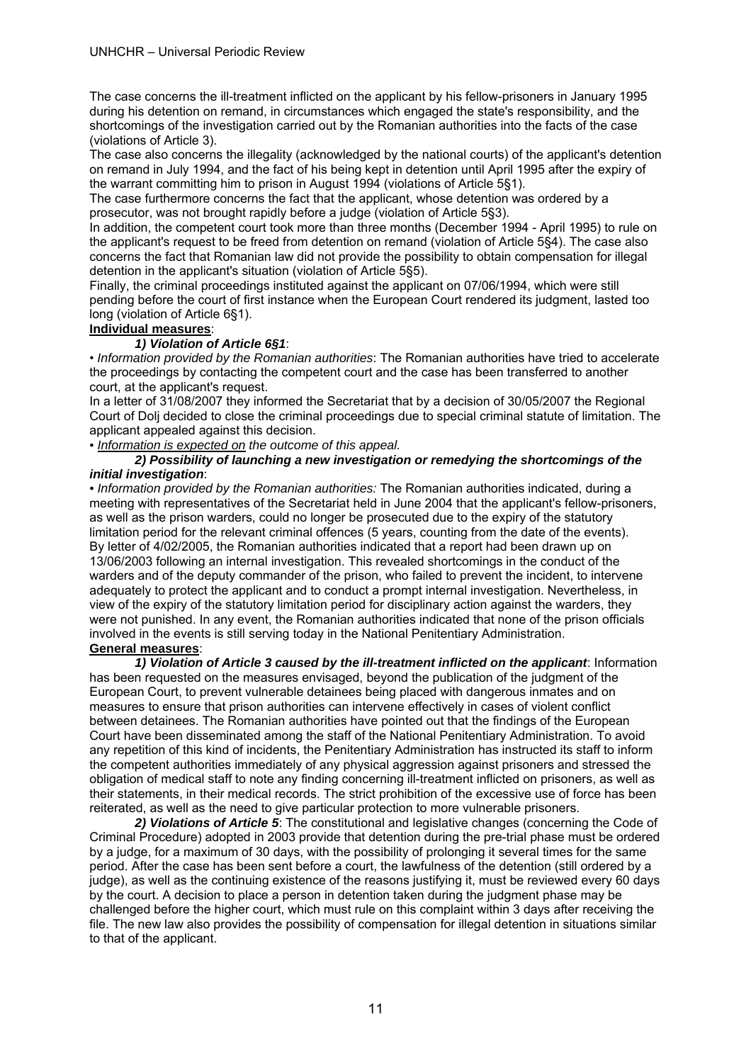The case concerns the ill-treatment inflicted on the applicant by his fellow-prisoners in January 1995 during his detention on remand, in circumstances which engaged the state's responsibility, and the shortcomings of the investigation carried out by the Romanian authorities into the facts of the case (violations of Article 3).

The case also concerns the illegality (acknowledged by the national courts) of the applicant's detention on remand in July 1994, and the fact of his being kept in detention until April 1995 after the expiry of the warrant committing him to prison in August 1994 (violations of Article 5§1).

The case furthermore concerns the fact that the applicant, whose detention was ordered by a prosecutor, was not brought rapidly before a judge (violation of Article 5§3).

In addition, the competent court took more than three months (December 1994 - April 1995) to rule on the applicant's request to be freed from detention on remand (violation of Article 5§4). The case also concerns the fact that Romanian law did not provide the possibility to obtain compensation for illegal detention in the applicant's situation (violation of Article 5§5).

Finally, the criminal proceedings instituted against the applicant on 07/06/1994, which were still pending before the court of first instance when the European Court rendered its judgment, lasted too long (violation of Article 6§1).

**Individual measures**:

***1) Violation of Article 6§1***:

• *Information provided by the Romanian authorities*: The Romanian authorities have tried to accelerate the proceedings by contacting the competent court and the case has been transferred to another court, at the applicant's request.

In a letter of 31/08/2007 they informed the Secretariat that by a decision of 30/05/2007 the Regional Court of Dolj decided to close the criminal proceedings due to special criminal statute of limitation. The applicant appealed against this decision.

▪ *Information is expected on the outcome of this appeal.*

***2) Possibility of launching a new investigation or remedying the shortcomings of the initial investigation***:

• *Information provided by the Romanian authorities:* The Romanian authorities indicated, during a meeting with representatives of the Secretariat held in June 2004 that the applicant's fellow-prisoners, as well as the prison warders, could no longer be prosecuted due to the expiry of the statutory limitation period for the relevant criminal offences (5 years, counting from the date of the events). By letter of 4/02/2005, the Romanian authorities indicated that a report had been drawn up on 13/06/2003 following an internal investigation. This revealed shortcomings in the conduct of the warders and of the deputy commander of the prison, who failed to prevent the incident, to intervene adequately to protect the applicant and to conduct a prompt internal investigation. Nevertheless, in view of the expiry of the statutory limitation period for disciplinary action against the warders, they were not punished. In any event, the Romanian authorities indicated that none of the prison officials involved in the events is still serving today in the National Penitentiary Administration.

**General measures**:

***1) Violation of Article 3 caused by the ill-treatment inflicted on the applicant***: Information has been requested on the measures envisaged, beyond the publication of the judgment of the European Court, to prevent vulnerable detainees being placed with dangerous inmates and on measures to ensure that prison authorities can intervene effectively in cases of violent conflict between detainees. The Romanian authorities have pointed out that the findings of the European Court have been disseminated among the staff of the National Penitentiary Administration. To avoid any repetition of this kind of incidents, the Penitentiary Administration has instructed its staff to inform the competent authorities immediately of any physical aggression against prisoners and stressed the obligation of medical staff to note any finding concerning ill-treatment inflicted on prisoners, as well as their statements, in their medical records. The strict prohibition of the excessive use of force has been reiterated, as well as the need to give particular protection to more vulnerable prisoners.

***2) Violations of Article 5***: The constitutional and legislative changes (concerning the Code of Criminal Procedure) adopted in 2003 provide that detention during the pre-trial phase must be ordered by a judge, for a maximum of 30 days, with the possibility of prolonging it several times for the same period. After the case has been sent before a court, the lawfulness of the detention (still ordered by a judge), as well as the continuing existence of the reasons justifying it, must be reviewed every 60 days by the court. A decision to place a person in detention taken during the judgment phase may be challenged before the higher court, which must rule on this complaint within 3 days after receiving the file. The new law also provides the possibility of compensation for illegal detention in situations similar to that of the applicant.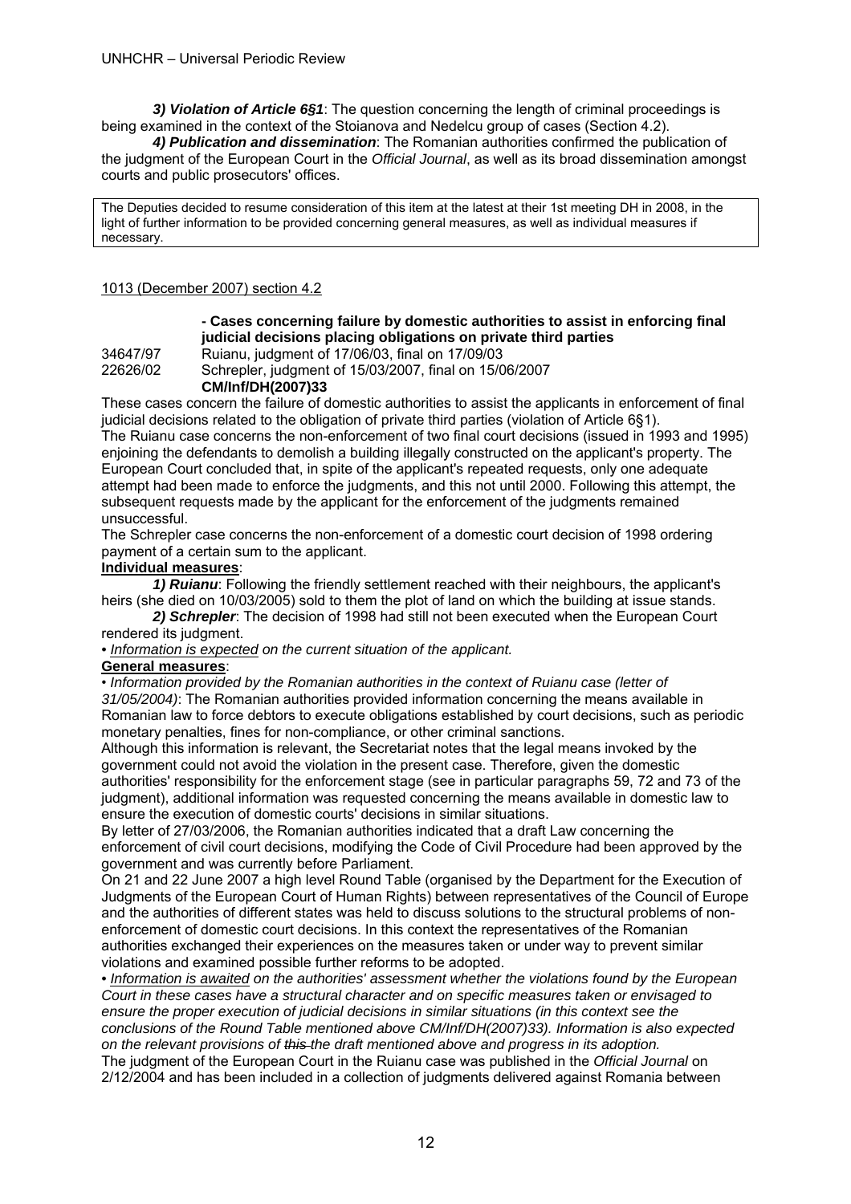***3) Violation of Article 6§1***: The question concerning the length of criminal proceedings is being examined in the context of the Stoianova and Nedelcu group of cases (Section 4.2).

***4) Publication and dissemination***: The Romanian authorities confirmed the publication of the judgment of the European Court in the *Official Journal*, as well as its broad dissemination amongst courts and public prosecutors' offices.

| The Deputies decided to resume consideration of this item at the latest at their 1st meeting DH in 2008, in the light of further information to be provided concerning general measures, as well as individual measures if necessary. |
|---|

1013 (December 2007) section 4.2

**- Cases concerning failure by domestic authorities to assist in enforcing final judicial decisions placing obligations on private third parties**

34647/97 Ruianu, judgment of 17/06/03, final on 17/09/03
22626/02 Schrepler, judgment of 15/03/2007, final on 15/06/2007
**CM/Inf/DH(2007)33**

These cases concern the failure of domestic authorities to assist the applicants in enforcement of final judicial decisions related to the obligation of private third parties (violation of Article 6§1).
The Ruianu case concerns the non-enforcement of two final court decisions (issued in 1993 and 1995) enjoining the defendants to demolish a building illegally constructed on the applicant's property. The European Court concluded that, in spite of the applicant's repeated requests, only one adequate attempt had been made to enforce the judgments, and this not until 2000. Following this attempt, the subsequent requests made by the applicant for the enforcement of the judgments remained unsuccessful.
The Schrepler case concerns the non-enforcement of a domestic court decision of 1998 ordering payment of a certain sum to the applicant.

**Individual measures**:

***1) Ruianu***: Following the friendly settlement reached with their neighbours, the applicant's heirs (she died on 10/03/2005) sold to them the plot of land on which the building at issue stands.

***2) Schrepler***: The decision of 1998 had still not been executed when the European Court rendered its judgment.

• *Information is expected on the current situation of the applicant.*

**General measures**:

• *Information provided by the Romanian authorities in the context of Ruianu case (letter of 31/05/2004)*: The Romanian authorities provided information concerning the means available in Romanian law to force debtors to execute obligations established by court decisions, such as periodic monetary penalties, fines for non-compliance, or other criminal sanctions.
Although this information is relevant, the Secretariat notes that the legal means invoked by the government could not avoid the violation in the present case. Therefore, given the domestic authorities' responsibility for the enforcement stage (see in particular paragraphs 59, 72 and 73 of the judgment), additional information was requested concerning the means available in domestic law to ensure the execution of domestic courts' decisions in similar situations.
By letter of 27/03/2006, the Romanian authorities indicated that a draft Law concerning the enforcement of civil court decisions, modifying the Code of Civil Procedure had been approved by the government and was currently before Parliament.
On 21 and 22 June 2007 a high level Round Table (organised by the Department for the Execution of Judgments of the European Court of Human Rights) between representatives of the Council of Europe and the authorities of different states was held to discuss solutions to the structural problems of non-enforcement of domestic court decisions. In this context the representatives of the Romanian authorities exchanged their experiences on the measures taken or under way to prevent similar violations and examined possible further reforms to be adopted.

• *Information is awaited on the authorities' assessment whether the violations found by the European Court in these cases have a structural character and on specific measures taken or envisaged to ensure the proper execution of judicial decisions in similar situations (in this context see the conclusions of the Round Table mentioned above CM/Inf/DH(2007)33). Information is also expected on the relevant provisions of ~~this~~ the draft mentioned above and progress in its adoption.*

The judgment of the European Court in the Ruianu case was published in the *Official Journal* on 2/12/2004 and has been included in a collection of judgments delivered against Romania between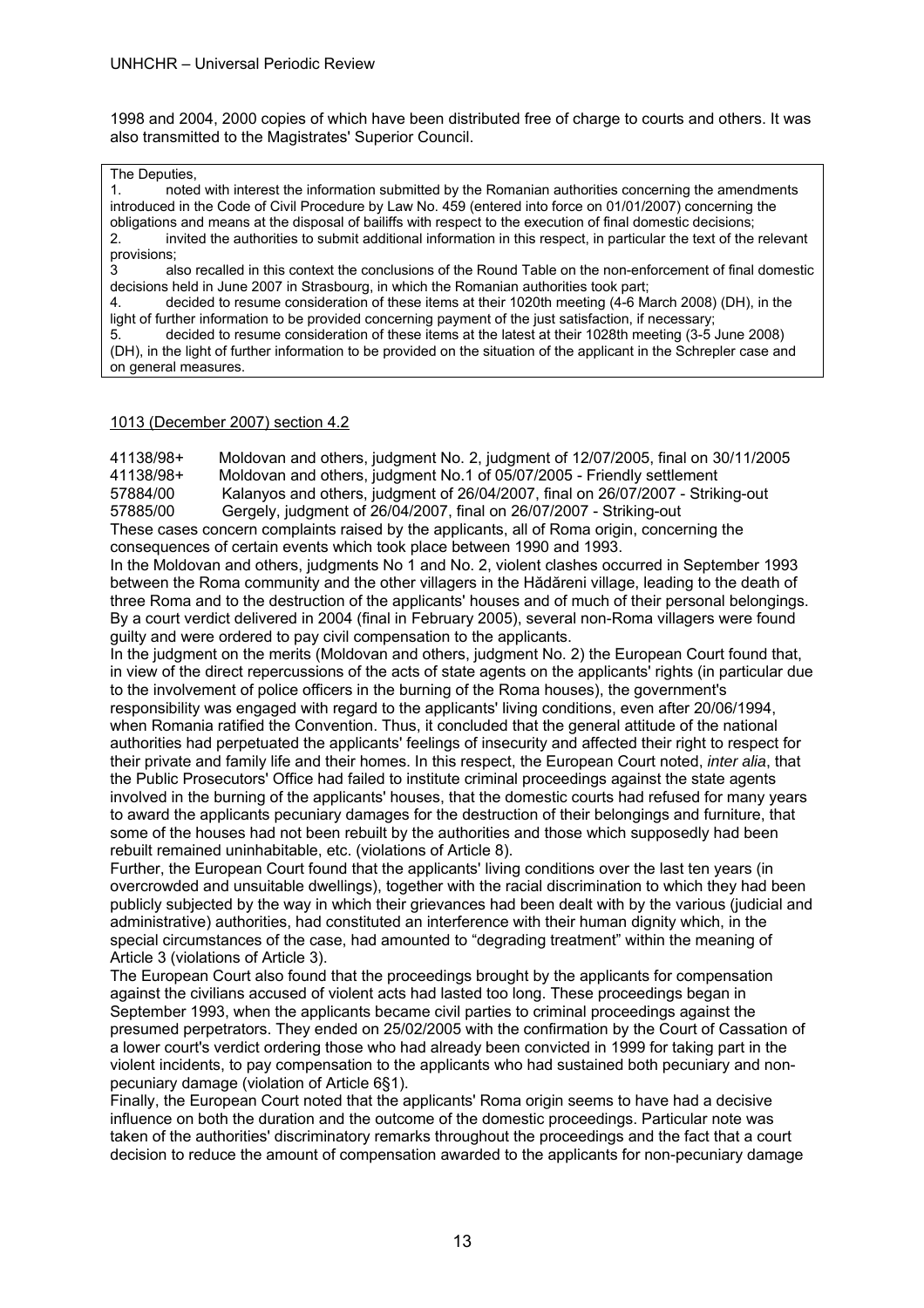1998 and 2004, 2000 copies of which have been distributed free of charge to courts and others. It was also transmitted to the Magistrates' Superior Council.

> The Deputies,
> 1. noted with interest the information submitted by the Romanian authorities concerning the amendments introduced in the Code of Civil Procedure by Law No. 459 (entered into force on 01/01/2007) concerning the obligations and means at the disposal of bailiffs with respect to the execution of final domestic decisions;
> 2. invited the authorities to submit additional information in this respect, in particular the text of the relevant provisions;
> 3 also recalled in this context the conclusions of the Round Table on the non-enforcement of final domestic decisions held in June 2007 in Strasbourg, in which the Romanian authorities took part;
> 4. decided to resume consideration of these items at their 1020th meeting (4-6 March 2008) (DH), in the light of further information to be provided concerning payment of the just satisfaction, if necessary;
> 5. decided to resume consideration of these items at the latest at their 1028th meeting (3-5 June 2008) (DH), in the light of further information to be provided on the situation of the applicant in the Schrepler case and on general measures.

1013 (December 2007) section 4.2

41138/98+ Moldovan and others, judgment No. 2, judgment of 12/07/2005, final on 30/11/2005
41138/98+ Moldovan and others, judgment No.1 of 05/07/2005 - Friendly settlement
57884/00 Kalanyos and others, judgment of 26/04/2007, final on 26/07/2007 - Striking-out
57885/00 Gergely, judgment of 26/04/2007, final on 26/07/2007 - Striking-out

These cases concern complaints raised by the applicants, all of Roma origin, concerning the consequences of certain events which took place between 1990 and 1993.

In the Moldovan and others, judgments No 1 and No. 2, violent clashes occurred in September 1993 between the Roma community and the other villagers in the Hădăreni village, leading to the death of three Roma and to the destruction of the applicants' houses and of much of their personal belongings. By a court verdict delivered in 2004 (final in February 2005), several non-Roma villagers were found guilty and were ordered to pay civil compensation to the applicants.

In the judgment on the merits (Moldovan and others, judgment No. 2) the European Court found that, in view of the direct repercussions of the acts of state agents on the applicants' rights (in particular due to the involvement of police officers in the burning of the Roma houses), the government's responsibility was engaged with regard to the applicants' living conditions, even after 20/06/1994, when Romania ratified the Convention. Thus, it concluded that the general attitude of the national authorities had perpetuated the applicants' feelings of insecurity and affected their right to respect for their private and family life and their homes. In this respect, the European Court noted, *inter alia*, that the Public Prosecutors' Office had failed to institute criminal proceedings against the state agents involved in the burning of the applicants' houses, that the domestic courts had refused for many years to award the applicants pecuniary damages for the destruction of their belongings and furniture, that some of the houses had not been rebuilt by the authorities and those which supposedly had been rebuilt remained uninhabitable, etc. (violations of Article 8).

Further, the European Court found that the applicants' living conditions over the last ten years (in overcrowded and unsuitable dwellings), together with the racial discrimination to which they had been publicly subjected by the way in which their grievances had been dealt with by the various (judicial and administrative) authorities, had constituted an interference with their human dignity which, in the special circumstances of the case, had amounted to "degrading treatment" within the meaning of Article 3 (violations of Article 3).

The European Court also found that the proceedings brought by the applicants for compensation against the civilians accused of violent acts had lasted too long. These proceedings began in September 1993, when the applicants became civil parties to criminal proceedings against the presumed perpetrators. They ended on 25/02/2005 with the confirmation by the Court of Cassation of a lower court's verdict ordering those who had already been convicted in 1999 for taking part in the violent incidents, to pay compensation to the applicants who had sustained both pecuniary and non-pecuniary damage (violation of Article 6§1).

Finally, the European Court noted that the applicants' Roma origin seems to have had a decisive influence on both the duration and the outcome of the domestic proceedings. Particular note was taken of the authorities' discriminatory remarks throughout the proceedings and the fact that a court decision to reduce the amount of compensation awarded to the applicants for non-pecuniary damage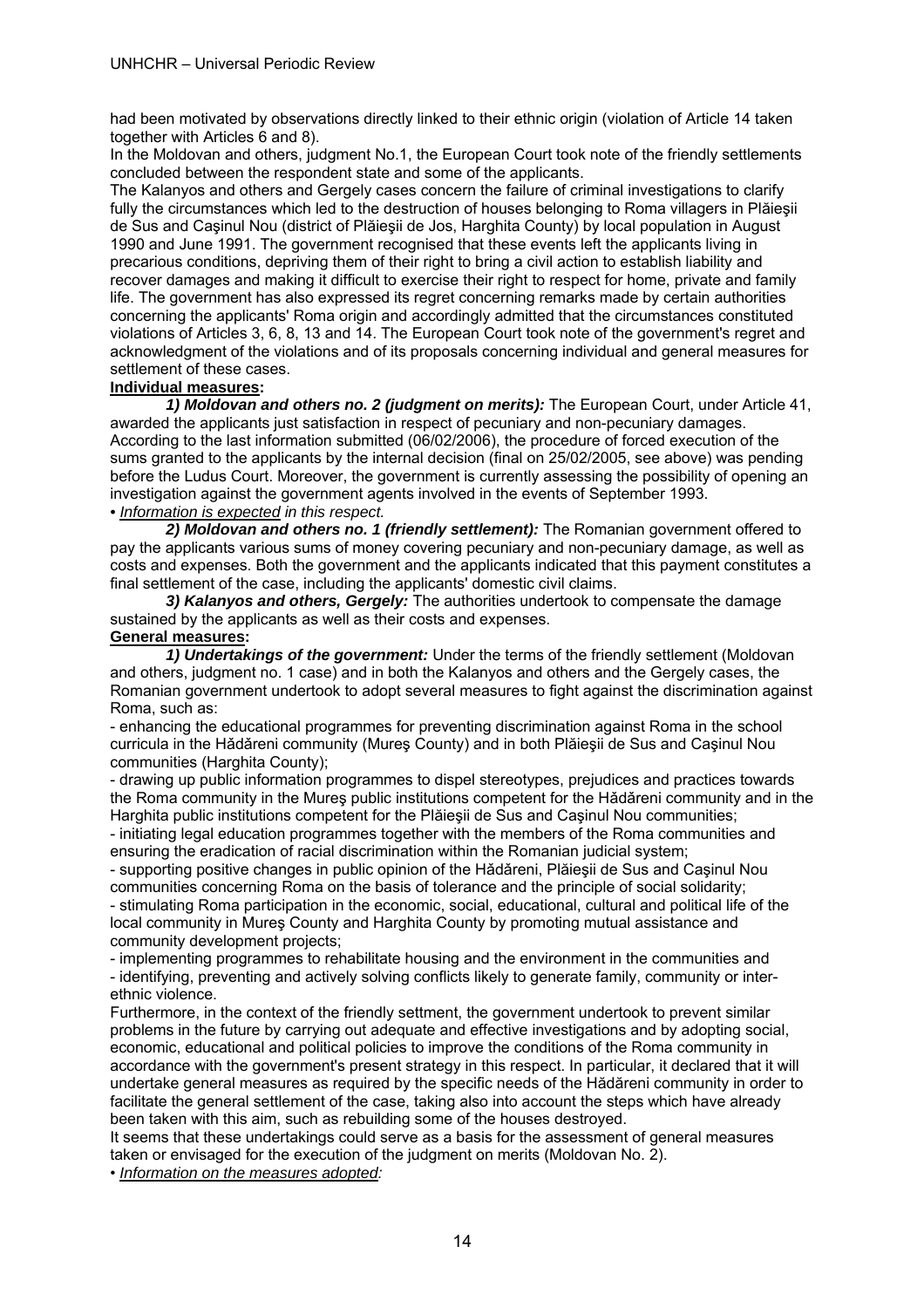had been motivated by observations directly linked to their ethnic origin (violation of Article 14 taken together with Articles 6 and 8).

In the Moldovan and others, judgment No.1, the European Court took note of the friendly settlements concluded between the respondent state and some of the applicants.

The Kalanyos and others and Gergely cases concern the failure of criminal investigations to clarify fully the circumstances which led to the destruction of houses belonging to Roma villagers in Plăieşii de Sus and Caşinul Nou (district of Plăieşii de Jos, Harghita County) by local population in August 1990 and June 1991. The government recognised that these events left the applicants living in precarious conditions, depriving them of their right to bring a civil action to establish liability and recover damages and making it difficult to exercise their right to respect for home, private and family life. The government has also expressed its regret concerning remarks made by certain authorities concerning the applicants' Roma origin and accordingly admitted that the circumstances constituted violations of Articles 3, 6, 8, 13 and 14. The European Court took note of the government's regret and acknowledgment of the violations and of its proposals concerning individual and general measures for settlement of these cases.

**Individual measures:**

***1) Moldovan and others no. 2 (judgment on merits):*** The European Court, under Article 41, awarded the applicants just satisfaction in respect of pecuniary and non-pecuniary damages. According to the last information submitted (06/02/2006), the procedure of forced execution of the sums granted to the applicants by the internal decision (final on 25/02/2005, see above) was pending before the Ludus Court. Moreover, the government is currently assessing the possibility of opening an investigation against the government agents involved in the events of September 1993.

• *Information is expected in this respect.*

***2) Moldovan and others no. 1 (friendly settlement):*** The Romanian government offered to pay the applicants various sums of money covering pecuniary and non-pecuniary damage, as well as costs and expenses. Both the government and the applicants indicated that this payment constitutes a final settlement of the case, including the applicants' domestic civil claims.

***3) Kalanyos and others, Gergely:*** The authorities undertook to compensate the damage sustained by the applicants as well as their costs and expenses.

**General measures:**

***1) Undertakings of the government:*** Under the terms of the friendly settlement (Moldovan and others, judgment no. 1 case) and in both the Kalanyos and others and the Gergely cases, the Romanian government undertook to adopt several measures to fight against the discrimination against Roma, such as:

- enhancing the educational programmes for preventing discrimination against Roma in the school curricula in the Hădăreni community (Mureş County) and in both Plăieşii de Sus and Caşinul Nou communities (Harghita County);
- drawing up public information programmes to dispel stereotypes, prejudices and practices towards the Roma community in the Mureş public institutions competent for the Hădăreni community and in the Harghita public institutions competent for the Plăieşii de Sus and Caşinul Nou communities;
- initiating legal education programmes together with the members of the Roma communities and ensuring the eradication of racial discrimination within the Romanian judicial system;
- supporting positive changes in public opinion of the Hădăreni, Plăieşii de Sus and Caşinul Nou communities concerning Roma on the basis of tolerance and the principle of social solidarity;
- stimulating Roma participation in the economic, social, educational, cultural and political life of the local community in Mureş County and Harghita County by promoting mutual assistance and community development projects;
- implementing programmes to rehabilitate housing and the environment in the communities and
- identifying, preventing and actively solving conflicts likely to generate family, community or inter-ethnic violence.

Furthermore, in the context of the friendly settment, the government undertook to prevent similar problems in the future by carrying out adequate and effective investigations and by adopting social, economic, educational and political policies to improve the conditions of the Roma community in accordance with the government's present strategy in this respect. In particular, it declared that it will undertake general measures as required by the specific needs of the Hădăreni community in order to facilitate the general settlement of the case, taking also into account the steps which have already been taken with this aim, such as rebuilding some of the houses destroyed.

It seems that these undertakings could serve as a basis for the assessment of general measures taken or envisaged for the execution of the judgment on merits (Moldovan No. 2).

• *Information on the measures adopted:*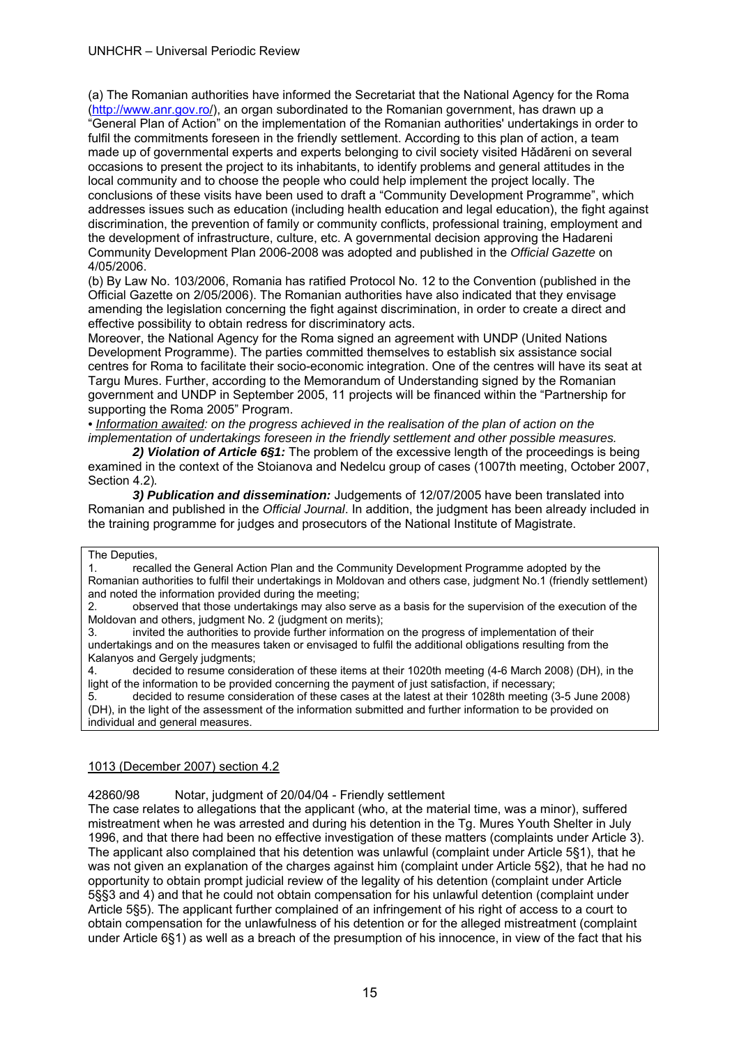(a) The Romanian authorities have informed the Secretariat that the National Agency for the Roma (http://www.anr.gov.ro/), an organ subordinated to the Romanian government, has drawn up a "General Plan of Action" on the implementation of the Romanian authorities' undertakings in order to fulfil the commitments foreseen in the friendly settlement. According to this plan of action, a team made up of governmental experts and experts belonging to civil society visited Hădăreni on several occasions to present the project to its inhabitants, to identify problems and general attitudes in the local community and to choose the people who could help implement the project locally. The conclusions of these visits have been used to draft a "Community Development Programme", which addresses issues such as education (including health education and legal education), the fight against discrimination, the prevention of family or community conflicts, professional training, employment and the development of infrastructure, culture, etc. A governmental decision approving the Hadareni Community Development Plan 2006-2008 was adopted and published in the *Official Gazette* on 4/05/2006.

(b) By Law No. 103/2006, Romania has ratified Protocol No. 12 to the Convention (published in the Official Gazette on 2/05/2006). The Romanian authorities have also indicated that they envisage amending the legislation concerning the fight against discrimination, in order to create a direct and effective possibility to obtain redress for discriminatory acts.

Moreover, the National Agency for the Roma signed an agreement with UNDP (United Nations Development Programme). The parties committed themselves to establish six assistance social centres for Roma to facilitate their socio-economic integration. One of the centres will have its seat at Targu Mures. Further, according to the Memorandum of Understanding signed by the Romanian government and UNDP in September 2005, 11 projects will be financed within the "Partnership for supporting the Roma 2005" Program.

• *Information awaited: on the progress achieved in the realisation of the plan of action on the implementation of undertakings foreseen in the friendly settlement and other possible measures.*

***2) Violation of Article 6§1:*** The problem of the excessive length of the proceedings is being examined in the context of the Stoianova and Nedelcu group of cases (1007th meeting, October 2007, Section 4.2).

***3) Publication and dissemination:*** Judgements of 12/07/2005 have been translated into Romanian and published in the *Official Journal*. In addition, the judgment has been already included in the training programme for judges and prosecutors of the National Institute of Magistrate.

The Deputies,

1. recalled the General Action Plan and the Community Development Programme adopted by the Romanian authorities to fulfil their undertakings in Moldovan and others case, judgment No.1 (friendly settlement) and noted the information provided during the meeting;
2. observed that those undertakings may also serve as a basis for the supervision of the execution of the Moldovan and others, judgment No. 2 (judgment on merits);
3. invited the authorities to provide further information on the progress of implementation of their undertakings and on the measures taken or envisaged to fulfil the additional obligations resulting from the Kalanyos and Gergely judgments;
4. decided to resume consideration of these items at their 1020th meeting (4-6 March 2008) (DH), in the light of the information to be provided concerning the payment of just satisfaction, if necessary;
5. decided to resume consideration of these cases at the latest at their 1028th meeting (3-5 June 2008) (DH), in the light of the assessment of the information submitted and further information to be provided on individual and general measures.

1013 (December 2007) section 4.2

42860/98 Notar, judgment of 20/04/04 - Friendly settlement

The case relates to allegations that the applicant (who, at the material time, was a minor), suffered mistreatment when he was arrested and during his detention in the Tg. Mures Youth Shelter in July 1996, and that there had been no effective investigation of these matters (complaints under Article 3). The applicant also complained that his detention was unlawful (complaint under Article 5§1), that he was not given an explanation of the charges against him (complaint under Article 5§2), that he had no opportunity to obtain prompt judicial review of the legality of his detention (complaint under Article 5§§3 and 4) and that he could not obtain compensation for his unlawful detention (complaint under Article 5§5). The applicant further complained of an infringement of his right of access to a court to obtain compensation for the unlawfulness of his detention or for the alleged mistreatment (complaint under Article 6§1) as well as a breach of the presumption of his innocence, in view of the fact that his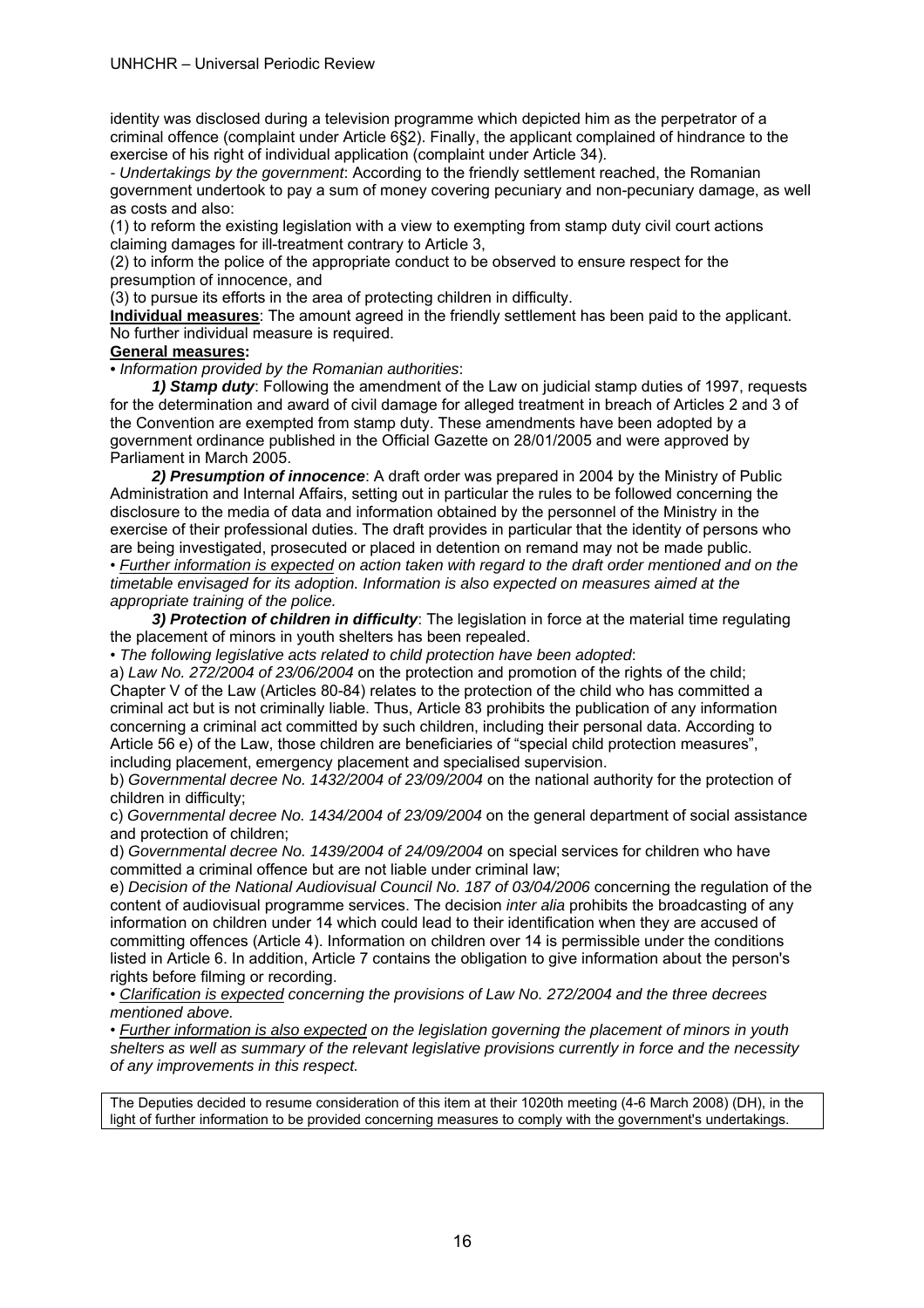identity was disclosed during a television programme which depicted him as the perpetrator of a criminal offence (complaint under Article 6§2). Finally, the applicant complained of hindrance to the exercise of his right of individual application (complaint under Article 34).

- *Undertakings by the government*: According to the friendly settlement reached, the Romanian government undertook to pay a sum of money covering pecuniary and non-pecuniary damage, as well as costs and also:

(1) to reform the existing legislation with a view to exempting from stamp duty civil court actions claiming damages for ill-treatment contrary to Article 3,

(2) to inform the police of the appropriate conduct to be observed to ensure respect for the presumption of innocence, and

(3) to pursue its efforts in the area of protecting children in difficulty.

**Individual measures**: The amount agreed in the friendly settlement has been paid to the applicant. No further individual measure is required.

**General measures:**

• *Information provided by the Romanian authorities*:

***1) Stamp duty***: Following the amendment of the Law on judicial stamp duties of 1997, requests for the determination and award of civil damage for alleged treatment in breach of Articles 2 and 3 of the Convention are exempted from stamp duty. These amendments have been adopted by a government ordinance published in the Official Gazette on 28/01/2005 and were approved by Parliament in March 2005.

***2) Presumption of innocence***: A draft order was prepared in 2004 by the Ministry of Public Administration and Internal Affairs, setting out in particular the rules to be followed concerning the disclosure to the media of data and information obtained by the personnel of the Ministry in the exercise of their professional duties. The draft provides in particular that the identity of persons who are being investigated, prosecuted or placed in detention on remand may not be made public.

• *<u>Further information is expected</u> on action taken with regard to the draft order mentioned and on the timetable envisaged for its adoption. Information is also expected on measures aimed at the appropriate training of the police.*

***3) Protection of children in difficulty***: The legislation in force at the material time regulating the placement of minors in youth shelters has been repealed.

• *The following legislative acts related to child protection have been adopted*:

a) *Law No. 272/2004 of 23/06/2004* on the protection and promotion of the rights of the child; Chapter V of the Law (Articles 80-84) relates to the protection of the child who has committed a criminal act but is not criminally liable. Thus, Article 83 prohibits the publication of any information concerning a criminal act committed by such children, including their personal data. According to Article 56 e) of the Law, those children are beneficiaries of "special child protection measures", including placement, emergency placement and specialised supervision.

b) *Governmental decree No. 1432/2004 of 23/09/2004* on the national authority for the protection of children in difficulty;

c) *Governmental decree No. 1434/2004 of 23/09/2004* on the general department of social assistance and protection of children;

d) *Governmental decree No. 1439/2004 of 24/09/2004* on special services for children who have committed a criminal offence but are not liable under criminal law;

e) *Decision of the National Audiovisual Council No. 187 of 03/04/2006* concerning the regulation of the content of audiovisual programme services. The decision *inter alia* prohibits the broadcasting of any information on children under 14 which could lead to their identification when they are accused of committing offences (Article 4). Information on children over 14 is permissible under the conditions listed in Article 6. In addition, Article 7 contains the obligation to give information about the person's rights before filming or recording.

• *<u>Clarification is expected</u> concerning the provisions of Law No. 272/2004 and the three decrees mentioned above.*

• *<u>Further information is also expected</u> on the legislation governing the placement of minors in youth shelters as well as summary of the relevant legislative provisions currently in force and the necessity of any improvements in this respect.*

The Deputies decided to resume consideration of this item at their 1020th meeting (4-6 March 2008) (DH), in the light of further information to be provided concerning measures to comply with the government's undertakings.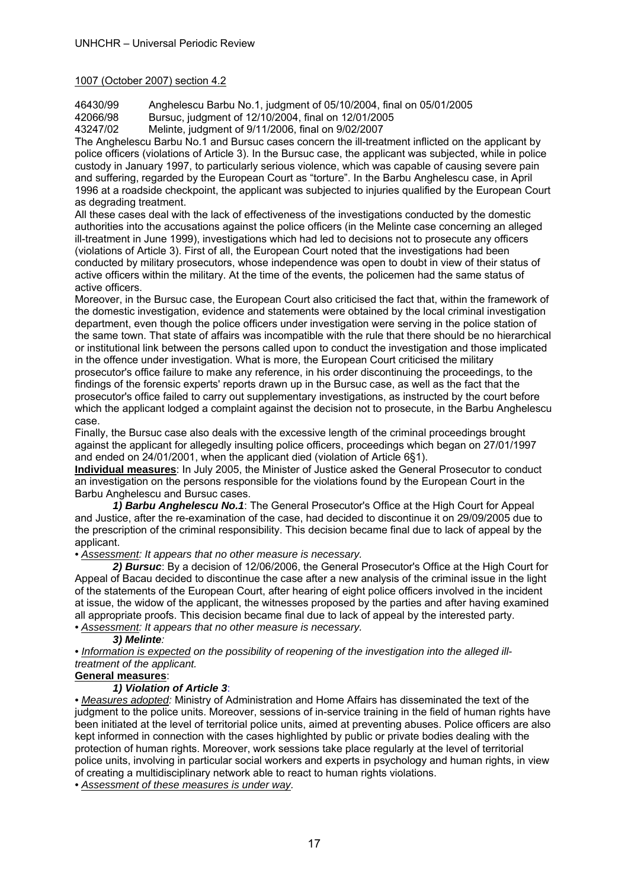1007 (October 2007) section 4.2

46430/99 Anghelescu Barbu No.1, judgment of 05/10/2004, final on 05/01/2005
42066/98 Bursuc, judgment of 12/10/2004, final on 12/01/2005
43247/02 Melinte, judgment of 9/11/2006, final on 9/02/2007

The Anghelescu Barbu No.1 and Bursuc cases concern the ill-treatment inflicted on the applicant by police officers (violations of Article 3). In the Bursuc case, the applicant was subjected, while in police custody in January 1997, to particularly serious violence, which was capable of causing severe pain and suffering, regarded by the European Court as "torture". In the Barbu Anghelescu case, in April 1996 at a roadside checkpoint, the applicant was subjected to injuries qualified by the European Court as degrading treatment.

All these cases deal with the lack of effectiveness of the investigations conducted by the domestic authorities into the accusations against the police officers (in the Melinte case concerning an alleged ill-treatment in June 1999), investigations which had led to decisions not to prosecute any officers (violations of Article 3). First of all, the European Court noted that the investigations had been conducted by military prosecutors, whose independence was open to doubt in view of their status of active officers within the military. At the time of the events, the policemen had the same status of active officers.

Moreover, in the Bursuc case, the European Court also criticised the fact that, within the framework of the domestic investigation, evidence and statements were obtained by the local criminal investigation department, even though the police officers under investigation were serving in the police station of the same town. That state of affairs was incompatible with the rule that there should be no hierarchical or institutional link between the persons called upon to conduct the investigation and those implicated in the offence under investigation. What is more, the European Court criticised the military prosecutor's office failure to make any reference, in his order discontinuing the proceedings, to the findings of the forensic experts' reports drawn up in the Bursuc case, as well as the fact that the prosecutor's office failed to carry out supplementary investigations, as instructed by the court before which the applicant lodged a complaint against the decision not to prosecute, in the Barbu Anghelescu case.

Finally, the Bursuc case also deals with the excessive length of the criminal proceedings brought against the applicant for allegedly insulting police officers, proceedings which began on 27/01/1997 and ended on 24/01/2001, when the applicant died (violation of Article 6§1).

**Individual measures**: In July 2005, the Minister of Justice asked the General Prosecutor to conduct an investigation on the persons responsible for the violations found by the European Court in the Barbu Anghelescu and Bursuc cases.

***1) Barbu Anghelescu No.1***: The General Prosecutor's Office at the High Court for Appeal and Justice, after the re-examination of the case, had decided to discontinue it on 29/09/2005 due to the prescription of the criminal responsibility. This decision became final due to lack of appeal by the applicant.

• *Assessment: It appears that no other measure is necessary.*

***2) Bursuc***: By a decision of 12/06/2006, the General Prosecutor's Office at the High Court for Appeal of Bacau decided to discontinue the case after a new analysis of the criminal issue in the light of the statements of the European Court, after hearing of eight police officers involved in the incident at issue, the widow of the applicant, the witnesses proposed by the parties and after having examined all appropriate proofs. This decision became final due to lack of appeal by the interested party.

• *Assessment: It appears that no other measure is necessary.*

***3) Melinte:***

• *Information is expected on the possibility of reopening of the investigation into the alleged ill-treatment of the applicant.*

**General measures**:

***1) Violation of Article 3***:

• *Measures adopted:* Ministry of Administration and Home Affairs has disseminated the text of the judgment to the police units. Moreover, sessions of in-service training in the field of human rights have been initiated at the level of territorial police units, aimed at preventing abuses. Police officers are also kept informed in connection with the cases highlighted by public or private bodies dealing with the protection of human rights. Moreover, work sessions take place regularly at the level of territorial police units, involving in particular social workers and experts in psychology and human rights, in view of creating a multidisciplinary network able to react to human rights violations.

• *Assessment of these measures is under way.*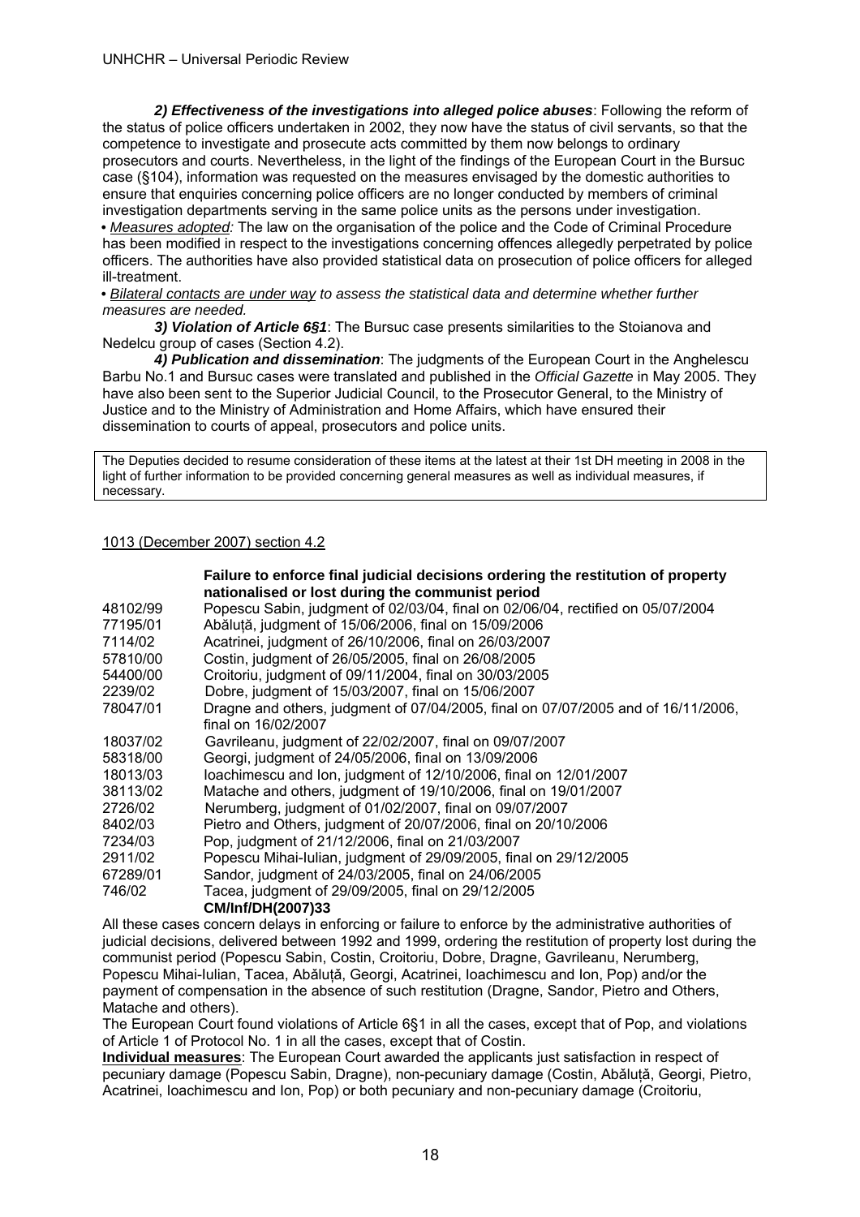***2) Effectiveness of the investigations into alleged police abuses***: Following the reform of the status of police officers undertaken in 2002, they now have the status of civil servants, so that the competence to investigate and prosecute acts committed by them now belongs to ordinary prosecutors and courts. Nevertheless, in the light of the findings of the European Court in the Bursuc case (§104), information was requested on the measures envisaged by the domestic authorities to ensure that enquiries concerning police officers are no longer conducted by members of criminal investigation departments serving in the same police units as the persons under investigation.

• *Measures adopted:* The law on the organisation of the police and the Code of Criminal Procedure has been modified in respect to the investigations concerning offences allegedly perpetrated by police officers. The authorities have also provided statistical data on prosecution of police officers for alleged ill-treatment.

• *Bilateral contacts are under way to assess the statistical data and determine whether further measures are needed.*

***3) Violation of Article 6§1***: The Bursuc case presents similarities to the Stoianova and Nedelcu group of cases (Section 4.2).

***4) Publication and dissemination***: The judgments of the European Court in the Anghelescu Barbu No.1 and Bursuc cases were translated and published in the *Official Gazette* in May 2005. They have also been sent to the Superior Judicial Council, to the Prosecutor General, to the Ministry of Justice and to the Ministry of Administration and Home Affairs, which have ensured their dissemination to courts of appeal, prosecutors and police units.

The Deputies decided to resume consideration of these items at the latest at their 1st DH meeting in 2008 in the light of further information to be provided concerning general measures as well as individual measures, if necessary.

1013 (December 2007) section 4.2

**Failure to enforce final judicial decisions ordering the restitution of property nationalised or lost during the communist period**

| | |
|---|---|
| 48102/99 | Popescu Sabin, judgment of 02/03/04, final on 02/06/04, rectified on 05/07/2004 |
| 77195/01 | Abăluță, judgment of 15/06/2006, final on 15/09/2006 |
| 7114/02 | Acatrinei, judgment of 26/10/2006, final on 26/03/2007 |
| 57810/00 | Costin, judgment of 26/05/2005, final on 26/08/2005 |
| 54400/00 | Croitoriu, judgment of 09/11/2004, final on 30/03/2005 |
| 2239/02 | Dobre, judgment of 15/03/2007, final on 15/06/2007 |
| 78047/01 | Dragne and others, judgment of 07/04/2005, final on 07/07/2005 and of 16/11/2006, final on 16/02/2007 |
| 18037/02 | Gavrileanu, judgment of 22/02/2007, final on 09/07/2007 |
| 58318/00 | Georgi, judgment of 24/05/2006, final on 13/09/2006 |
| 18013/03 | Ioachimescu and Ion, judgment of 12/10/2006, final on 12/01/2007 |
| 38113/02 | Matache and others, judgment of 19/10/2006, final on 19/01/2007 |
| 2726/02 | Nerumberg, judgment of 01/02/2007, final on 09/07/2007 |
| 8402/03 | Pietro and Others, judgment of 20/07/2006, final on 20/10/2006 |
| 7234/03 | Pop, judgment of 21/12/2006, final on 21/03/2007 |
| 2911/02 | Popescu Mihai-Iulian, judgment of 29/09/2005, final on 29/12/2005 |
| 67289/01 | Sandor, judgment of 24/03/2005, final on 24/06/2005 |
| 746/02 | Tacea, judgment of 29/09/2005, final on 29/12/2005 |

**CM/Inf/DH(2007)33**

All these cases concern delays in enforcing or failure to enforce by the administrative authorities of judicial decisions, delivered between 1992 and 1999, ordering the restitution of property lost during the communist period (Popescu Sabin, Costin, Croitoriu, Dobre, Dragne, Gavrileanu, Nerumberg, Popescu Mihai-Iulian, Tacea, Abăluță, Georgi, Acatrinei, Ioachimescu and Ion, Pop) and/or the payment of compensation in the absence of such restitution (Dragne, Sandor, Pietro and Others, Matache and others).

The European Court found violations of Article 6§1 in all the cases, except that of Pop, and violations of Article 1 of Protocol No. 1 in all the cases, except that of Costin.

**Individual measures**: The European Court awarded the applicants just satisfaction in respect of pecuniary damage (Popescu Sabin, Dragne), non-pecuniary damage (Costin, Abăluță, Georgi, Pietro, Acatrinei, Ioachimescu and Ion, Pop) or both pecuniary and non-pecuniary damage (Croitoriu,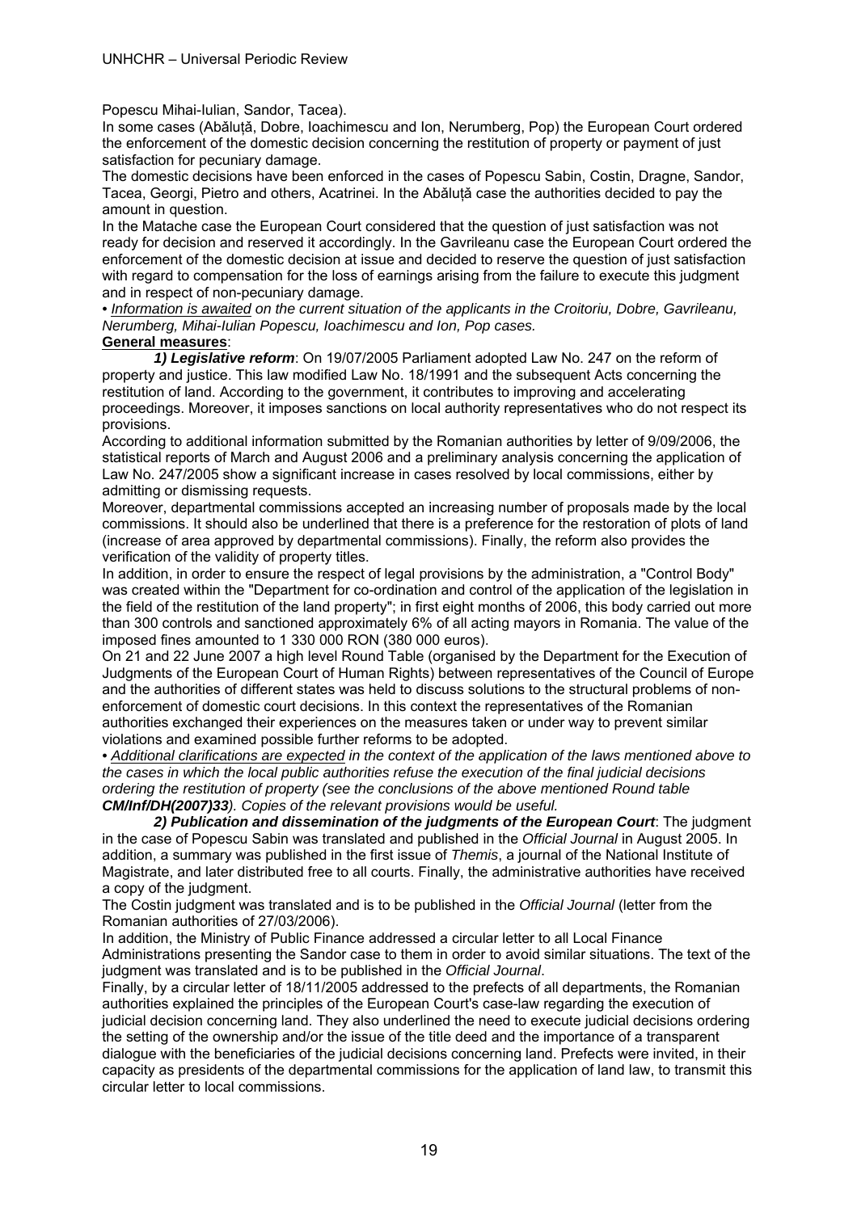Popescu Mihai-Iulian, Sandor, Tacea).

In some cases (Abăluță, Dobre, Ioachimescu and Ion, Nerumberg, Pop) the European Court ordered the enforcement of the domestic decision concerning the restitution of property or payment of just satisfaction for pecuniary damage.

The domestic decisions have been enforced in the cases of Popescu Sabin, Costin, Dragne, Sandor, Tacea, Georgi, Pietro and others, Acatrinei. In the Abăluță case the authorities decided to pay the amount in question.

In the Matache case the European Court considered that the question of just satisfaction was not ready for decision and reserved it accordingly. In the Gavrileanu case the European Court ordered the enforcement of the domestic decision at issue and decided to reserve the question of just satisfaction with regard to compensation for the loss of earnings arising from the failure to execute this judgment and in respect of non-pecuniary damage.

• *Information is awaited on the current situation of the applicants in the Croitoriu, Dobre, Gavrileanu, Nerumberg, Mihai-Iulian Popescu, Ioachimescu and Ion, Pop cases.*

**General measures**:

***1) Legislative reform***: On 19/07/2005 Parliament adopted Law No. 247 on the reform of property and justice. This law modified Law No. 18/1991 and the subsequent Acts concerning the restitution of land. According to the government, it contributes to improving and accelerating proceedings. Moreover, it imposes sanctions on local authority representatives who do not respect its provisions.

According to additional information submitted by the Romanian authorities by letter of 9/09/2006, the statistical reports of March and August 2006 and a preliminary analysis concerning the application of Law No. 247/2005 show a significant increase in cases resolved by local commissions, either by admitting or dismissing requests.

Moreover, departmental commissions accepted an increasing number of proposals made by the local commissions. It should also be underlined that there is a preference for the restoration of plots of land (increase of area approved by departmental commissions). Finally, the reform also provides the verification of the validity of property titles.

In addition, in order to ensure the respect of legal provisions by the administration, a "Control Body" was created within the "Department for co-ordination and control of the application of the legislation in the field of the restitution of the land property"; in first eight months of 2006, this body carried out more than 300 controls and sanctioned approximately 6% of all acting mayors in Romania. The value of the imposed fines amounted to 1 330 000 RON (380 000 euros).

On 21 and 22 June 2007 a high level Round Table (organised by the Department for the Execution of Judgments of the European Court of Human Rights) between representatives of the Council of Europe and the authorities of different states was held to discuss solutions to the structural problems of non-enforcement of domestic court decisions. In this context the representatives of the Romanian authorities exchanged their experiences on the measures taken or under way to prevent similar violations and examined possible further reforms to be adopted.

• *Additional clarifications are expected in the context of the application of the laws mentioned above to the cases in which the local public authorities refuse the execution of the final judicial decisions ordering the restitution of property (see the conclusions of the above mentioned Round table* ***CM/Inf/DH(2007)33****). Copies of the relevant provisions would be useful.*

***2) Publication and dissemination of the judgments of the European Court***: The judgment in the case of Popescu Sabin was translated and published in the *Official Journal* in August 2005. In addition, a summary was published in the first issue of *Themis*, a journal of the National Institute of Magistrate, and later distributed free to all courts. Finally, the administrative authorities have received a copy of the judgment.

The Costin judgment was translated and is to be published in the *Official Journal* (letter from the Romanian authorities of 27/03/2006).

In addition, the Ministry of Public Finance addressed a circular letter to all Local Finance Administrations presenting the Sandor case to them in order to avoid similar situations. The text of the judgment was translated and is to be published in the *Official Journal*.

Finally, by a circular letter of 18/11/2005 addressed to the prefects of all departments, the Romanian authorities explained the principles of the European Court's case-law regarding the execution of judicial decision concerning land. They also underlined the need to execute judicial decisions ordering the setting of the ownership and/or the issue of the title deed and the importance of a transparent dialogue with the beneficiaries of the judicial decisions concerning land. Prefects were invited, in their capacity as presidents of the departmental commissions for the application of land law, to transmit this circular letter to local commissions.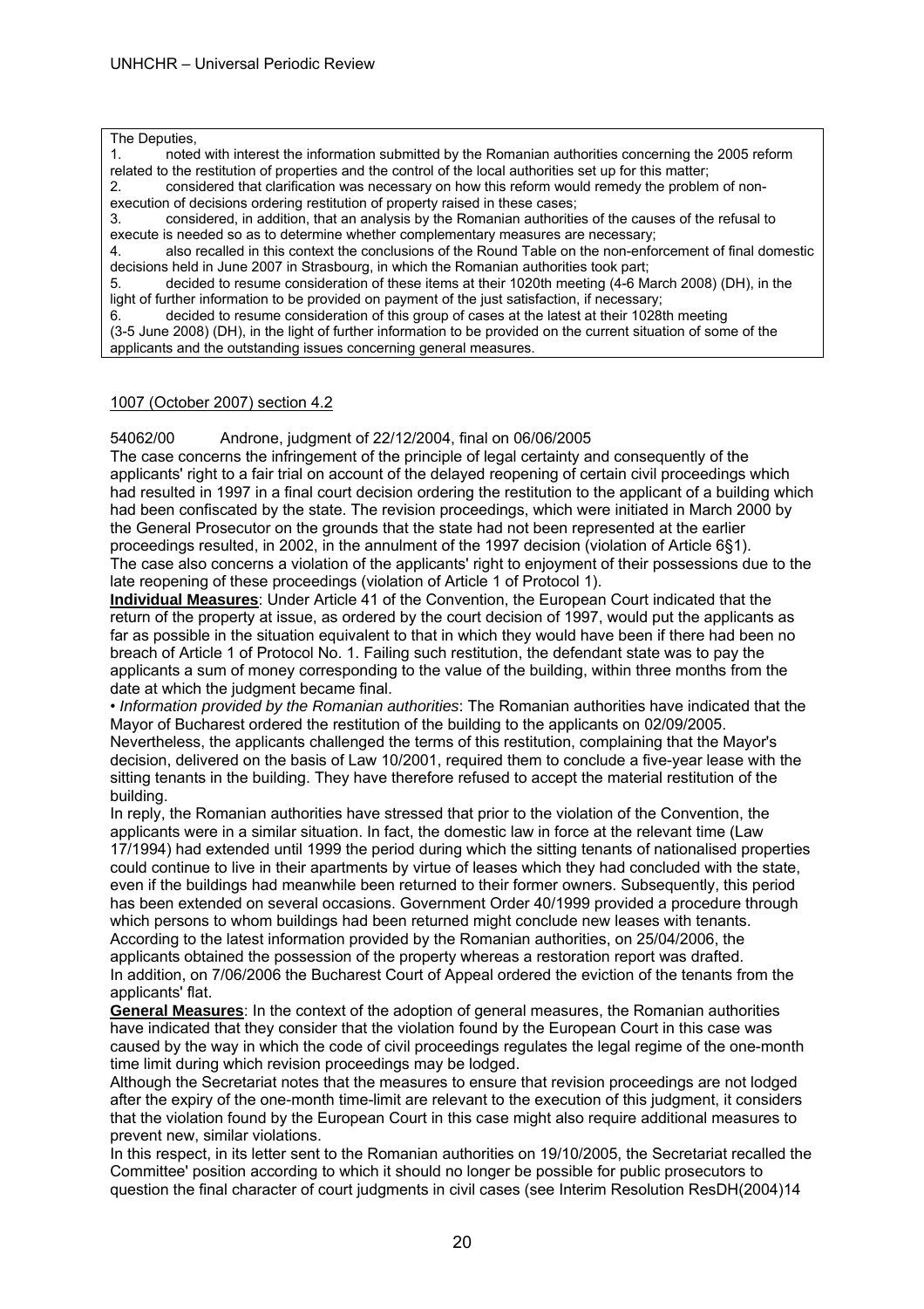The Deputies,

1. noted with interest the information submitted by the Romanian authorities concerning the 2005 reform related to the restitution of properties and the control of the local authorities set up for this matter;
2. considered that clarification was necessary on how this reform would remedy the problem of non-execution of decisions ordering restitution of property raised in these cases;
3. considered, in addition, that an analysis by the Romanian authorities of the causes of the refusal to execute is needed so as to determine whether complementary measures are necessary;
4. also recalled in this context the conclusions of the Round Table on the non-enforcement of final domestic decisions held in June 2007 in Strasbourg, in which the Romanian authorities took part;
5. decided to resume consideration of these items at their 1020th meeting (4-6 March 2008) (DH), in the light of further information to be provided on payment of the just satisfaction, if necessary;
6. decided to resume consideration of this group of cases at the latest at their 1028th meeting (3-5 June 2008) (DH), in the light of further information to be provided on the current situation of some of the applicants and the outstanding issues concerning general measures.

1007 (October 2007) section 4.2

54062/00 Androne, judgment of 22/12/2004, final on 06/06/2005

The case concerns the infringement of the principle of legal certainty and consequently of the applicants' right to a fair trial on account of the delayed reopening of certain civil proceedings which had resulted in 1997 in a final court decision ordering the restitution to the applicant of a building which had been confiscated by the state. The revision proceedings, which were initiated in March 2000 by the General Prosecutor on the grounds that the state had not been represented at the earlier proceedings resulted, in 2002, in the annulment of the 1997 decision (violation of Article 6§1). The case also concerns a violation of the applicants' right to enjoyment of their possessions due to the late reopening of these proceedings (violation of Article 1 of Protocol 1).

**Individual Measures**: Under Article 41 of the Convention, the European Court indicated that the return of the property at issue, as ordered by the court decision of 1997, would put the applicants as far as possible in the situation equivalent to that in which they would have been if there had been no breach of Article 1 of Protocol No. 1. Failing such restitution, the defendant state was to pay the applicants a sum of money corresponding to the value of the building, within three months from the date at which the judgment became final.

• *Information provided by the Romanian authorities*: The Romanian authorities have indicated that the Mayor of Bucharest ordered the restitution of the building to the applicants on 02/09/2005. Nevertheless, the applicants challenged the terms of this restitution, complaining that the Mayor's decision, delivered on the basis of Law 10/2001, required them to conclude a five-year lease with the sitting tenants in the building. They have therefore refused to accept the material restitution of the building.

In reply, the Romanian authorities have stressed that prior to the violation of the Convention, the applicants were in a similar situation. In fact, the domestic law in force at the relevant time (Law 17/1994) had extended until 1999 the period during which the sitting tenants of nationalised properties could continue to live in their apartments by virtue of leases which they had concluded with the state, even if the buildings had meanwhile been returned to their former owners. Subsequently, this period has been extended on several occasions. Government Order 40/1999 provided a procedure through which persons to whom buildings had been returned might conclude new leases with tenants. According to the latest information provided by the Romanian authorities, on 25/04/2006, the applicants obtained the possession of the property whereas a restoration report was drafted. In addition, on 7/06/2006 the Bucharest Court of Appeal ordered the eviction of the tenants from the applicants' flat.

**General Measures**: In the context of the adoption of general measures, the Romanian authorities have indicated that they consider that the violation found by the European Court in this case was caused by the way in which the code of civil proceedings regulates the legal regime of the one-month time limit during which revision proceedings may be lodged.

Although the Secretariat notes that the measures to ensure that revision proceedings are not lodged after the expiry of the one-month time-limit are relevant to the execution of this judgment, it considers that the violation found by the European Court in this case might also require additional measures to prevent new, similar violations.

In this respect, in its letter sent to the Romanian authorities on 19/10/2005, the Secretariat recalled the Committee' position according to which it should no longer be possible for public prosecutors to question the final character of court judgments in civil cases (see Interim Resolution ResDH(2004)14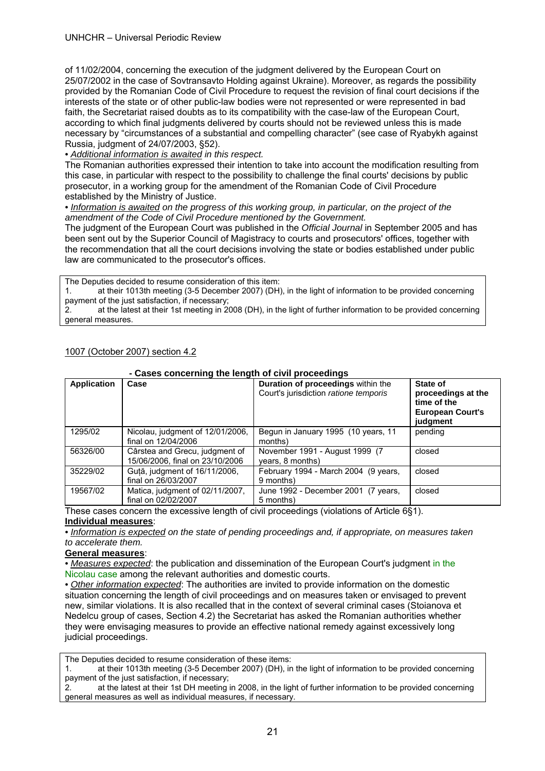of 11/02/2004, concerning the execution of the judgment delivered by the European Court on 25/07/2002 in the case of Sovtransavto Holding against Ukraine). Moreover, as regards the possibility provided by the Romanian Code of Civil Procedure to request the revision of final court decisions if the interests of the state or of other public-law bodies were not represented or were represented in bad faith, the Secretariat raised doubts as to its compatibility with the case-law of the European Court, according to which final judgments delivered by courts should not be reviewed unless this is made necessary by "circumstances of a substantial and compelling character" (see case of Ryabykh against Russia, judgment of 24/07/2003, §52).

• *Additional information is awaited in this respect.*

The Romanian authorities expressed their intention to take into account the modification resulting from this case, in particular with respect to the possibility to challenge the final courts' decisions by public prosecutor, in a working group for the amendment of the Romanian Code of Civil Procedure established by the Ministry of Justice.

• *Information is awaited on the progress of this working group, in particular, on the project of the amendment of the Code of Civil Procedure mentioned by the Government.*

The judgment of the European Court was published in the *Official Journal* in September 2005 and has been sent out by the Superior Council of Magistracy to courts and prosecutors' offices, together with the recommendation that all the court decisions involving the state or bodies established under public law are communicated to the prosecutor's offices.

> The Deputies decided to resume consideration of this item:
> 1. at their 1013th meeting (3-5 December 2007) (DH), in the light of information to be provided concerning payment of the just satisfaction, if necessary;
> 2. at the latest at their 1st meeting in 2008 (DH), in the light of further information to be provided concerning general measures.

1007 (October 2007) section 4.2

**- Cases concerning the length of civil proceedings**

| Application | Case | Duration of proceedings within the Court's jurisdiction *ratione temporis* | State of proceedings at the time of the European Court's judgment |
|---|---|---|---|
| 1295/02 | Nicolau, judgment of 12/01/2006, final on 12/04/2006 | Begun in January 1995 (10 years, 11 months) | pending |
| 56326/00 | Cârstea and Grecu, judgment of 15/06/2006, final on 23/10/2006 | November 1991 - August 1999 (7 years, 8 months) | closed |
| 35229/02 | Guță, judgment of 16/11/2006, final on 26/03/2007 | February 1994 - March 2004 (9 years, 9 months) | closed |
| 19567/02 | Matica, judgment of 02/11/2007, final on 02/02/2007 | June 1992 - December 2001 (7 years, 5 months) | closed |

These cases concern the excessive length of civil proceedings (violations of Article 6§1).

**Individual measures**:

• *Information is expected on the state of pending proceedings and, if appropriate, on measures taken to accelerate them.*

**General measures**:

• *Measures expected*: the publication and dissemination of the European Court's judgment in the Nicolau case among the relevant authorities and domestic courts.

• *Other information expected*: The authorities are invited to provide information on the domestic situation concerning the length of civil proceedings and on measures taken or envisaged to prevent new, similar violations. It is also recalled that in the context of several criminal cases (Stoianova et Nedelcu group of cases, Section 4.2) the Secretariat has asked the Romanian authorities whether they were envisaging measures to provide an effective national remedy against excessively long judicial proceedings.

> The Deputies decided to resume consideration of these items:
> 1. at their 1013th meeting (3-5 December 2007) (DH), in the light of information to be provided concerning payment of the just satisfaction, if necessary;
> 2. at the latest at their 1st DH meeting in 2008, in the light of further information to be provided concerning general measures as well as individual measures, if necessary.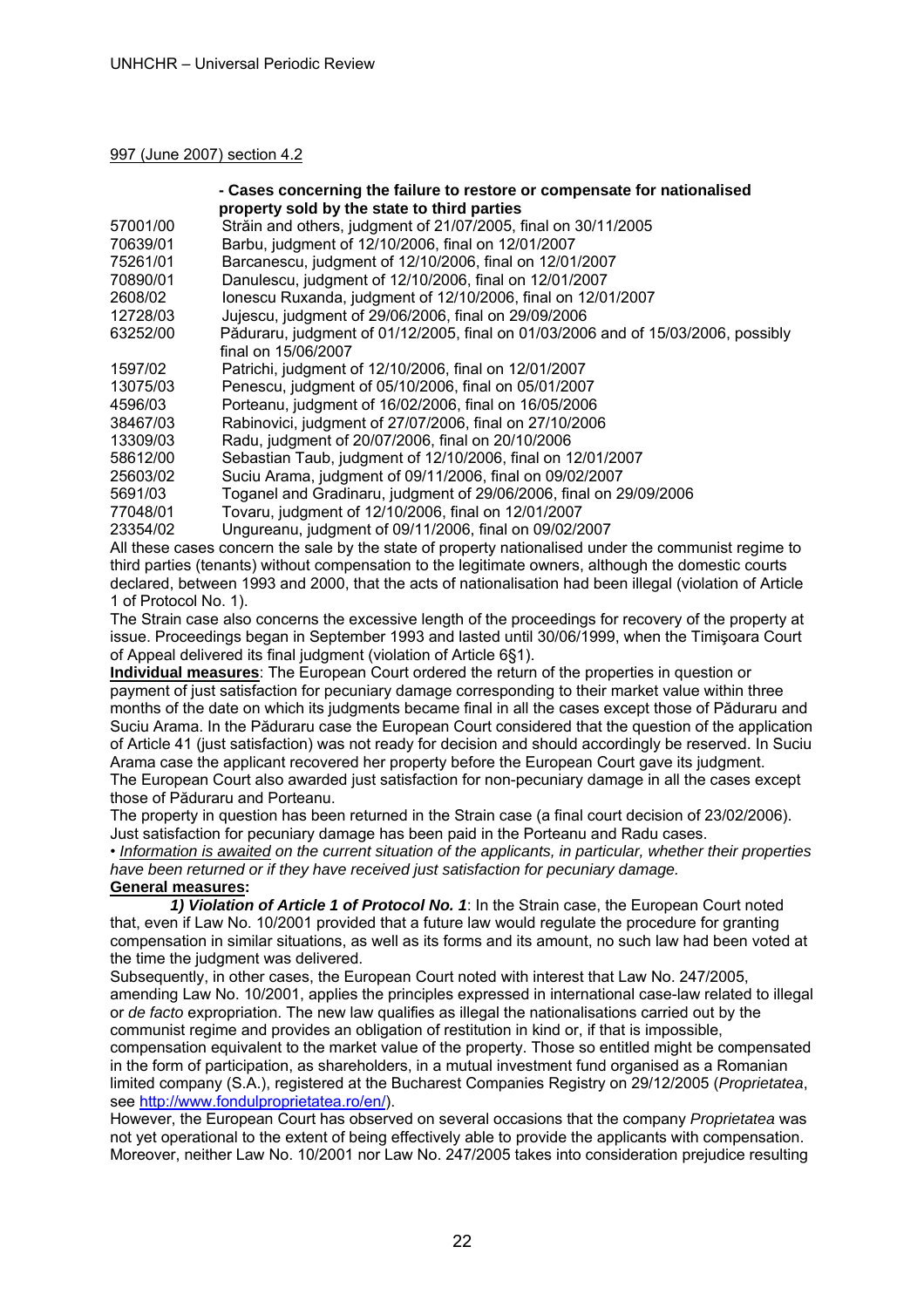997 (June 2007) section 4.2

**- Cases concerning the failure to restore or compensate for nationalised property sold by the state to third parties**

| | |
|---|---|
| 57001/00 | Străin and others, judgment of 21/07/2005, final on 30/11/2005 |
| 70639/01 | Barbu, judgment of 12/10/2006, final on 12/01/2007 |
| 75261/01 | Barcanescu, judgment of 12/10/2006, final on 12/01/2007 |
| 70890/01 | Danulescu, judgment of 12/10/2006, final on 12/01/2007 |
| 2608/02 | Ionescu Ruxanda, judgment of 12/10/2006, final on 12/01/2007 |
| 12728/03 | Jujescu, judgment of 29/06/2006, final on 29/09/2006 |
| 63252/00 | Păduraru, judgment of 01/12/2005, final on 01/03/2006 and of 15/03/2006, possibly final on 15/06/2007 |
| 1597/02 | Patrichi, judgment of 12/10/2006, final on 12/01/2007 |
| 13075/03 | Penescu, judgment of 05/10/2006, final on 05/01/2007 |
| 4596/03 | Porteanu, judgment of 16/02/2006, final on 16/05/2006 |
| 38467/03 | Rabinovici, judgment of 27/07/2006, final on 27/10/2006 |
| 13309/03 | Radu, judgment of 20/07/2006, final on 20/10/2006 |
| 58612/00 | Sebastian Taub, judgment of 12/10/2006, final on 12/01/2007 |
| 25603/02 | Suciu Arama, judgment of 09/11/2006, final on 09/02/2007 |
| 5691/03 | Toganel and Gradinaru, judgment of 29/06/2006, final on 29/09/2006 |
| 77048/01 | Tovaru, judgment of 12/10/2006, final on 12/01/2007 |
| 23354/02 | Ungureanu, judgment of 09/11/2006, final on 09/02/2007 |

All these cases concern the sale by the state of property nationalised under the communist regime to third parties (tenants) without compensation to the legitimate owners, although the domestic courts declared, between 1993 and 2000, that the acts of nationalisation had been illegal (violation of Article 1 of Protocol No. 1).

The Strain case also concerns the excessive length of the proceedings for recovery of the property at issue. Proceedings began in September 1993 and lasted until 30/06/1999, when the Timişoara Court of Appeal delivered its final judgment (violation of Article 6§1).

**Individual measures**: The European Court ordered the return of the properties in question or payment of just satisfaction for pecuniary damage corresponding to their market value within three months of the date on which its judgments became final in all the cases except those of Păduraru and Suciu Arama. In the Păduraru case the European Court considered that the question of the application of Article 41 (just satisfaction) was not ready for decision and should accordingly be reserved. In Suciu Arama case the applicant recovered her property before the European Court gave its judgment.

The European Court also awarded just satisfaction for non-pecuniary damage in all the cases except those of Păduraru and Porteanu.

The property in question has been returned in the Strain case (a final court decision of 23/02/2006). Just satisfaction for pecuniary damage has been paid in the Porteanu and Radu cases.

• *Information is awaited on the current situation of the applicants, in particular, whether their properties have been returned or if they have received just satisfaction for pecuniary damage.*

**General measures:**

***1) Violation of Article 1 of Protocol No. 1***: In the Strain case, the European Court noted that, even if Law No. 10/2001 provided that a future law would regulate the procedure for granting compensation in similar situations, as well as its forms and its amount, no such law had been voted at the time the judgment was delivered.

Subsequently, in other cases, the European Court noted with interest that Law No. 247/2005, amending Law No. 10/2001, applies the principles expressed in international case-law related to illegal or *de facto* expropriation. The new law qualifies as illegal the nationalisations carried out by the communist regime and provides an obligation of restitution in kind or, if that is impossible, compensation equivalent to the market value of the property. Those so entitled might be compensated in the form of participation, as shareholders, in a mutual investment fund organised as a Romanian limited company (S.A.), registered at the Bucharest Companies Registry on 29/12/2005 (*Proprietatea*, see http://www.fondulproprietatea.ro/en/).

However, the European Court has observed on several occasions that the company *Proprietatea* was not yet operational to the extent of being effectively able to provide the applicants with compensation. Moreover, neither Law No. 10/2001 nor Law No. 247/2005 takes into consideration prejudice resulting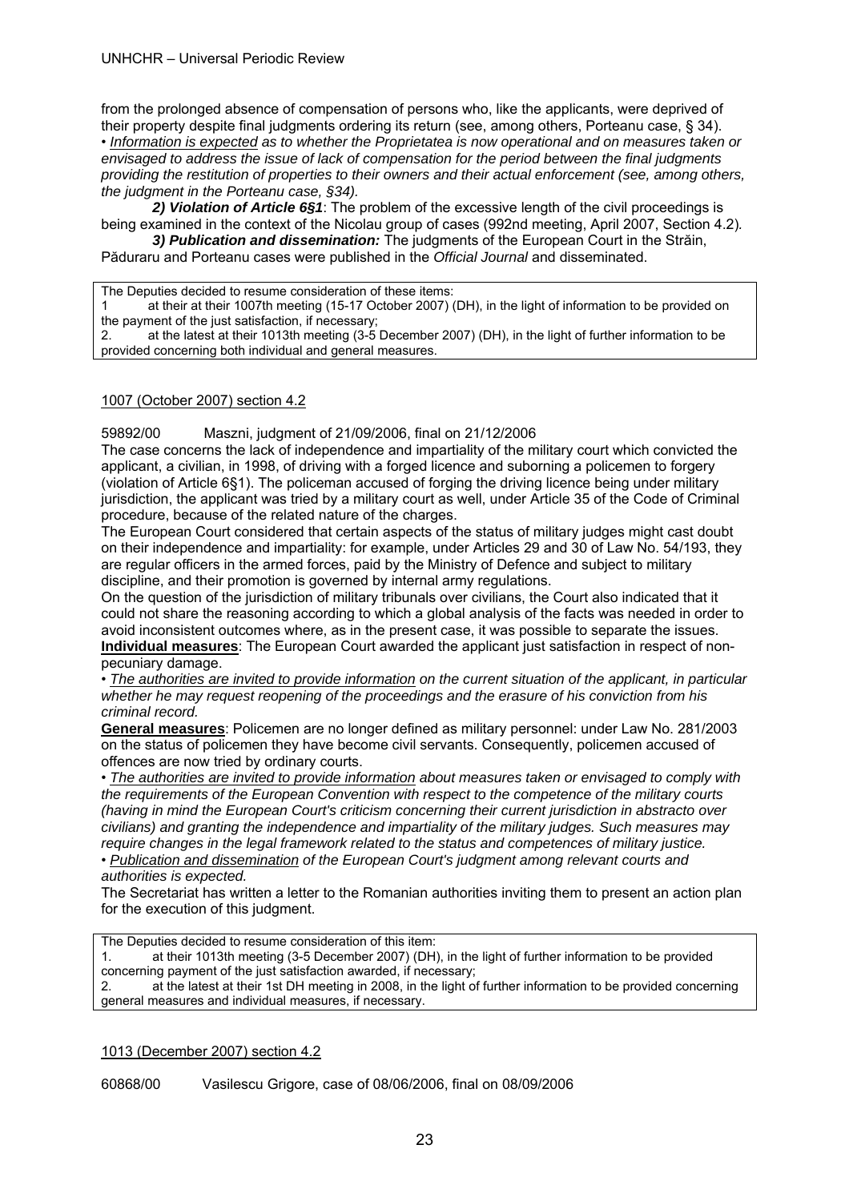from the prolonged absence of compensation of persons who, like the applicants, were deprived of their property despite final judgments ordering its return (see, among others, Porteanu case, § 34).
• *Information is expected as to whether the Proprietatea is now operational and on measures taken or envisaged to address the issue of lack of compensation for the period between the final judgments providing the restitution of properties to their owners and their actual enforcement (see, among others, the judgment in the Porteanu case, §34).*

***2) Violation of Article 6§1***: The problem of the excessive length of the civil proceedings is being examined in the context of the Nicolau group of cases (992nd meeting, April 2007, Section 4.2).

***3) Publication and dissemination:*** The judgments of the European Court in the Străin, Păduraru and Porteanu cases were published in the *Official Journal* and disseminated.

> The Deputies decided to resume consideration of these items:
> 1 at their at their 1007th meeting (15-17 October 2007) (DH), in the light of information to be provided on the payment of the just satisfaction, if necessary;
> 2. at the latest at their 1013th meeting (3-5 December 2007) (DH), in the light of further information to be provided concerning both individual and general measures.

1007 (October 2007) section 4.2

59892/00 Maszni, judgment of 21/09/2006, final on 21/12/2006

The case concerns the lack of independence and impartiality of the military court which convicted the applicant, a civilian, in 1998, of driving with a forged licence and suborning a policemen to forgery (violation of Article 6§1). The policeman accused of forging the driving licence being under military jurisdiction, the applicant was tried by a military court as well, under Article 35 of the Code of Criminal procedure, because of the related nature of the charges.

The European Court considered that certain aspects of the status of military judges might cast doubt on their independence and impartiality: for example, under Articles 29 and 30 of Law No. 54/193, they are regular officers in the armed forces, paid by the Ministry of Defence and subject to military discipline, and their promotion is governed by internal army regulations.

On the question of the jurisdiction of military tribunals over civilians, the Court also indicated that it could not share the reasoning according to which a global analysis of the facts was needed in order to avoid inconsistent outcomes where, as in the present case, it was possible to separate the issues.

**Individual measures**: The European Court awarded the applicant just satisfaction in respect of non-pecuniary damage.

• *The authorities are invited to provide information on the current situation of the applicant, in particular whether he may request reopening of the proceedings and the erasure of his conviction from his criminal record.*

**General measures**: Policemen are no longer defined as military personnel: under Law No. 281/2003 on the status of policemen they have become civil servants. Consequently, policemen accused of offences are now tried by ordinary courts.

• *The authorities are invited to provide information about measures taken or envisaged to comply with the requirements of the European Convention with respect to the competence of the military courts (having in mind the European Court's criticism concerning their current jurisdiction in abstracto over civilians) and granting the independence and impartiality of the military judges. Such measures may require changes in the legal framework related to the status and competences of military justice.*

• *Publication and dissemination of the European Court's judgment among relevant courts and authorities is expected.*

The Secretariat has written a letter to the Romanian authorities inviting them to present an action plan for the execution of this judgment.

> The Deputies decided to resume consideration of this item:
> 1. at their 1013th meeting (3-5 December 2007) (DH), in the light of further information to be provided concerning payment of the just satisfaction awarded, if necessary;
> 2. at the latest at their 1st DH meeting in 2008, in the light of further information to be provided concerning general measures and individual measures, if necessary.

1013 (December 2007) section 4.2

60868/00 Vasilescu Grigore, case of 08/06/2006, final on 08/09/2006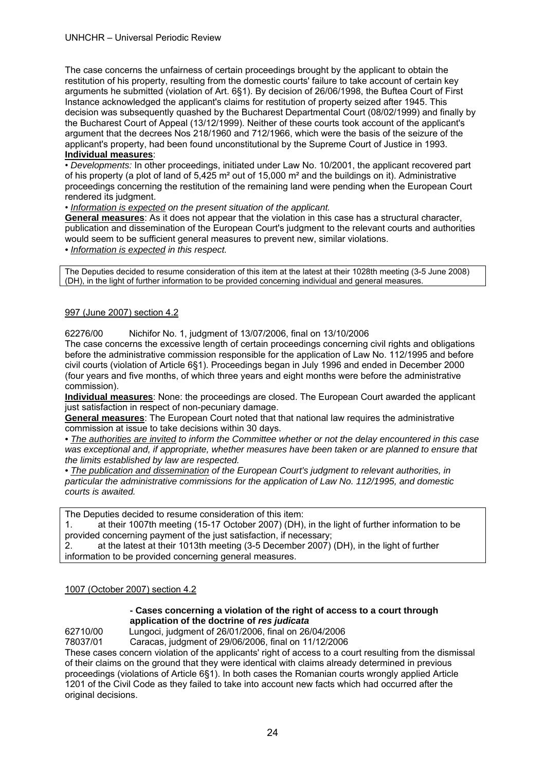The case concerns the unfairness of certain proceedings brought by the applicant to obtain the restitution of his property, resulting from the domestic courts' failure to take account of certain key arguments he submitted (violation of Art. 6§1). By decision of 26/06/1998, the Buftea Court of First Instance acknowledged the applicant's claims for restitution of property seized after 1945. This decision was subsequently quashed by the Bucharest Departmental Court (08/02/1999) and finally by the Bucharest Court of Appeal (13/12/1999). Neither of these courts took account of the applicant's argument that the decrees Nos 218/1960 and 712/1966, which were the basis of the seizure of the applicant's property, had been found unconstitutional by the Supreme Court of Justice in 1993.

**Individual measures**:

• *Developments:* In other proceedings, initiated under Law No. 10/2001, the applicant recovered part of his property (a plot of land of 5,425 m² out of 15,000 m² and the buildings on it). Administrative proceedings concerning the restitution of the remaining land were pending when the European Court rendered its judgment.

• *Information is expected on the present situation of the applicant.*

**General measures**: As it does not appear that the violation in this case has a structural character, publication and dissemination of the European Court's judgment to the relevant courts and authorities would seem to be sufficient general measures to prevent new, similar violations.

• *Information is expected in this respect.*

The Deputies decided to resume consideration of this item at the latest at their 1028th meeting (3-5 June 2008) (DH), in the light of further information to be provided concerning individual and general measures.

997 (June 2007) section 4.2

62276/00 Nichifor No. 1, judgment of 13/07/2006, final on 13/10/2006

The case concerns the excessive length of certain proceedings concerning civil rights and obligations before the administrative commission responsible for the application of Law No. 112/1995 and before civil courts (violation of Article 6§1). Proceedings began in July 1996 and ended in December 2000 (four years and five months, of which three years and eight months were before the administrative commission).

**Individual measures**: None: the proceedings are closed. The European Court awarded the applicant just satisfaction in respect of non-pecuniary damage.

**General measures**: The European Court noted that that national law requires the administrative commission at issue to take decisions within 30 days.

• *The authorities are invited to inform the Committee whether or not the delay encountered in this case was exceptional and, if appropriate, whether measures have been taken or are planned to ensure that the limits established by law are respected.*

• *The publication and dissemination of the European Court's judgment to relevant authorities, in particular the administrative commissions for the application of Law No. 112/1995, and domestic courts is awaited.*

The Deputies decided to resume consideration of this item:

1. at their 1007th meeting (15-17 October 2007) (DH), in the light of further information to be provided concerning payment of the just satisfaction, if necessary;
2. at the latest at their 1013th meeting (3-5 December 2007) (DH), in the light of further information to be provided concerning general measures.

1007 (October 2007) section 4.2

**- Cases concerning a violation of the right of access to a court through application of the doctrine of *res judicata***

62710/00 Lungoci, judgment of 26/01/2006, final on 26/04/2006

78037/01 Caracas, judgment of 29/06/2006, final on 11/12/2006

These cases concern violation of the applicants' right of access to a court resulting from the dismissal of their claims on the ground that they were identical with claims already determined in previous proceedings (violations of Article 6§1). In both cases the Romanian courts wrongly applied Article 1201 of the Civil Code as they failed to take into account new facts which had occurred after the original decisions.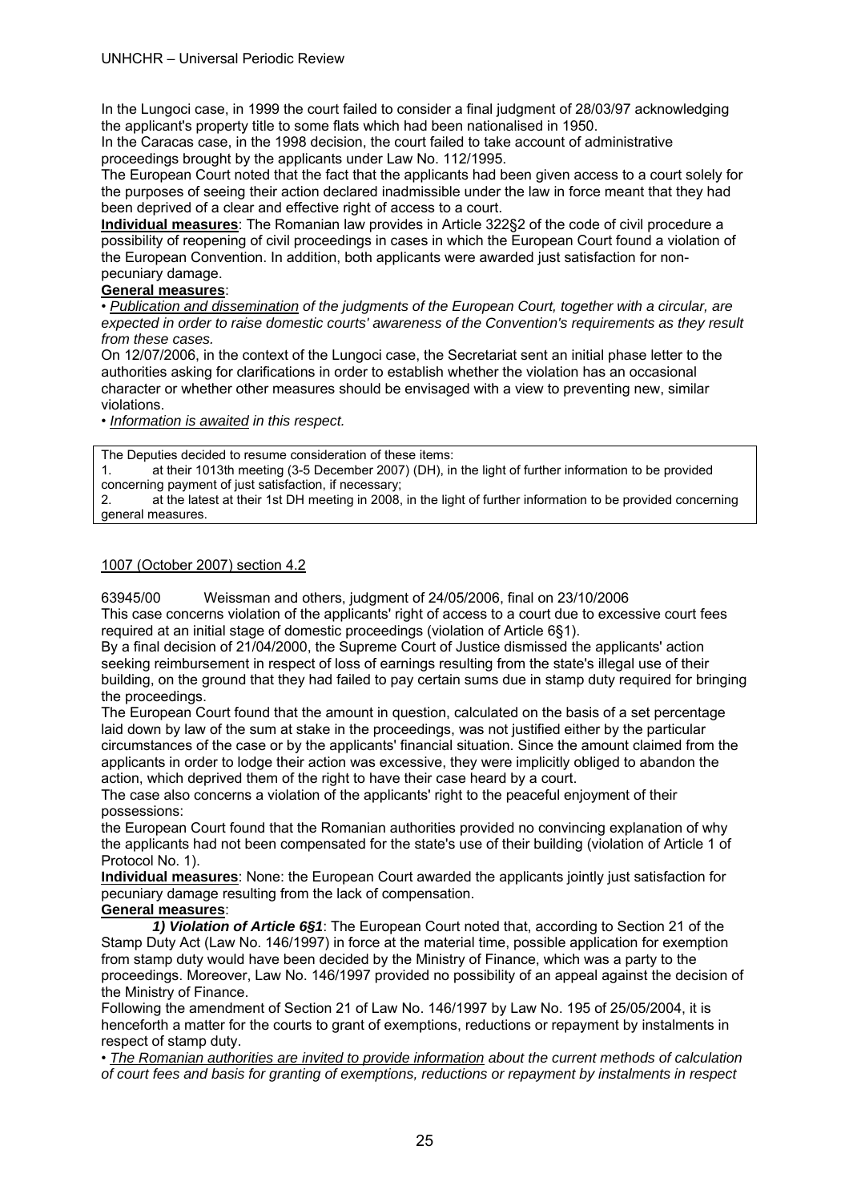In the Lungoci case, in 1999 the court failed to consider a final judgment of 28/03/97 acknowledging the applicant's property title to some flats which had been nationalised in 1950.
In the Caracas case, in the 1998 decision, the court failed to take account of administrative proceedings brought by the applicants under Law No. 112/1995.
The European Court noted that the fact that the applicants had been given access to a court solely for the purposes of seeing their action declared inadmissible under the law in force meant that they had been deprived of a clear and effective right of access to a court.
**Individual measures**: The Romanian law provides in Article 322§2 of the code of civil procedure a possibility of reopening of civil proceedings in cases in which the European Court found a violation of the European Convention. In addition, both applicants were awarded just satisfaction for non-pecuniary damage.
**General measures**:
• *Publication and dissemination of the judgments of the European Court, together with a circular, are expected in order to raise domestic courts' awareness of the Convention's requirements as they result from these cases.*
On 12/07/2006, in the context of the Lungoci case, the Secretariat sent an initial phase letter to the authorities asking for clarifications in order to establish whether the violation has an occasional character or whether other measures should be envisaged with a view to preventing new, similar violations.
• *Information is awaited in this respect.*

The Deputies decided to resume consideration of these items:
1. at their 1013th meeting (3-5 December 2007) (DH), in the light of further information to be provided concerning payment of just satisfaction, if necessary;
2. at the latest at their 1st DH meeting in 2008, in the light of further information to be provided concerning general measures.

1007 (October 2007) section 4.2

63945/00 Weissman and others, judgment of 24/05/2006, final on 23/10/2006
This case concerns violation of the applicants' right of access to a court due to excessive court fees required at an initial stage of domestic proceedings (violation of Article 6§1).
By a final decision of 21/04/2000, the Supreme Court of Justice dismissed the applicants' action seeking reimbursement in respect of loss of earnings resulting from the state's illegal use of their building, on the ground that they had failed to pay certain sums due in stamp duty required for bringing the proceedings.
The European Court found that the amount in question, calculated on the basis of a set percentage laid down by law of the sum at stake in the proceedings, was not justified either by the particular circumstances of the case or by the applicants' financial situation. Since the amount claimed from the applicants in order to lodge their action was excessive, they were implicitly obliged to abandon the action, which deprived them of the right to have their case heard by a court.
The case also concerns a violation of the applicants' right to the peaceful enjoyment of their possessions:
the European Court found that the Romanian authorities provided no convincing explanation of why the applicants had not been compensated for the state's use of their building (violation of Article 1 of Protocol No. 1).
**Individual measures**: None: the European Court awarded the applicants jointly just satisfaction for pecuniary damage resulting from the lack of compensation.
**General measures**:
***1) Violation of Article 6§1***: The European Court noted that, according to Section 21 of the Stamp Duty Act (Law No. 146/1997) in force at the material time, possible application for exemption from stamp duty would have been decided by the Ministry of Finance, which was a party to the proceedings. Moreover, Law No. 146/1997 provided no possibility of an appeal against the decision of the Ministry of Finance.
Following the amendment of Section 21 of Law No. 146/1997 by Law No. 195 of 25/05/2004, it is henceforth a matter for the courts to grant of exemptions, reductions or repayment by instalments in respect of stamp duty.
• *The Romanian authorities are invited to provide information about the current methods of calculation of court fees and basis for granting of exemptions, reductions or repayment by instalments in respect*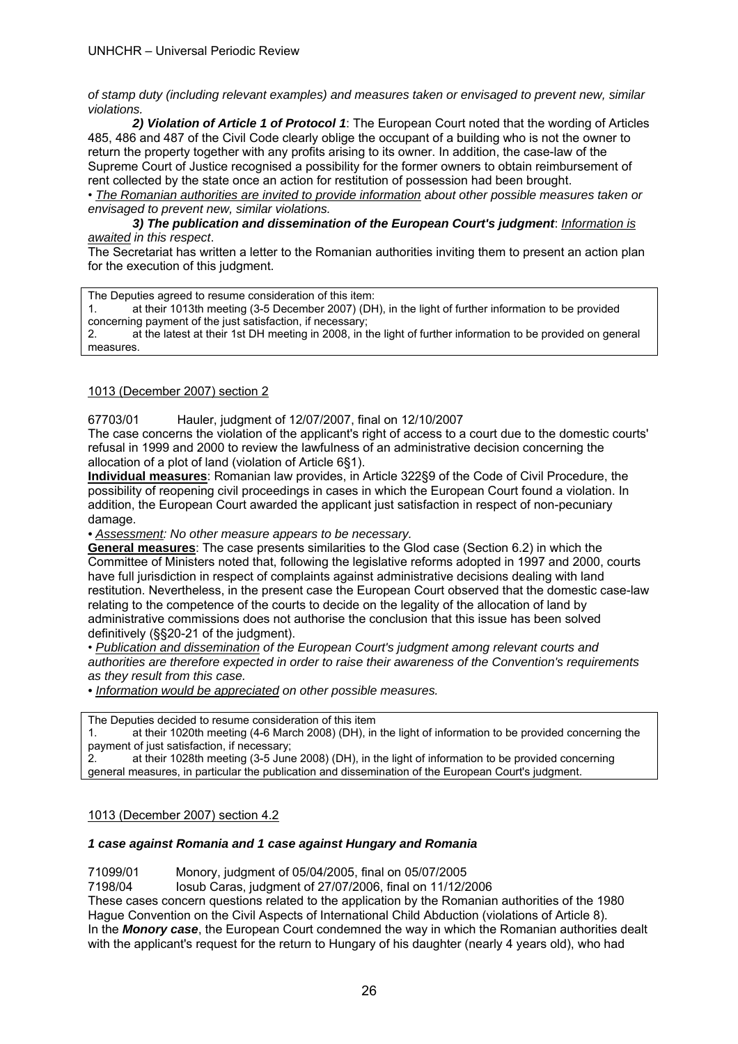*of stamp duty (including relevant examples) and measures taken or envisaged to prevent new, similar violations.*

***2) Violation of Article 1 of Protocol 1***: The European Court noted that the wording of Articles 485, 486 and 487 of the Civil Code clearly oblige the occupant of a building who is not the owner to return the property together with any profits arising to its owner. In addition, the case-law of the Supreme Court of Justice recognised a possibility for the former owners to obtain reimbursement of rent collected by the state once an action for restitution of possession had been brought.

• *The Romanian authorities are invited to provide information about other possible measures taken or envisaged to prevent new, similar violations.*

***3) The publication and dissemination of the European Court's judgment***: *Information is awaited in this respect*.

The Secretariat has written a letter to the Romanian authorities inviting them to present an action plan for the execution of this judgment.

> The Deputies agreed to resume consideration of this item:
> 1. at their 1013th meeting (3-5 December 2007) (DH), in the light of further information to be provided concerning payment of the just satisfaction, if necessary;
> 2. at the latest at their 1st DH meeting in 2008, in the light of further information to be provided on general measures.

1013 (December 2007) section 2

67703/01 Hauler, judgment of 12/07/2007, final on 12/10/2007

The case concerns the violation of the applicant's right of access to a court due to the domestic courts' refusal in 1999 and 2000 to review the lawfulness of an administrative decision concerning the allocation of a plot of land (violation of Article 6§1).

**Individual measures**: Romanian law provides, in Article 322§9 of the Code of Civil Procedure, the possibility of reopening civil proceedings in cases in which the European Court found a violation. In addition, the European Court awarded the applicant just satisfaction in respect of non-pecuniary damage.

• *Assessment: No other measure appears to be necessary.*

**General measures**: The case presents similarities to the Glod case (Section 6.2) in which the Committee of Ministers noted that, following the legislative reforms adopted in 1997 and 2000, courts have full jurisdiction in respect of complaints against administrative decisions dealing with land restitution. Nevertheless, in the present case the European Court observed that the domestic case-law relating to the competence of the courts to decide on the legality of the allocation of land by administrative commissions does not authorise the conclusion that this issue has been solved definitively (§§20-21 of the judgment).

• *Publication and dissemination of the European Court's judgment among relevant courts and authorities are therefore expected in order to raise their awareness of the Convention's requirements as they result from this case.*

• *Information would be appreciated on other possible measures.*

> The Deputies decided to resume consideration of this item
> 1. at their 1020th meeting (4-6 March 2008) (DH), in the light of information to be provided concerning the payment of just satisfaction, if necessary;
> 2. at their 1028th meeting (3-5 June 2008) (DH), in the light of information to be provided concerning general measures, in particular the publication and dissemination of the European Court's judgment.

1013 (December 2007) section 4.2

***1 case against Romania and 1 case against Hungary and Romania***

71099/01 Monory, judgment of 05/04/2005, final on 05/07/2005

7198/04 Iosub Caras, judgment of 27/07/2006, final on 11/12/2006

These cases concern questions related to the application by the Romanian authorities of the 1980 Hague Convention on the Civil Aspects of International Child Abduction (violations of Article 8).

In the ***Monory case***, the European Court condemned the way in which the Romanian authorities dealt with the applicant's request for the return to Hungary of his daughter (nearly 4 years old), who had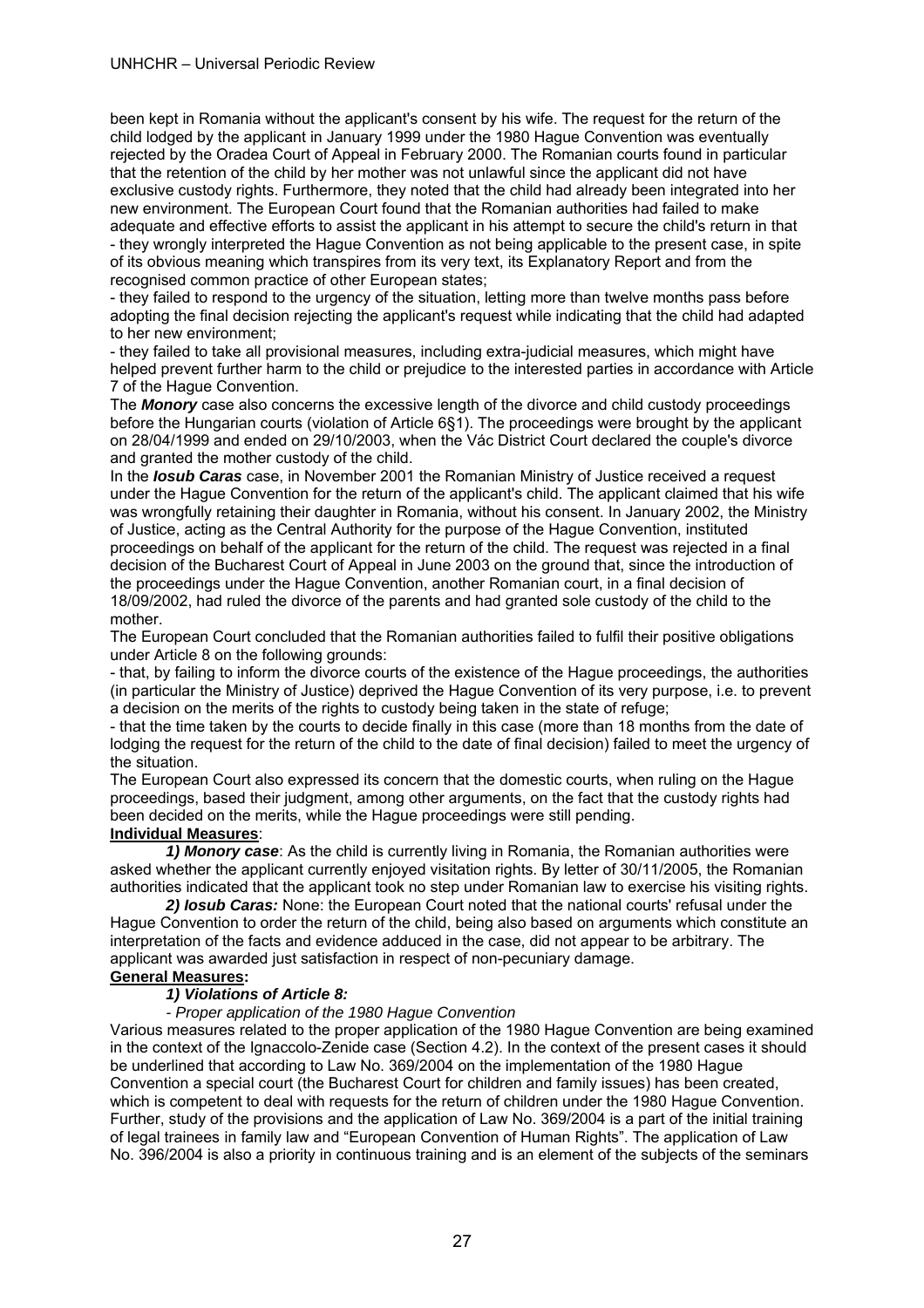been kept in Romania without the applicant's consent by his wife. The request for the return of the child lodged by the applicant in January 1999 under the 1980 Hague Convention was eventually rejected by the Oradea Court of Appeal in February 2000. The Romanian courts found in particular that the retention of the child by her mother was not unlawful since the applicant did not have exclusive custody rights. Furthermore, they noted that the child had already been integrated into her new environment. The European Court found that the Romanian authorities had failed to make adequate and effective efforts to assist the applicant in his attempt to secure the child's return in that

- they wrongly interpreted the Hague Convention as not being applicable to the present case, in spite of its obvious meaning which transpires from its very text, its Explanatory Report and from the recognised common practice of other European states;
- they failed to respond to the urgency of the situation, letting more than twelve months pass before adopting the final decision rejecting the applicant's request while indicating that the child had adapted to her new environment;
- they failed to take all provisional measures, including extra-judicial measures, which might have helped prevent further harm to the child or prejudice to the interested parties in accordance with Article 7 of the Hague Convention.

The ***Monory*** case also concerns the excessive length of the divorce and child custody proceedings before the Hungarian courts (violation of Article 6§1). The proceedings were brought by the applicant on 28/04/1999 and ended on 29/10/2003, when the Vác District Court declared the couple's divorce and granted the mother custody of the child.

In the ***Iosub Caras*** case, in November 2001 the Romanian Ministry of Justice received a request under the Hague Convention for the return of the applicant's child. The applicant claimed that his wife was wrongfully retaining their daughter in Romania, without his consent. In January 2002, the Ministry of Justice, acting as the Central Authority for the purpose of the Hague Convention, instituted proceedings on behalf of the applicant for the return of the child. The request was rejected in a final decision of the Bucharest Court of Appeal in June 2003 on the ground that, since the introduction of the proceedings under the Hague Convention, another Romanian court, in a final decision of 18/09/2002, had ruled the divorce of the parents and had granted sole custody of the child to the mother.

The European Court concluded that the Romanian authorities failed to fulfil their positive obligations under Article 8 on the following grounds:

- that, by failing to inform the divorce courts of the existence of the Hague proceedings, the authorities (in particular the Ministry of Justice) deprived the Hague Convention of its very purpose, i.e. to prevent a decision on the merits of the rights to custody being taken in the state of refuge;
- that the time taken by the courts to decide finally in this case (more than 18 months from the date of lodging the request for the return of the child to the date of final decision) failed to meet the urgency of the situation.

The European Court also expressed its concern that the domestic courts, when ruling on the Hague proceedings, based their judgment, among other arguments, on the fact that the custody rights had been decided on the merits, while the Hague proceedings were still pending.

**Individual Measures**:

***1) Monory case***: As the child is currently living in Romania, the Romanian authorities were asked whether the applicant currently enjoyed visitation rights. By letter of 30/11/2005, the Romanian authorities indicated that the applicant took no step under Romanian law to exercise his visiting rights.

***2) Iosub Caras:*** None: the European Court noted that the national courts' refusal under the Hague Convention to order the return of the child, being also based on arguments which constitute an interpretation of the facts and evidence adduced in the case, did not appear to be arbitrary. The applicant was awarded just satisfaction in respect of non-pecuniary damage.

**General Measures:**

***1) Violations of Article 8:***

*- Proper application of the 1980 Hague Convention*

Various measures related to the proper application of the 1980 Hague Convention are being examined in the context of the Ignaccolo-Zenide case (Section 4.2). In the context of the present cases it should be underlined that according to Law No. 369/2004 on the implementation of the 1980 Hague Convention a special court (the Bucharest Court for children and family issues) has been created, which is competent to deal with requests for the return of children under the 1980 Hague Convention. Further, study of the provisions and the application of Law No. 369/2004 is a part of the initial training of legal trainees in family law and "European Convention of Human Rights". The application of Law No. 396/2004 is also a priority in continuous training and is an element of the subjects of the seminars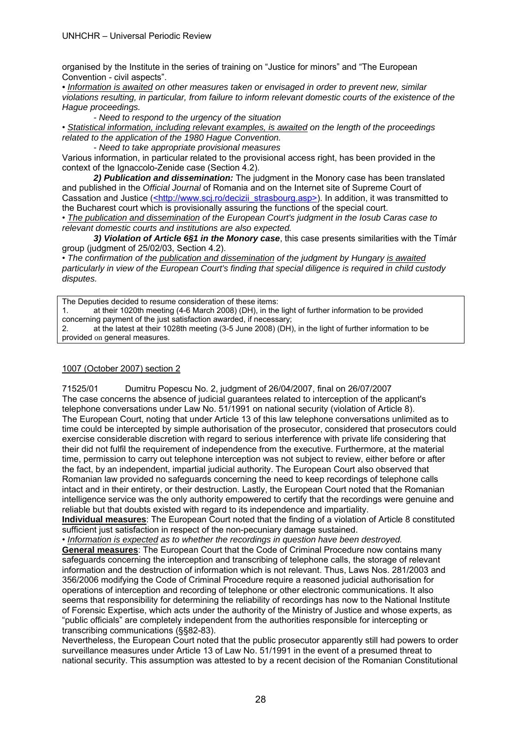organised by the Institute in the series of training on "Justice for minors" and "The European Convention - civil aspects".

• *<u>Information is awaited</u> on other measures taken or envisaged in order to prevent new, similar violations resulting, in particular, from failure to inform relevant domestic courts of the existence of the Hague proceedings.*

*- Need to respond to the urgency of the situation*

• *<u>Statistical information, including relevant examples, is awaited</u> on the length of the proceedings related to the application of the 1980 Hague Convention.*

*- Need to take appropriate provisional measures*

Various information, in particular related to the provisional access right, has been provided in the context of the Ignaccolo-Zenide case (Section 4.2).

***2) Publication and dissemination:*** The judgment in the Monory case has been translated and published in the *Official Journal* of Romania and on the Internet site of Supreme Court of Cassation and Justice (<http://www.scj.ro/decizii_strasbourg.asp>). In addition, it was transmitted to the Bucharest court which is provisionally assuming the functions of the special court.

• *<u>The publication and dissemination</u> of the European Court's judgment in the Iosub Caras case to relevant domestic courts and institutions are also expected.*

***3) Violation of Article 6§1 in the Monory case***, this case presents similarities with the Tímár group (judgment of 25/02/03, Section 4.2).

• *The confirmation of the <u>publication and dissemination</u> of the judgment by Hungary <u>is awaited</u> particularly in view of the European Court's finding that special diligence is required in child custody disputes.*

| The Deputies decided to resume consideration of these items:<br>1. at their 1020th meeting (4-6 March 2008) (DH), in the light of further information to be provided concerning payment of the just satisfaction awarded, if necessary;<br>2. at the latest at their 1028th meeting (3-5 June 2008) (DH), in the light of further information to be provided on general measures. |
|---|

<u>1007 (October 2007) section 2</u>

71525/01 Dumitru Popescu No. 2, judgment of 26/04/2007, final on 26/07/2007

The case concerns the absence of judicial guarantees related to interception of the applicant's telephone conversations under Law No. 51/1991 on national security (violation of Article 8).

The European Court, noting that under Article 13 of this law telephone conversations unlimited as to time could be intercepted by simple authorisation of the prosecutor, considered that prosecutors could exercise considerable discretion with regard to serious interference with private life considering that their did not fulfil the requirement of independence from the executive. Furthermore, at the material time, permission to carry out telephone interception was not subject to review, either before or after the fact, by an independent, impartial judicial authority. The European Court also observed that Romanian law provided no safeguards concerning the need to keep recordings of telephone calls intact and in their entirety, or their destruction. Lastly, the European Court noted that the Romanian intelligence service was the only authority empowered to certify that the recordings were genuine and reliable but that doubts existed with regard to its independence and impartiality.

**<u>Individual measures</u>**: The European Court noted that the finding of a violation of Article 8 constituted sufficient just satisfaction in respect of the non-pecuniary damage sustained.

• *<u>Information is expected</u> as to whether the recordings in question have been destroyed.*

**<u>General measures</u>**: The European Court that the Code of Criminal Procedure now contains many safeguards concerning the interception and transcribing of telephone calls, the storage of relevant information and the destruction of information which is not relevant. Thus, Laws Nos. 281/2003 and 356/2006 modifying the Code of Criminal Procedure require a reasoned judicial authorisation for operations of interception and recording of telephone or other electronic communications. It also seems that responsibility for determining the reliability of recordings has now to the National Institute of Forensic Expertise, which acts under the authority of the Ministry of Justice and whose experts, as "public officials" are completely independent from the authorities responsible for intercepting or transcribing communications (§§82-83).

Nevertheless, the European Court noted that the public prosecutor apparently still had powers to order surveillance measures under Article 13 of Law No. 51/1991 in the event of a presumed threat to national security. This assumption was attested to by a recent decision of the Romanian Constitutional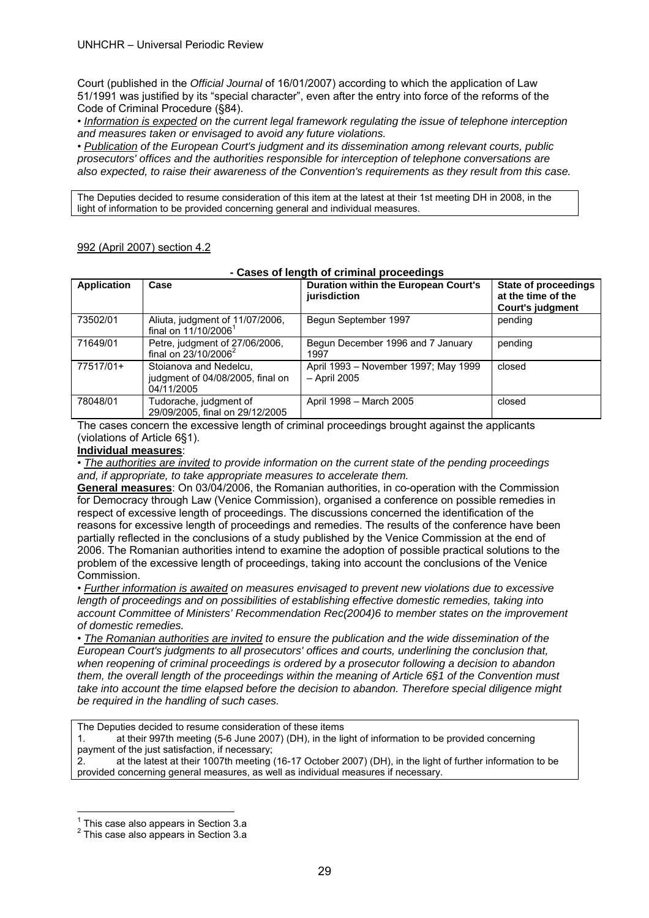Court (published in the *Official Journal* of 16/01/2007) according to which the application of Law 51/1991 was justified by its "special character", even after the entry into force of the reforms of the Code of Criminal Procedure (§84).

• *Information is expected on the current legal framework regulating the issue of telephone interception and measures taken or envisaged to avoid any future violations.*

• *Publication of the European Court's judgment and its dissemination among relevant courts, public prosecutors' offices and the authorities responsible for interception of telephone conversations are also expected, to raise their awareness of the Convention's requirements as they result from this case.*

> The Deputies decided to resume consideration of this item at the latest at their 1st meeting DH in 2008, in the light of information to be provided concerning general and individual measures.

992 (April 2007) section 4.2

**- Cases of length of criminal proceedings**

| Application | Case | Duration within the European Court's jurisdiction | State of proceedings at the time of the Court's judgment |
|---|---|---|---|
| 73502/01 | Aliuta, judgment of 11/07/2006, final on 11/10/2006[1] | Begun September 1997 | pending |
| 71649/01 | Petre, judgment of 27/06/2006, final on 23/10/2006[2] | Begun December 1996 and 7 January 1997 | pending |
| 77517/01+ | Stoianova and Nedelcu, judgment of 04/08/2005, final on 04/11/2005 | April 1993 – November 1997; May 1999 – April 2005 | closed |
| 78048/01 | Tudorache, judgment of 29/09/2005, final on 29/12/2005 | April 1998 – March 2005 | closed |

The cases concern the excessive length of criminal proceedings brought against the applicants (violations of Article 6§1).

**Individual measures**:

• *The authorities are invited to provide information on the current state of the pending proceedings and, if appropriate, to take appropriate measures to accelerate them.*

**General measures**: On 03/04/2006, the Romanian authorities, in co-operation with the Commission for Democracy through Law (Venice Commission), organised a conference on possible remedies in respect of excessive length of proceedings. The discussions concerned the identification of the reasons for excessive length of proceedings and remedies. The results of the conference have been partially reflected in the conclusions of a study published by the Venice Commission at the end of 2006. The Romanian authorities intend to examine the adoption of possible practical solutions to the problem of the excessive length of proceedings, taking into account the conclusions of the Venice Commission.

• *Further information is awaited on measures envisaged to prevent new violations due to excessive length of proceedings and on possibilities of establishing effective domestic remedies, taking into account Committee of Ministers' Recommendation Rec(2004)6 to member states on the improvement of domestic remedies.*

• *The Romanian authorities are invited to ensure the publication and the wide dissemination of the European Court's judgments to all prosecutors' offices and courts, underlining the conclusion that, when reopening of criminal proceedings is ordered by a prosecutor following a decision to abandon them, the overall length of the proceedings within the meaning of Article 6§1 of the Convention must take into account the time elapsed before the decision to abandon. Therefore special diligence might be required in the handling of such cases.*

> The Deputies decided to resume consideration of these items
> 1. at their 997th meeting (5-6 June 2007) (DH), in the light of information to be provided concerning payment of the just satisfaction, if necessary;
> 2. at the latest at their 1007th meeting (16-17 October 2007) (DH), in the light of further information to be provided concerning general measures, as well as individual measures if necessary.

[1] This case also appears in Section 3.a

[2] This case also appears in Section 3.a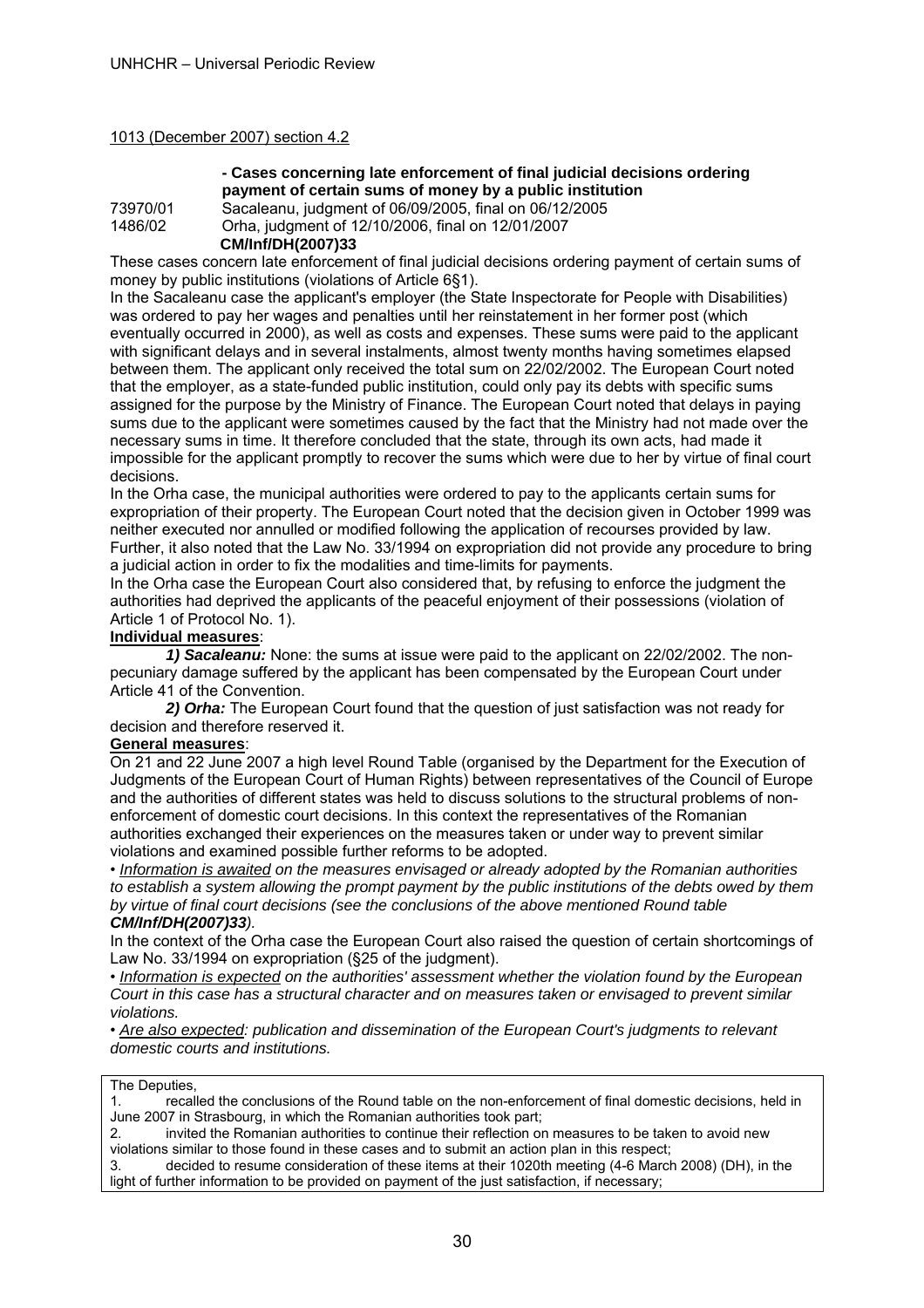1013 (December 2007) section 4.2

**- Cases concerning late enforcement of final judicial decisions ordering payment of certain sums of money by a public institution**

73970/01 Sacaleanu, judgment of 06/09/2005, final on 06/12/2005

1486/02 Orha, judgment of 12/10/2006, final on 12/01/2007

**CM/Inf/DH(2007)33**

These cases concern late enforcement of final judicial decisions ordering payment of certain sums of money by public institutions (violations of Article 6§1).

In the Sacaleanu case the applicant's employer (the State Inspectorate for People with Disabilities) was ordered to pay her wages and penalties until her reinstatement in her former post (which eventually occurred in 2000), as well as costs and expenses. These sums were paid to the applicant with significant delays and in several instalments, almost twenty months having sometimes elapsed between them. The applicant only received the total sum on 22/02/2002. The European Court noted that the employer, as a state-funded public institution, could only pay its debts with specific sums assigned for the purpose by the Ministry of Finance. The European Court noted that delays in paying sums due to the applicant were sometimes caused by the fact that the Ministry had not made over the necessary sums in time. It therefore concluded that the state, through its own acts, had made it impossible for the applicant promptly to recover the sums which were due to her by virtue of final court decisions.

In the Orha case, the municipal authorities were ordered to pay to the applicants certain sums for expropriation of their property. The European Court noted that the decision given in October 1999 was neither executed nor annulled or modified following the application of recourses provided by law. Further, it also noted that the Law No. 33/1994 on expropriation did not provide any procedure to bring a judicial action in order to fix the modalities and time-limits for payments.

In the Orha case the European Court also considered that, by refusing to enforce the judgment the authorities had deprived the applicants of the peaceful enjoyment of their possessions (violation of Article 1 of Protocol No. 1).

**Individual measures**:

***1) Sacaleanu:*** None: the sums at issue were paid to the applicant on 22/02/2002. The non-pecuniary damage suffered by the applicant has been compensated by the European Court under Article 41 of the Convention.

***2) Orha:*** The European Court found that the question of just satisfaction was not ready for decision and therefore reserved it.

**General measures**:

On 21 and 22 June 2007 a high level Round Table (organised by the Department for the Execution of Judgments of the European Court of Human Rights) between representatives of the Council of Europe and the authorities of different states was held to discuss solutions to the structural problems of non-enforcement of domestic court decisions. In this context the representatives of the Romanian authorities exchanged their experiences on the measures taken or under way to prevent similar violations and examined possible further reforms to be adopted.

• *Information is awaited on the measures envisaged or already adopted by the Romanian authorities to establish a system allowing the prompt payment by the public institutions of the debts owed by them by virtue of final court decisions (see the conclusions of the above mentioned Round table **CM/Inf/DH(2007)33**).*

In the context of the Orha case the European Court also raised the question of certain shortcomings of Law No. 33/1994 on expropriation (§25 of the judgment).

• *Information is expected on the authorities' assessment whether the violation found by the European Court in this case has a structural character and on measures taken or envisaged to prevent similar violations.*

• *Are also expected: publication and dissemination of the European Court's judgments to relevant domestic courts and institutions.*

The Deputies,

1. recalled the conclusions of the Round table on the non-enforcement of final domestic decisions, held in June 2007 in Strasbourg, in which the Romanian authorities took part;
2. invited the Romanian authorities to continue their reflection on measures to be taken to avoid new violations similar to those found in these cases and to submit an action plan in this respect;
3. decided to resume consideration of these items at their 1020th meeting (4-6 March 2008) (DH), in the light of further information to be provided on payment of the just satisfaction, if necessary;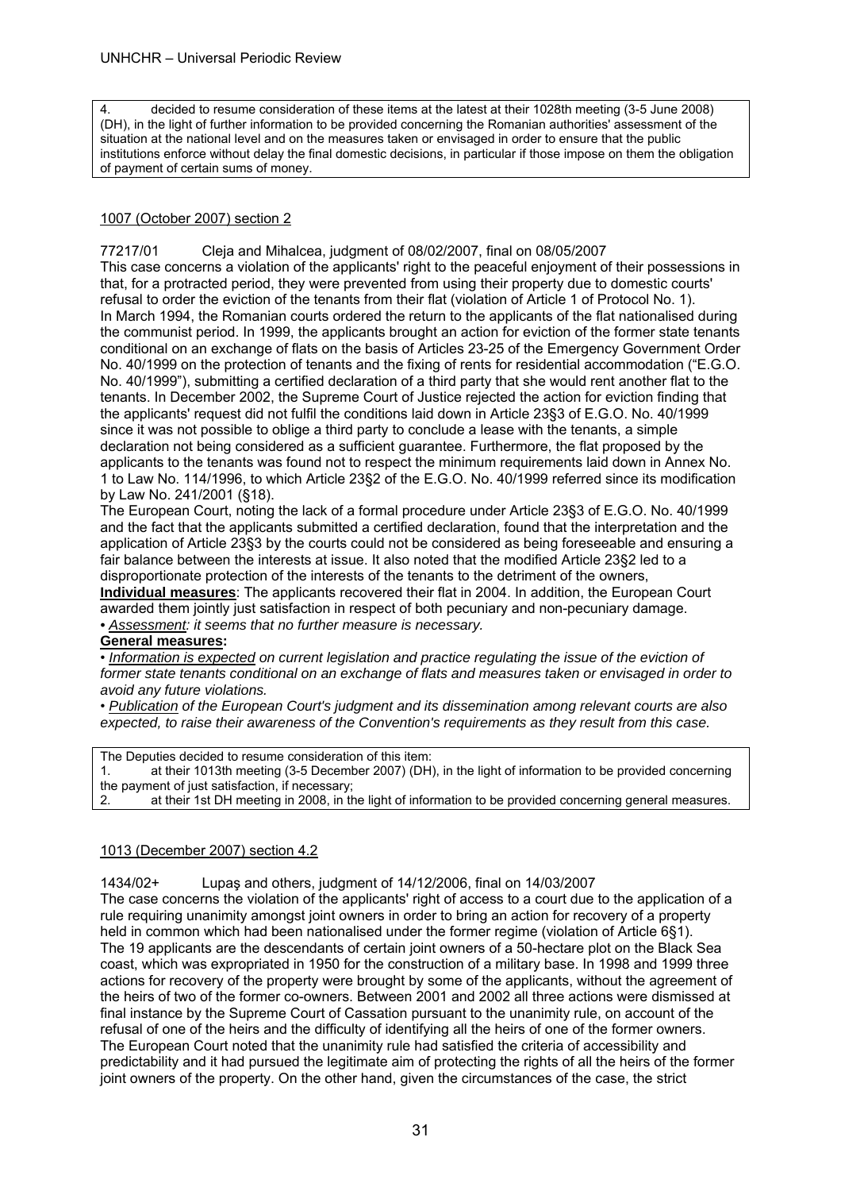4. decided to resume consideration of these items at the latest at their 1028th meeting (3-5 June 2008) (DH), in the light of further information to be provided concerning the Romanian authorities' assessment of the situation at the national level and on the measures taken or envisaged in order to ensure that the public institutions enforce without delay the final domestic decisions, in particular if those impose on them the obligation of payment of certain sums of money.

1007 (October 2007) section 2

77217/01 Cleja and Mihalcea, judgment of 08/02/2007, final on 08/05/2007

This case concerns a violation of the applicants' right to the peaceful enjoyment of their possessions in that, for a protracted period, they were prevented from using their property due to domestic courts' refusal to order the eviction of the tenants from their flat (violation of Article 1 of Protocol No. 1).

In March 1994, the Romanian courts ordered the return to the applicants of the flat nationalised during the communist period. In 1999, the applicants brought an action for eviction of the former state tenants conditional on an exchange of flats on the basis of Articles 23-25 of the Emergency Government Order No. 40/1999 on the protection of tenants and the fixing of rents for residential accommodation ("E.G.O. No. 40/1999"), submitting a certified declaration of a third party that she would rent another flat to the tenants. In December 2002, the Supreme Court of Justice rejected the action for eviction finding that the applicants' request did not fulfil the conditions laid down in Article 23§3 of E.G.O. No. 40/1999 since it was not possible to oblige a third party to conclude a lease with the tenants, a simple declaration not being considered as a sufficient guarantee. Furthermore, the flat proposed by the applicants to the tenants was found not to respect the minimum requirements laid down in Annex No. 1 to Law No. 114/1996, to which Article 23§2 of the E.G.O. No. 40/1999 referred since its modification by Law No. 241/2001 (§18).

The European Court, noting the lack of a formal procedure under Article 23§3 of E.G.O. No. 40/1999 and the fact that the applicants submitted a certified declaration, found that the interpretation and the application of Article 23§3 by the courts could not be considered as being foreseeable and ensuring a fair balance between the interests at issue. It also noted that the modified Article 23§2 led to a disproportionate protection of the interests of the tenants to the detriment of the owners,

**Individual measures**: The applicants recovered their flat in 2004. In addition, the European Court awarded them jointly just satisfaction in respect of both pecuniary and non-pecuniary damage.

• *Assessment: it seems that no further measure is necessary.*

**General measures:**

• *Information is expected on current legislation and practice regulating the issue of the eviction of former state tenants conditional on an exchange of flats and measures taken or envisaged in order to avoid any future violations.*

• *Publication of the European Court's judgment and its dissemination among relevant courts are also expected, to raise their awareness of the Convention's requirements as they result from this case.*

The Deputies decided to resume consideration of this item:
1. at their 1013th meeting (3-5 December 2007) (DH), in the light of information to be provided concerning the payment of just satisfaction, if necessary;
2. at their 1st DH meeting in 2008, in the light of information to be provided concerning general measures.

1013 (December 2007) section 4.2

1434/02+ Lupaş and others, judgment of 14/12/2006, final on 14/03/2007

The case concerns the violation of the applicants' right of access to a court due to the application of a rule requiring unanimity amongst joint owners in order to bring an action for recovery of a property held in common which had been nationalised under the former regime (violation of Article 6§1).

The 19 applicants are the descendants of certain joint owners of a 50-hectare plot on the Black Sea coast, which was expropriated in 1950 for the construction of a military base. In 1998 and 1999 three actions for recovery of the property were brought by some of the applicants, without the agreement of the heirs of two of the former co-owners. Between 2001 and 2002 all three actions were dismissed at final instance by the Supreme Court of Cassation pursuant to the unanimity rule, on account of the refusal of one of the heirs and the difficulty of identifying all the heirs of one of the former owners.

The European Court noted that the unanimity rule had satisfied the criteria of accessibility and predictability and it had pursued the legitimate aim of protecting the rights of all the heirs of the former joint owners of the property. On the other hand, given the circumstances of the case, the strict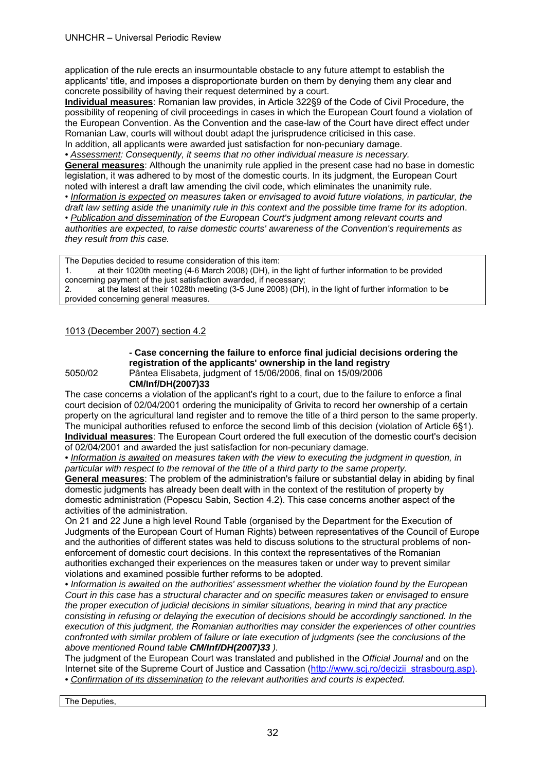application of the rule erects an insurmountable obstacle to any future attempt to establish the applicants' title, and imposes a disproportionate burden on them by denying them any clear and concrete possibility of having their request determined by a court.

**Individual measures**: Romanian law provides, in Article 322§9 of the Code of Civil Procedure, the possibility of reopening of civil proceedings in cases in which the European Court found a violation of the European Convention. As the Convention and the case-law of the Court have direct effect under Romanian Law, courts will without doubt adapt the jurisprudence criticised in this case.
In addition, all applicants were awarded just satisfaction for non-pecuniary damage.

• *Assessment: Consequently, it seems that no other individual measure is necessary.*

**General measures**: Although the unanimity rule applied in the present case had no base in domestic legislation, it was adhered to by most of the domestic courts. In its judgment, the European Court noted with interest a draft law amending the civil code, which eliminates the unanimity rule.

• *Information is expected on measures taken or envisaged to avoid future violations, in particular, the draft law setting aside the unanimity rule in this context and the possible time frame for its adoption.*

• *Publication and dissemination of the European Court's judgment among relevant courts and authorities are expected, to raise domestic courts' awareness of the Convention's requirements as they result from this case.*

| The Deputies decided to resume consideration of this item: |
|---|
| 1. at their 1020th meeting (4-6 March 2008) (DH), in the light of further information to be provided concerning payment of the just satisfaction awarded, if necessary; |
| 2. at the latest at their 1028th meeting (3-5 June 2008) (DH), in the light of further information to be provided concerning general measures. |

1013 (December 2007) section 4.2

**- Case concerning the failure to enforce final judicial decisions ordering the registration of the applicants' ownership in the land registry**

5050/02 Pântea Elisabeta, judgment of 15/06/2006, final on 15/09/2006
**CM/Inf/DH(2007)33**

The case concerns a violation of the applicant's right to a court, due to the failure to enforce a final court decision of 02/04/2001 ordering the municipality of Grivita to record her ownership of a certain property on the agricultural land register and to remove the title of a third person to the same property. The municipal authorities refused to enforce the second limb of this decision (violation of Article 6§1).

**Individual measures**: The European Court ordered the full execution of the domestic court's decision of 02/04/2001 and awarded the just satisfaction for non-pecuniary damage.

• *Information is awaited on measures taken with the view to executing the judgment in question, in particular with respect to the removal of the title of a third party to the same property.*

**General measures**: The problem of the administration's failure or substantial delay in abiding by final domestic judgments has already been dealt with in the context of the restitution of property by domestic administration (Popescu Sabin, Section 4.2). This case concerns another aspect of the activities of the administration.

On 21 and 22 June a high level Round Table (organised by the Department for the Execution of Judgments of the European Court of Human Rights) between representatives of the Council of Europe and the authorities of different states was held to discuss solutions to the structural problems of non-enforcement of domestic court decisions. In this context the representatives of the Romanian authorities exchanged their experiences on the measures taken or under way to prevent similar violations and examined possible further reforms to be adopted.

• *Information is awaited on the authorities' assessment whether the violation found by the European Court in this case has a structural character and on specific measures taken or envisaged to ensure the proper execution of judicial decisions in similar situations, bearing in mind that any practice consisting in refusing or delaying the execution of decisions should be accordingly sanctioned. In the execution of this judgment, the Romanian authorities may consider the experiences of other countries confronted with similar problem of failure or late execution of judgments (see the conclusions of the above mentioned Round table* ***CM/Inf/DH(2007)33*** *).*

The judgment of the European Court was translated and published in the *Official Journal* and on the Internet site of the Supreme Court of Justice and Cassation (http://www.scj.ro/decizii_strasbourg.asp).

• *Confirmation of its dissemination to the relevant authorities and courts is expected.*

| The Deputies, |
|---|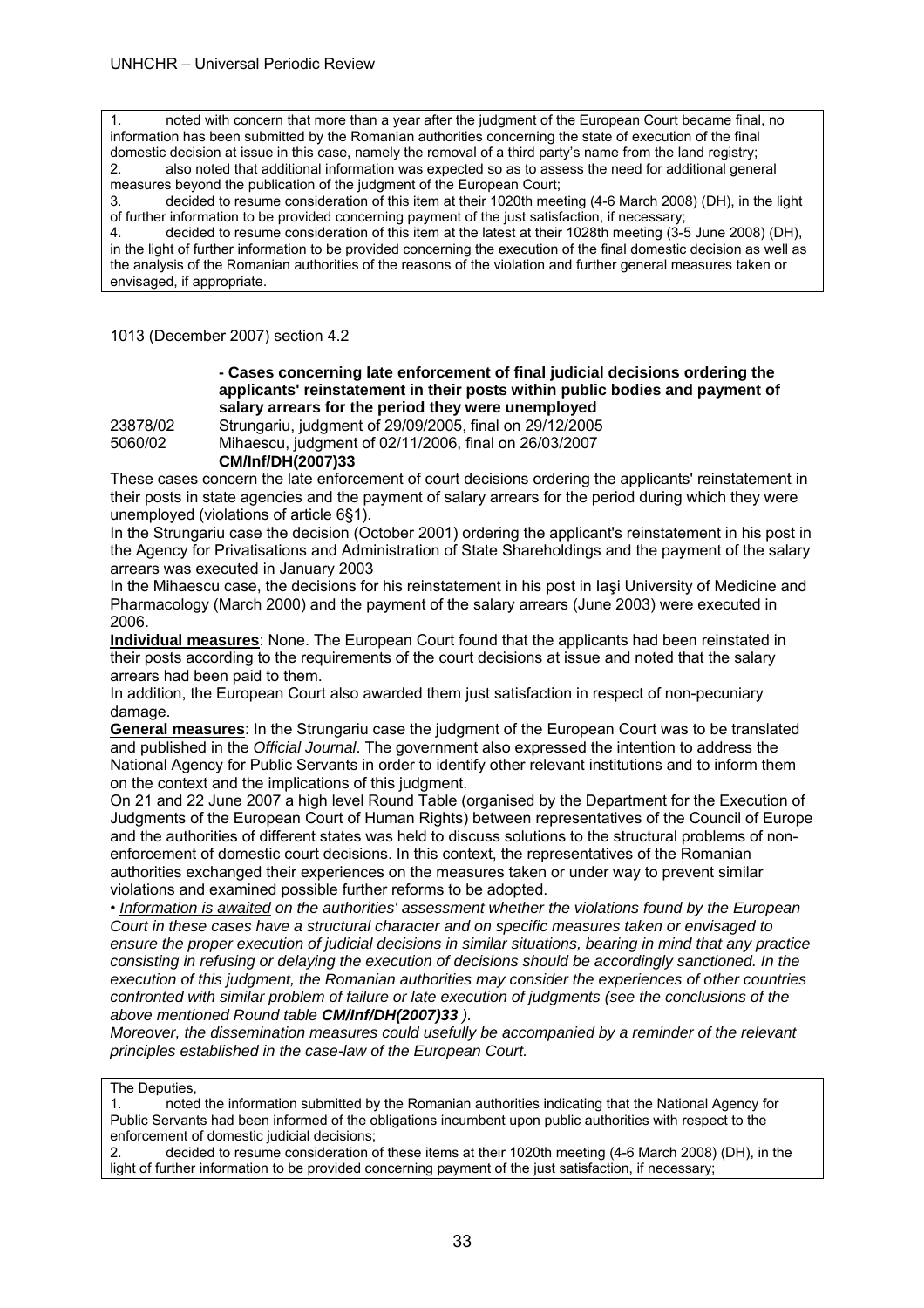1. noted with concern that more than a year after the judgment of the European Court became final, no information has been submitted by the Romanian authorities concerning the state of execution of the final domestic decision at issue in this case, namely the removal of a third party's name from the land registry;
2. also noted that additional information was expected so as to assess the need for additional general measures beyond the publication of the judgment of the European Court;
3. decided to resume consideration of this item at their 1020th meeting (4-6 March 2008) (DH), in the light of further information to be provided concerning payment of the just satisfaction, if necessary;
4. decided to resume consideration of this item at the latest at their 1028th meeting (3-5 June 2008) (DH), in the light of further information to be provided concerning the execution of the final domestic decision as well as the analysis of the Romanian authorities of the reasons of the violation and further general measures taken or envisaged, if appropriate.

1013 (December 2007) section 4.2

**- Cases concerning late enforcement of final judicial decisions ordering the applicants' reinstatement in their posts within public bodies and payment of salary arrears for the period they were unemployed**

23878/02 Strungariu, judgment of 29/09/2005, final on 29/12/2005
5060/02 Mihaescu, judgment of 02/11/2006, final on 26/03/2007
**CM/Inf/DH(2007)33**

These cases concern the late enforcement of court decisions ordering the applicants' reinstatement in their posts in state agencies and the payment of salary arrears for the period during which they were unemployed (violations of article 6§1).

In the Strungariu case the decision (October 2001) ordering the applicant's reinstatement in his post in the Agency for Privatisations and Administration of State Shareholdings and the payment of the salary arrears was executed in January 2003

In the Mihaescu case, the decisions for his reinstatement in his post in Iaşi University of Medicine and Pharmacology (March 2000) and the payment of the salary arrears (June 2003) were executed in 2006.

**Individual measures**: None. The European Court found that the applicants had been reinstated in their posts according to the requirements of the court decisions at issue and noted that the salary arrears had been paid to them.

In addition, the European Court also awarded them just satisfaction in respect of non-pecuniary damage.

**General measures**: In the Strungariu case the judgment of the European Court was to be translated and published in the *Official Journal*. The government also expressed the intention to address the National Agency for Public Servants in order to identify other relevant institutions and to inform them on the context and the implications of this judgment.

On 21 and 22 June 2007 a high level Round Table (organised by the Department for the Execution of Judgments of the European Court of Human Rights) between representatives of the Council of Europe and the authorities of different states was held to discuss solutions to the structural problems of non-enforcement of domestic court decisions. In this context, the representatives of the Romanian authorities exchanged their experiences on the measures taken or under way to prevent similar violations and examined possible further reforms to be adopted.

• *Information is awaited on the authorities' assessment whether the violations found by the European Court in these cases have a structural character and on specific measures taken or envisaged to ensure the proper execution of judicial decisions in similar situations, bearing in mind that any practice consisting in refusing or delaying the execution of decisions should be accordingly sanctioned. In the execution of this judgment, the Romanian authorities may consider the experiences of other countries confronted with similar problem of failure or late execution of judgments (see the conclusions of the above mentioned Round table **CM/Inf/DH(2007)33** ).*

*Moreover, the dissemination measures could usefully be accompanied by a reminder of the relevant principles established in the case-law of the European Court.*

The Deputies,
1. noted the information submitted by the Romanian authorities indicating that the National Agency for Public Servants had been informed of the obligations incumbent upon public authorities with respect to the enforcement of domestic judicial decisions;
2. decided to resume consideration of these items at their 1020th meeting (4-6 March 2008) (DH), in the light of further information to be provided concerning payment of the just satisfaction, if necessary;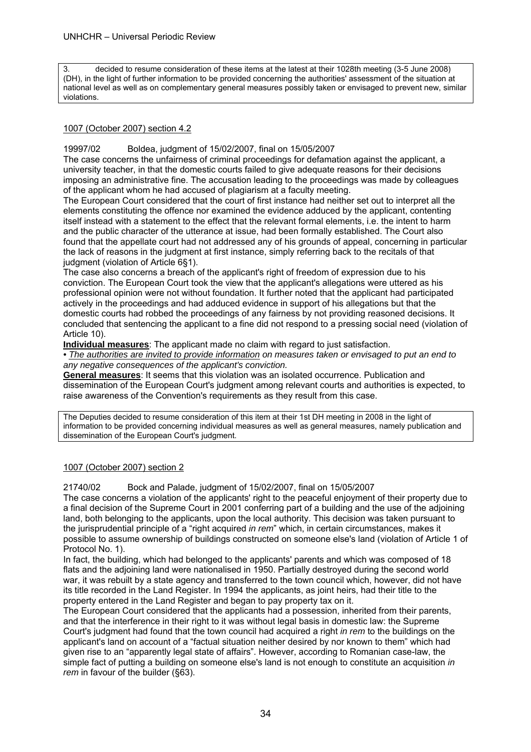3. decided to resume consideration of these items at the latest at their 1028th meeting (3-5 June 2008) (DH), in the light of further information to be provided concerning the authorities' assessment of the situation at national level as well as on complementary general measures possibly taken or envisaged to prevent new, similar violations.

1007 (October 2007) section 4.2

19997/02 Boldea, judgment of 15/02/2007, final on 15/05/2007

The case concerns the unfairness of criminal proceedings for defamation against the applicant, a university teacher, in that the domestic courts failed to give adequate reasons for their decisions imposing an administrative fine. The accusation leading to the proceedings was made by colleagues of the applicant whom he had accused of plagiarism at a faculty meeting.

The European Court considered that the court of first instance had neither set out to interpret all the elements constituting the offence nor examined the evidence adduced by the applicant, contenting itself instead with a statement to the effect that the relevant formal elements, i.e. the intent to harm and the public character of the utterance at issue, had been formally established. The Court also found that the appellate court had not addressed any of his grounds of appeal, concerning in particular the lack of reasons in the judgment at first instance, simply referring back to the recitals of that judgment (violation of Article 6§1).

The case also concerns a breach of the applicant's right of freedom of expression due to his conviction. The European Court took the view that the applicant's allegations were uttered as his professional opinion were not without foundation. It further noted that the applicant had participated actively in the proceedings and had adduced evidence in support of his allegations but that the domestic courts had robbed the proceedings of any fairness by not providing reasoned decisions. It concluded that sentencing the applicant to a fine did not respond to a pressing social need (violation of Article 10).

**Individual measures**: The applicant made no claim with regard to just satisfaction.

• *The authorities are invited to provide information on measures taken or envisaged to put an end to any negative consequences of the applicant's conviction.*

**General measures**: It seems that this violation was an isolated occurrence. Publication and dissemination of the European Court's judgment among relevant courts and authorities is expected, to raise awareness of the Convention's requirements as they result from this case.

The Deputies decided to resume consideration of this item at their 1st DH meeting in 2008 in the light of information to be provided concerning individual measures as well as general measures, namely publication and dissemination of the European Court's judgment.

1007 (October 2007) section 2

21740/02 Bock and Palade, judgment of 15/02/2007, final on 15/05/2007

The case concerns a violation of the applicants' right to the peaceful enjoyment of their property due to a final decision of the Supreme Court in 2001 conferring part of a building and the use of the adjoining land, both belonging to the applicants, upon the local authority. This decision was taken pursuant to the jurisprudential principle of a "right acquired *in rem*" which, in certain circumstances, makes it possible to assume ownership of buildings constructed on someone else's land (violation of Article 1 of Protocol No. 1).

In fact, the building, which had belonged to the applicants' parents and which was composed of 18 flats and the adjoining land were nationalised in 1950. Partially destroyed during the second world war, it was rebuilt by a state agency and transferred to the town council which, however, did not have its title recorded in the Land Register. In 1994 the applicants, as joint heirs, had their title to the property entered in the Land Register and began to pay property tax on it.

The European Court considered that the applicants had a possession, inherited from their parents, and that the interference in their right to it was without legal basis in domestic law: the Supreme Court's judgment had found that the town council had acquired a right *in rem* to the buildings on the applicant's land on account of a "factual situation neither desired by nor known to them" which had given rise to an "apparently legal state of affairs". However, according to Romanian case-law, the simple fact of putting a building on someone else's land is not enough to constitute an acquisition *in rem* in favour of the builder (§63).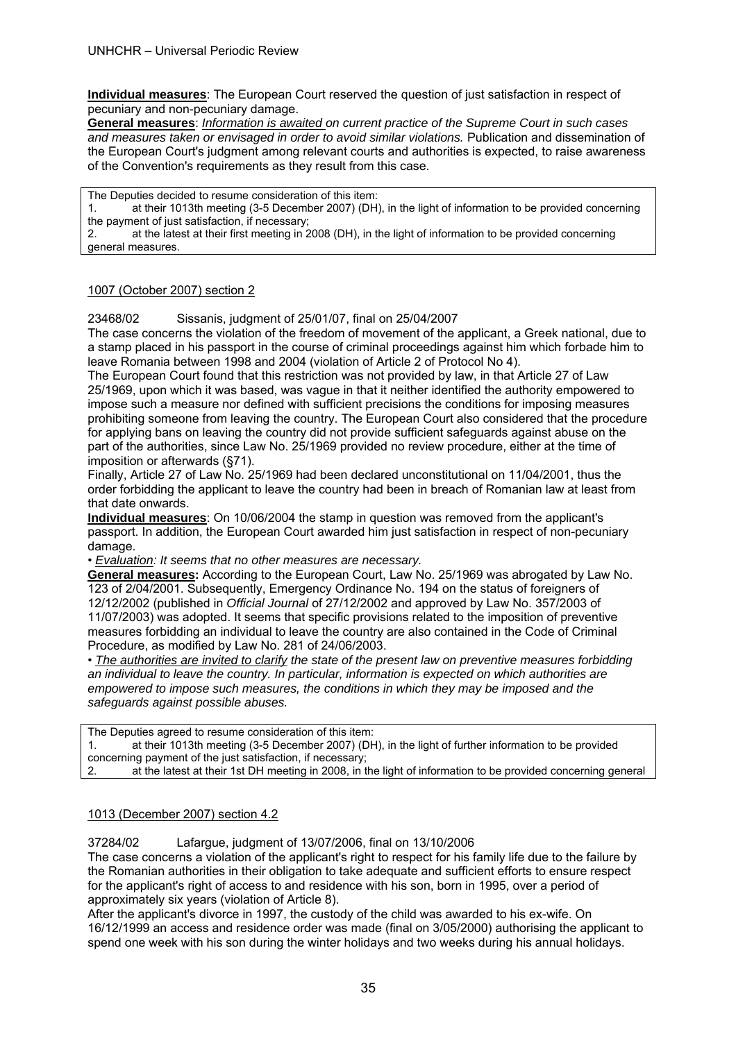**Individual measures**: The European Court reserved the question of just satisfaction in respect of pecuniary and non-pecuniary damage.

**General measures**: *Information is awaited on current practice of the Supreme Court in such cases and measures taken or envisaged in order to avoid similar violations.* Publication and dissemination of the European Court's judgment among relevant courts and authorities is expected, to raise awareness of the Convention's requirements as they result from this case.

The Deputies decided to resume consideration of this item:
1. at their 1013th meeting (3-5 December 2007) (DH), in the light of information to be provided concerning the payment of just satisfaction, if necessary;
2. at the latest at their first meeting in 2008 (DH), in the light of information to be provided concerning general measures.

1007 (October 2007) section 2

23468/02 Sissanis, judgment of 25/01/07, final on 25/04/2007

The case concerns the violation of the freedom of movement of the applicant, a Greek national, due to a stamp placed in his passport in the course of criminal proceedings against him which forbade him to leave Romania between 1998 and 2004 (violation of Article 2 of Protocol No 4).

The European Court found that this restriction was not provided by law, in that Article 27 of Law 25/1969, upon which it was based, was vague in that it neither identified the authority empowered to impose such a measure nor defined with sufficient precisions the conditions for imposing measures prohibiting someone from leaving the country. The European Court also considered that the procedure for applying bans on leaving the country did not provide sufficient safeguards against abuse on the part of the authorities, since Law No. 25/1969 provided no review procedure, either at the time of imposition or afterwards (§71).

Finally, Article 27 of Law No. 25/1969 had been declared unconstitutional on 11/04/2001, thus the order forbidding the applicant to leave the country had been in breach of Romanian law at least from that date onwards.

**Individual measures**: On 10/06/2004 the stamp in question was removed from the applicant's passport. In addition, the European Court awarded him just satisfaction in respect of non-pecuniary damage.

• *Evaluation: It seems that no other measures are necessary.*

**General measures:** According to the European Court, Law No. 25/1969 was abrogated by Law No. 123 of 2/04/2001. Subsequently, Emergency Ordinance No. 194 on the status of foreigners of 12/12/2002 (published in *Official Journal* of 27/12/2002 and approved by Law No. 357/2003 of 11/07/2003) was adopted. It seems that specific provisions related to the imposition of preventive measures forbidding an individual to leave the country are also contained in the Code of Criminal Procedure, as modified by Law No. 281 of 24/06/2003.

• *The authorities are invited to clarify the state of the present law on preventive measures forbidding an individual to leave the country. In particular, information is expected on which authorities are empowered to impose such measures, the conditions in which they may be imposed and the safeguards against possible abuses.*

The Deputies agreed to resume consideration of this item:
1. at their 1013th meeting (3-5 December 2007) (DH), in the light of further information to be provided concerning payment of the just satisfaction, if necessary;
2. at the latest at their 1st DH meeting in 2008, in the light of information to be provided concerning general

1013 (December 2007) section 4.2

37284/02 Lafargue, judgment of 13/07/2006, final on 13/10/2006

The case concerns a violation of the applicant's right to respect for his family life due to the failure by the Romanian authorities in their obligation to take adequate and sufficient efforts to ensure respect for the applicant's right of access to and residence with his son, born in 1995, over a period of approximately six years (violation of Article 8).

After the applicant's divorce in 1997, the custody of the child was awarded to his ex-wife. On 16/12/1999 an access and residence order was made (final on 3/05/2000) authorising the applicant to spend one week with his son during the winter holidays and two weeks during his annual holidays.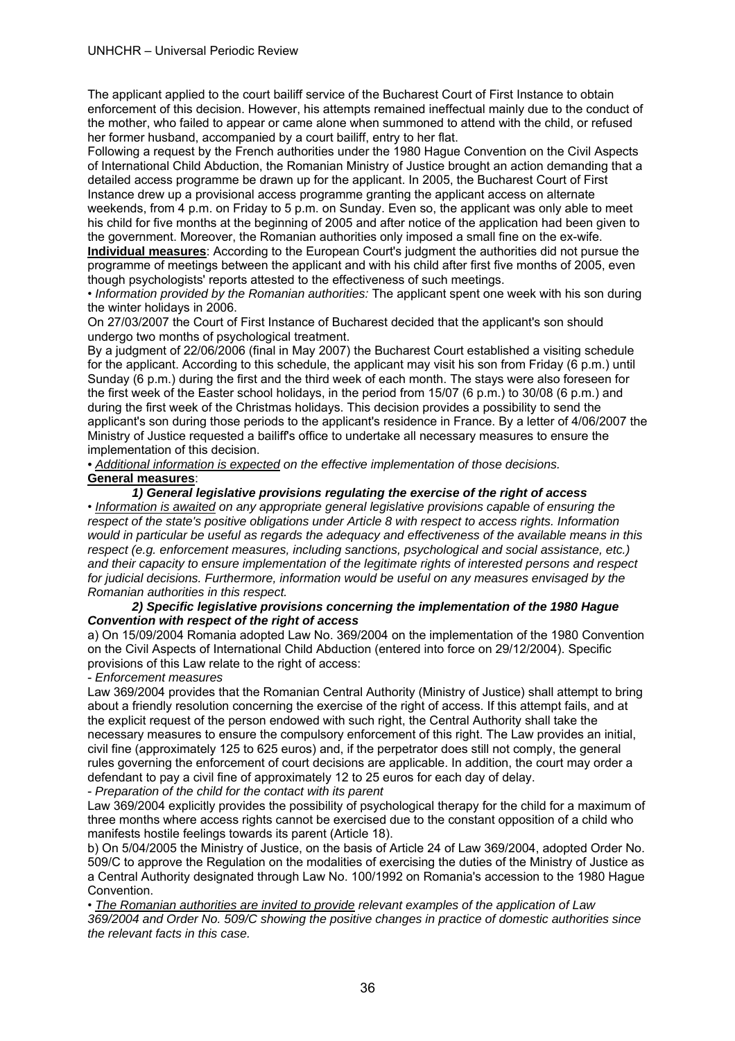The applicant applied to the court bailiff service of the Bucharest Court of First Instance to obtain enforcement of this decision. However, his attempts remained ineffectual mainly due to the conduct of the mother, who failed to appear or came alone when summoned to attend with the child, or refused her former husband, accompanied by a court bailiff, entry to her flat.

Following a request by the French authorities under the 1980 Hague Convention on the Civil Aspects of International Child Abduction, the Romanian Ministry of Justice brought an action demanding that a detailed access programme be drawn up for the applicant. In 2005, the Bucharest Court of First Instance drew up a provisional access programme granting the applicant access on alternate weekends, from 4 p.m. on Friday to 5 p.m. on Sunday. Even so, the applicant was only able to meet his child for five months at the beginning of 2005 and after notice of the application had been given to the government. Moreover, the Romanian authorities only imposed a small fine on the ex-wife.

**Individual measures**: According to the European Court's judgment the authorities did not pursue the programme of meetings between the applicant and with his child after first five months of 2005, even though psychologists' reports attested to the effectiveness of such meetings.

• *Information provided by the Romanian authorities:* The applicant spent one week with his son during the winter holidays in 2006.

On 27/03/2007 the Court of First Instance of Bucharest decided that the applicant's son should undergo two months of psychological treatment.

By a judgment of 22/06/2006 (final in May 2007) the Bucharest Court established a visiting schedule for the applicant. According to this schedule, the applicant may visit his son from Friday (6 p.m.) until Sunday (6 p.m.) during the first and the third week of each month. The stays were also foreseen for the first week of the Easter school holidays, in the period from 15/07 (6 p.m.) to 30/08 (6 p.m.) and during the first week of the Christmas holidays. This decision provides a possibility to send the applicant's son during those periods to the applicant's residence in France. By a letter of 4/06/2007 the Ministry of Justice requested a bailiff's office to undertake all necessary measures to ensure the implementation of this decision.

• *Additional information is expected on the effective implementation of those decisions.*

**General measures**:

***1) General legislative provisions regulating the exercise of the right of access***

• *Information is awaited on any appropriate general legislative provisions capable of ensuring the respect of the state's positive obligations under Article 8 with respect to access rights. Information would in particular be useful as regards the adequacy and effectiveness of the available means in this respect (e.g. enforcement measures, including sanctions, psychological and social assistance, etc.) and their capacity to ensure implementation of the legitimate rights of interested persons and respect for judicial decisions. Furthermore, information would be useful on any measures envisaged by the Romanian authorities in this respect.*

***2) Specific legislative provisions concerning the implementation of the 1980 Hague Convention with respect of the right of access***

a) On 15/09/2004 Romania adopted Law No. 369/2004 on the implementation of the 1980 Convention on the Civil Aspects of International Child Abduction (entered into force on 29/12/2004). Specific provisions of this Law relate to the right of access:

- *Enforcement measures*

Law 369/2004 provides that the Romanian Central Authority (Ministry of Justice) shall attempt to bring about a friendly resolution concerning the exercise of the right of access. If this attempt fails, and at the explicit request of the person endowed with such right, the Central Authority shall take the necessary measures to ensure the compulsory enforcement of this right. The Law provides an initial, civil fine (approximately 125 to 625 euros) and, if the perpetrator does still not comply, the general rules governing the enforcement of court decisions are applicable. In addition, the court may order a defendant to pay a civil fine of approximately 12 to 25 euros for each day of delay.

- *Preparation of the child for the contact with its parent*

Law 369/2004 explicitly provides the possibility of psychological therapy for the child for a maximum of three months where access rights cannot be exercised due to the constant opposition of a child who manifests hostile feelings towards its parent (Article 18).

b) On 5/04/2005 the Ministry of Justice, on the basis of Article 24 of Law 369/2004, adopted Order No. 509/C to approve the Regulation on the modalities of exercising the duties of the Ministry of Justice as a Central Authority designated through Law No. 100/1992 on Romania's accession to the 1980 Hague Convention.

• *The Romanian authorities are invited to provide relevant examples of the application of Law 369/2004 and Order No. 509/C showing the positive changes in practice of domestic authorities since the relevant facts in this case.*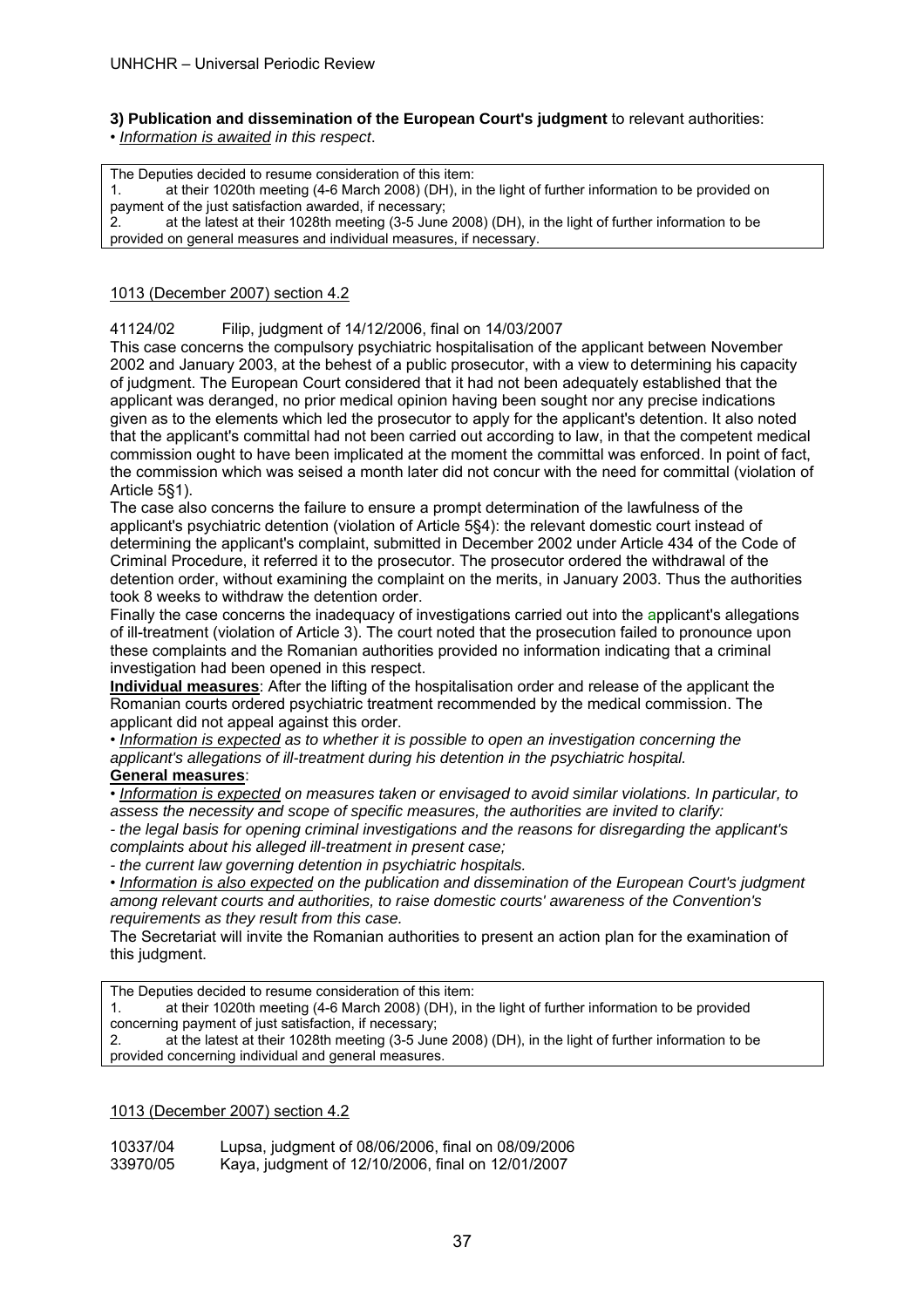**3) Publication and dissemination of the European Court's judgment** to relevant authorities:
• *Information is awaited in this respect*.

> The Deputies decided to resume consideration of this item:
> 1. at their 1020th meeting (4-6 March 2008) (DH), in the light of further information to be provided on payment of the just satisfaction awarded, if necessary;
> 2. at the latest at their 1028th meeting (3-5 June 2008) (DH), in the light of further information to be provided on general measures and individual measures, if necessary.

1013 (December 2007) section 4.2

41124/02 Filip, judgment of 14/12/2006, final on 14/03/2007

This case concerns the compulsory psychiatric hospitalisation of the applicant between November 2002 and January 2003, at the behest of a public prosecutor, with a view to determining his capacity of judgment. The European Court considered that it had not been adequately established that the applicant was deranged, no prior medical opinion having been sought nor any precise indications given as to the elements which led the prosecutor to apply for the applicant's detention. It also noted that the applicant's committal had not been carried out according to law, in that the competent medical commission ought to have been implicated at the moment the committal was enforced. In point of fact, the commission which was seised a month later did not concur with the need for committal (violation of Article 5§1).

The case also concerns the failure to ensure a prompt determination of the lawfulness of the applicant's psychiatric detention (violation of Article 5§4): the relevant domestic court instead of determining the applicant's complaint, submitted in December 2002 under Article 434 of the Code of Criminal Procedure, it referred it to the prosecutor. The prosecutor ordered the withdrawal of the detention order, without examining the complaint on the merits, in January 2003. Thus the authorities took 8 weeks to withdraw the detention order.

Finally the case concerns the inadequacy of investigations carried out into the applicant's allegations of ill-treatment (violation of Article 3). The court noted that the prosecution failed to pronounce upon these complaints and the Romanian authorities provided no information indicating that a criminal investigation had been opened in this respect.

**Individual measures**: After the lifting of the hospitalisation order and release of the applicant the Romanian courts ordered psychiatric treatment recommended by the medical commission. The applicant did not appeal against this order.

• *Information is expected as to whether it is possible to open an investigation concerning the applicant's allegations of ill-treatment during his detention in the psychiatric hospital.*

**General measures**:

• *Information is expected on measures taken or envisaged to avoid similar violations. In particular, to assess the necessity and scope of specific measures, the authorities are invited to clarify:*

*- the legal basis for opening criminal investigations and the reasons for disregarding the applicant's complaints about his alleged ill-treatment in present case;*

*- the current law governing detention in psychiatric hospitals.*

• *Information is also expected on the publication and dissemination of the European Court's judgment among relevant courts and authorities, to raise domestic courts' awareness of the Convention's requirements as they result from this case.*

The Secretariat will invite the Romanian authorities to present an action plan for the examination of this judgment.

> The Deputies decided to resume consideration of this item:
> 1. at their 1020th meeting (4-6 March 2008) (DH), in the light of further information to be provided concerning payment of just satisfaction, if necessary;
> 2. at the latest at their 1028th meeting (3-5 June 2008) (DH), in the light of further information to be provided concerning individual and general measures.

1013 (December 2007) section 4.2

10337/04 Lupsa, judgment of 08/06/2006, final on 08/09/2006
33970/05 Kaya, judgment of 12/10/2006, final on 12/01/2007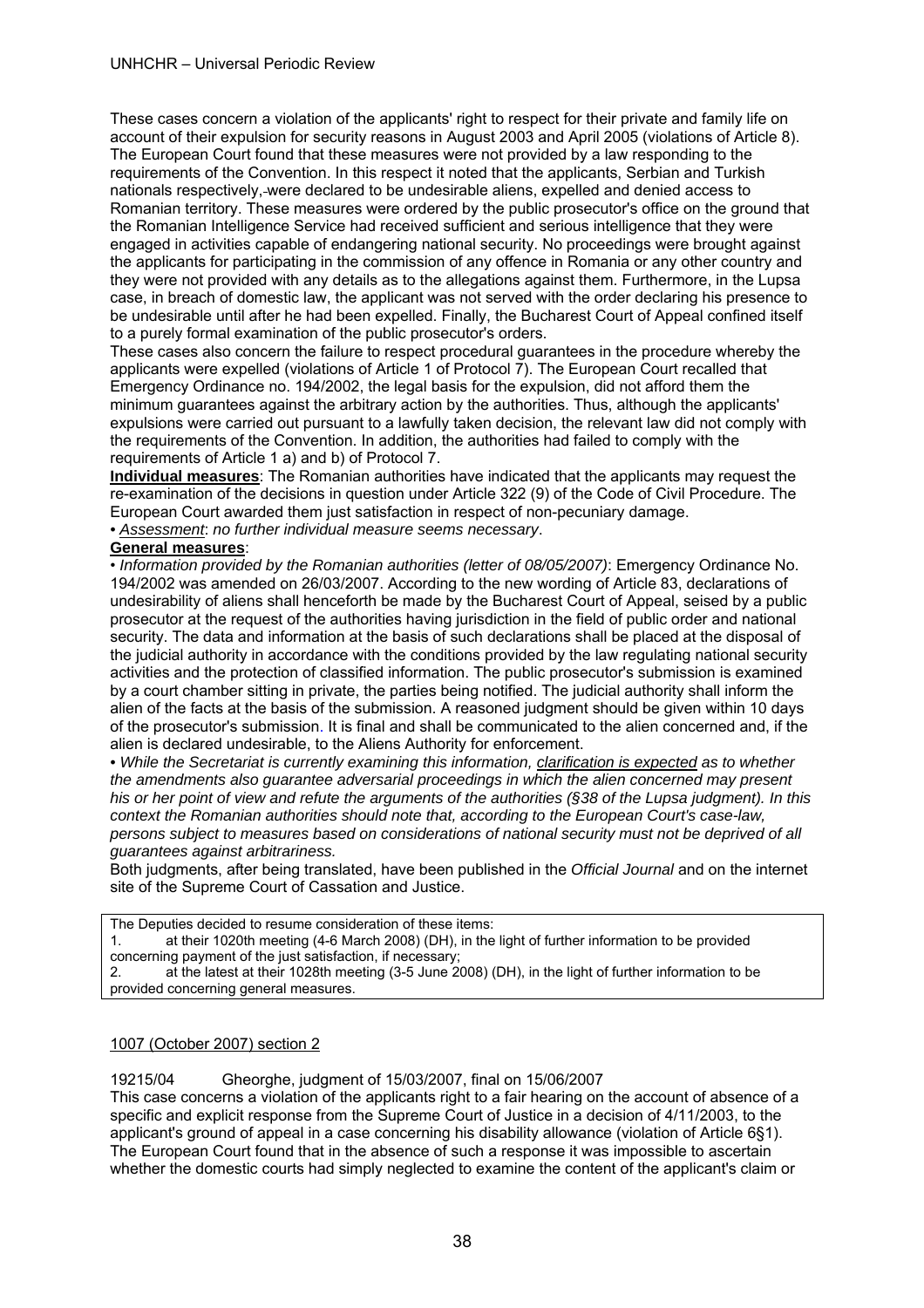These cases concern a violation of the applicants' right to respect for their private and family life on account of their expulsion for security reasons in August 2003 and April 2005 (violations of Article 8). The European Court found that these measures were not provided by a law responding to the requirements of the Convention. In this respect it noted that the applicants, Serbian and Turkish nationals respectively, were declared to be undesirable aliens, expelled and denied access to Romanian territory. These measures were ordered by the public prosecutor's office on the ground that the Romanian Intelligence Service had received sufficient and serious intelligence that they were engaged in activities capable of endangering national security. No proceedings were brought against the applicants for participating in the commission of any offence in Romania or any other country and they were not provided with any details as to the allegations against them. Furthermore, in the Lupsa case, in breach of domestic law, the applicant was not served with the order declaring his presence to be undesirable until after he had been expelled. Finally, the Bucharest Court of Appeal confined itself to a purely formal examination of the public prosecutor's orders.

These cases also concern the failure to respect procedural guarantees in the procedure whereby the applicants were expelled (violations of Article 1 of Protocol 7). The European Court recalled that Emergency Ordinance no. 194/2002, the legal basis for the expulsion, did not afford them the minimum guarantees against the arbitrary action by the authorities. Thus, although the applicants' expulsions were carried out pursuant to a lawfully taken decision, the relevant law did not comply with the requirements of the Convention. In addition, the authorities had failed to comply with the requirements of Article 1 a) and b) of Protocol 7.

**Individual measures**: The Romanian authorities have indicated that the applicants may request the re-examination of the decisions in question under Article 322 (9) of the Code of Civil Procedure. The European Court awarded them just satisfaction in respect of non-pecuniary damage.

• *Assessment*: *no further individual measure seems necessary*.

**General measures**:

• *Information provided by the Romanian authorities (letter of 08/05/2007)*: Emergency Ordinance No. 194/2002 was amended on 26/03/2007. According to the new wording of Article 83, declarations of undesirability of aliens shall henceforth be made by the Bucharest Court of Appeal, seised by a public prosecutor at the request of the authorities having jurisdiction in the field of public order and national security. The data and information at the basis of such declarations shall be placed at the disposal of the judicial authority in accordance with the conditions provided by the law regulating national security activities and the protection of classified information. The public prosecutor's submission is examined by a court chamber sitting in private, the parties being notified. The judicial authority shall inform the alien of the facts at the basis of the submission. A reasoned judgment should be given within 10 days of the prosecutor's submission. It is final and shall be communicated to the alien concerned and, if the alien is declared undesirable, to the Aliens Authority for enforcement.

• *While the Secretariat is currently examining this information, clarification is expected as to whether the amendments also guarantee adversarial proceedings in which the alien concerned may present his or her point of view and refute the arguments of the authorities (§38 of the Lupsa judgment). In this context the Romanian authorities should note that, according to the European Court's case-law, persons subject to measures based on considerations of national security must not be deprived of all guarantees against arbitrariness.*

Both judgments, after being translated, have been published in the *Official Journal* and on the internet site of the Supreme Court of Cassation and Justice.

The Deputies decided to resume consideration of these items:
1. at their 1020th meeting (4-6 March 2008) (DH), in the light of further information to be provided concerning payment of the just satisfaction, if necessary;
2. at the latest at their 1028th meeting (3-5 June 2008) (DH), in the light of further information to be provided concerning general measures.

1007 (October 2007) section 2

19215/04 Gheorghe, judgment of 15/03/2007, final on 15/06/2007

This case concerns a violation of the applicants right to a fair hearing on the account of absence of a specific and explicit response from the Supreme Court of Justice in a decision of 4/11/2003, to the applicant's ground of appeal in a case concerning his disability allowance (violation of Article 6§1). The European Court found that in the absence of such a response it was impossible to ascertain whether the domestic courts had simply neglected to examine the content of the applicant's claim or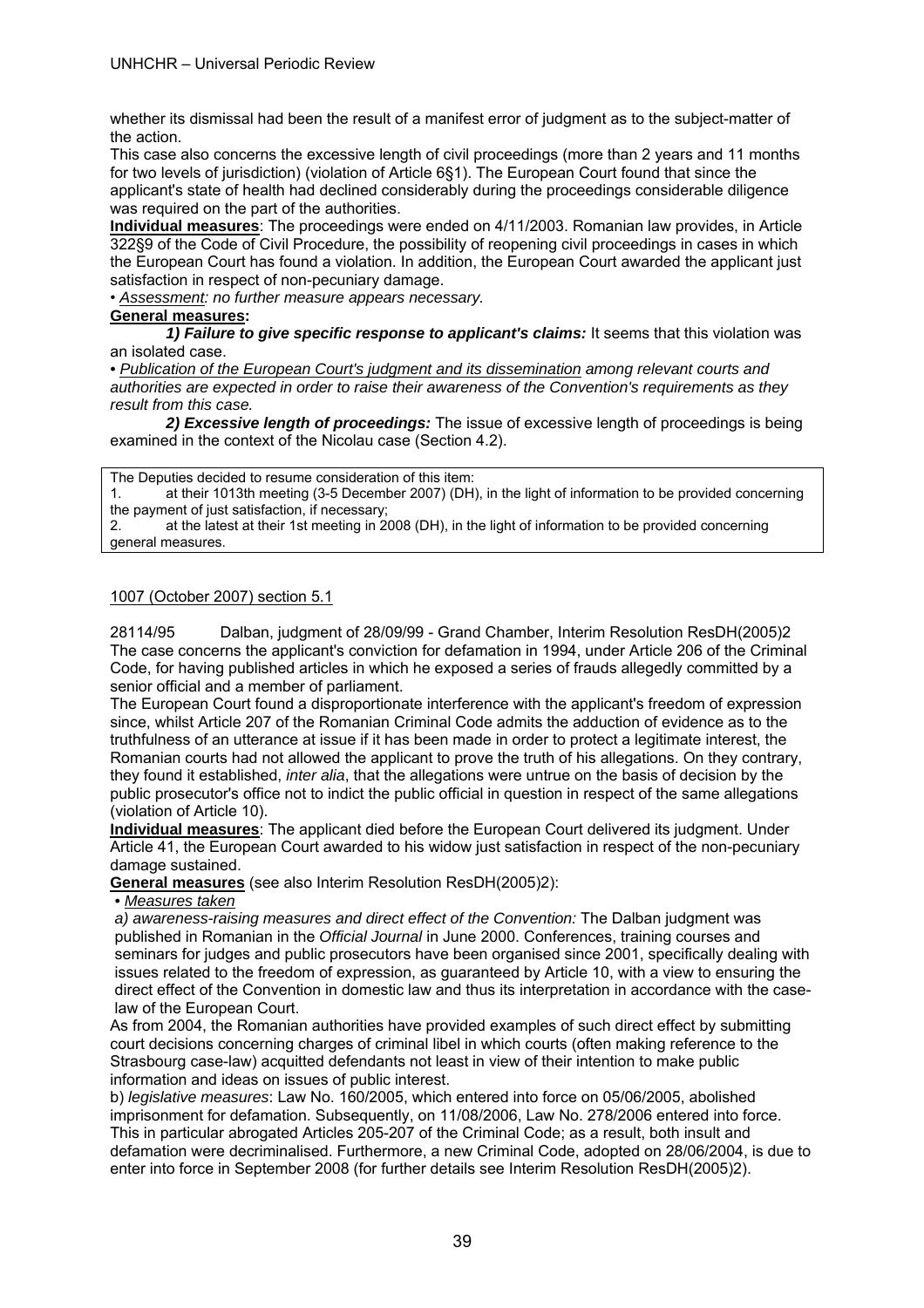whether its dismissal had been the result of a manifest error of judgment as to the subject-matter of the action.

This case also concerns the excessive length of civil proceedings (more than 2 years and 11 months for two levels of jurisdiction) (violation of Article 6§1). The European Court found that since the applicant's state of health had declined considerably during the proceedings considerable diligence was required on the part of the authorities.

**Individual measures**: The proceedings were ended on 4/11/2003. Romanian law provides, in Article 322§9 of the Code of Civil Procedure, the possibility of reopening civil proceedings in cases in which the European Court has found a violation. In addition, the European Court awarded the applicant just satisfaction in respect of non-pecuniary damage.

• *Assessment: no further measure appears necessary.*

**General measures:**

***1) Failure to give specific response to applicant's claims:*** It seems that this violation was an isolated case.

• *Publication of the European Court's judgment and its dissemination among relevant courts and authorities are expected in order to raise their awareness of the Convention's requirements as they result from this case.*

***2) Excessive length of proceedings:*** The issue of excessive length of proceedings is being examined in the context of the Nicolau case (Section 4.2).

> The Deputies decided to resume consideration of this item:
> 1. at their 1013th meeting (3-5 December 2007) (DH), in the light of information to be provided concerning the payment of just satisfaction, if necessary;
> 2. at the latest at their 1st meeting in 2008 (DH), in the light of information to be provided concerning general measures.

1007 (October 2007) section 5.1

28114/95 Dalban, judgment of 28/09/99 - Grand Chamber, Interim Resolution ResDH(2005)2

The case concerns the applicant's conviction for defamation in 1994, under Article 206 of the Criminal Code, for having published articles in which he exposed a series of frauds allegedly committed by a senior official and a member of parliament.

The European Court found a disproportionate interference with the applicant's freedom of expression since, whilst Article 207 of the Romanian Criminal Code admits the adduction of evidence as to the truthfulness of an utterance at issue if it has been made in order to protect a legitimate interest, the Romanian courts had not allowed the applicant to prove the truth of his allegations. On they contrary, they found it established, *inter alia*, that the allegations were untrue on the basis of decision by the public prosecutor's office not to indict the public official in question in respect of the same allegations (violation of Article 10).

**Individual measures**: The applicant died before the European Court delivered its judgment. Under Article 41, the European Court awarded to his widow just satisfaction in respect of the non-pecuniary damage sustained.

**General measures** (see also Interim Resolution ResDH(2005)2):

• *Measures taken*

*a) awareness-raising measures and direct effect of the Convention:* The Dalban judgment was published in Romanian in the *Official Journal* in June 2000. Conferences, training courses and seminars for judges and public prosecutors have been organised since 2001, specifically dealing with issues related to the freedom of expression, as guaranteed by Article 10, with a view to ensuring the direct effect of the Convention in domestic law and thus its interpretation in accordance with the case-law of the European Court.

As from 2004, the Romanian authorities have provided examples of such direct effect by submitting court decisions concerning charges of criminal libel in which courts (often making reference to the Strasbourg case-law) acquitted defendants not least in view of their intention to make public information and ideas on issues of public interest.

b) *legislative measures*: Law No. 160/2005, which entered into force on 05/06/2005, abolished imprisonment for defamation. Subsequently, on 11/08/2006, Law No. 278/2006 entered into force. This in particular abrogated Articles 205-207 of the Criminal Code; as a result, both insult and defamation were decriminalised. Furthermore, a new Criminal Code, adopted on 28/06/2004, is due to enter into force in September 2008 (for further details see Interim Resolution ResDH(2005)2).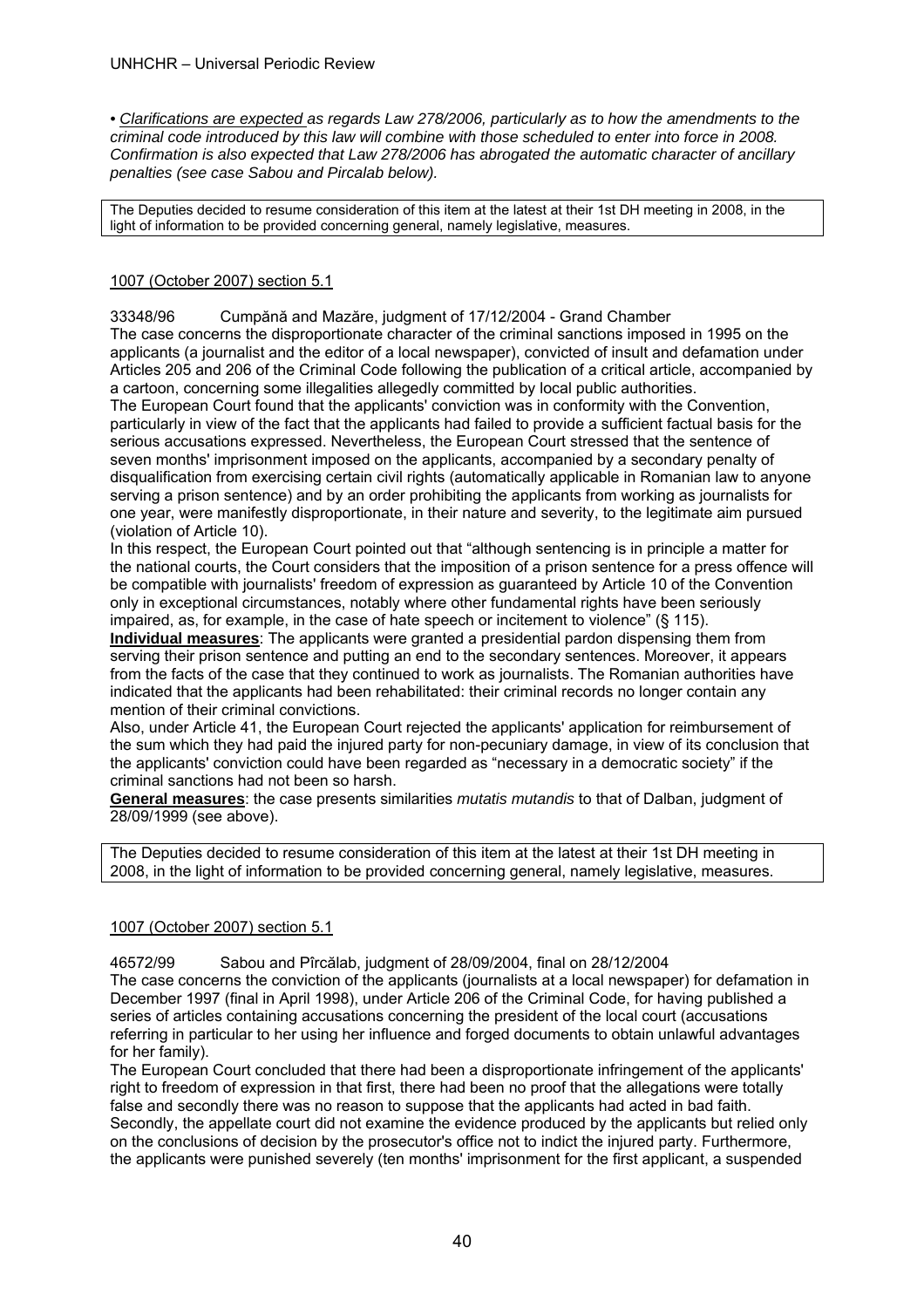• *Clarifications are expected as regards Law 278/2006, particularly as to how the amendments to the criminal code introduced by this law will combine with those scheduled to enter into force in 2008. Confirmation is also expected that Law 278/2006 has abrogated the automatic character of ancillary penalties (see case Sabou and Pircalab below).*

| The Deputies decided to resume consideration of this item at the latest at their 1st DH meeting in 2008, in the light of information to be provided concerning general, namely legislative, measures. |
|---|

1007 (October 2007) section 5.1

33348/96 Cumpănă and Mazăre, judgment of 17/12/2004 - Grand Chamber

The case concerns the disproportionate character of the criminal sanctions imposed in 1995 on the applicants (a journalist and the editor of a local newspaper), convicted of insult and defamation under Articles 205 and 206 of the Criminal Code following the publication of a critical article, accompanied by a cartoon, concerning some illegalities allegedly committed by local public authorities.

The European Court found that the applicants' conviction was in conformity with the Convention, particularly in view of the fact that the applicants had failed to provide a sufficient factual basis for the serious accusations expressed. Nevertheless, the European Court stressed that the sentence of seven months' imprisonment imposed on the applicants, accompanied by a secondary penalty of disqualification from exercising certain civil rights (automatically applicable in Romanian law to anyone serving a prison sentence) and by an order prohibiting the applicants from working as journalists for one year, were manifestly disproportionate, in their nature and severity, to the legitimate aim pursued (violation of Article 10).

In this respect, the European Court pointed out that "although sentencing is in principle a matter for the national courts, the Court considers that the imposition of a prison sentence for a press offence will be compatible with journalists' freedom of expression as guaranteed by Article 10 of the Convention only in exceptional circumstances, notably where other fundamental rights have been seriously impaired, as, for example, in the case of hate speech or incitement to violence" (§ 115).

**Individual measures**: The applicants were granted a presidential pardon dispensing them from serving their prison sentence and putting an end to the secondary sentences. Moreover, it appears from the facts of the case that they continued to work as journalists. The Romanian authorities have indicated that the applicants had been rehabilitated: their criminal records no longer contain any mention of their criminal convictions.

Also, under Article 41, the European Court rejected the applicants' application for reimbursement of the sum which they had paid the injured party for non-pecuniary damage, in view of its conclusion that the applicants' conviction could have been regarded as "necessary in a democratic society" if the criminal sanctions had not been so harsh.

**General measures**: the case presents similarities *mutatis mutandis* to that of Dalban, judgment of 28/09/1999 (see above).

| The Deputies decided to resume consideration of this item at the latest at their 1st DH meeting in 2008, in the light of information to be provided concerning general, namely legislative, measures. |
|---|

1007 (October 2007) section 5.1

46572/99 Sabou and Pîrcălab, judgment of 28/09/2004, final on 28/12/2004

The case concerns the conviction of the applicants (journalists at a local newspaper) for defamation in December 1997 (final in April 1998), under Article 206 of the Criminal Code, for having published a series of articles containing accusations concerning the president of the local court (accusations referring in particular to her using her influence and forged documents to obtain unlawful advantages for her family).

The European Court concluded that there had been a disproportionate infringement of the applicants' right to freedom of expression in that first, there had been no proof that the allegations were totally false and secondly there was no reason to suppose that the applicants had acted in bad faith. Secondly, the appellate court did not examine the evidence produced by the applicants but relied only on the conclusions of decision by the prosecutor's office not to indict the injured party. Furthermore, the applicants were punished severely (ten months' imprisonment for the first applicant, a suspended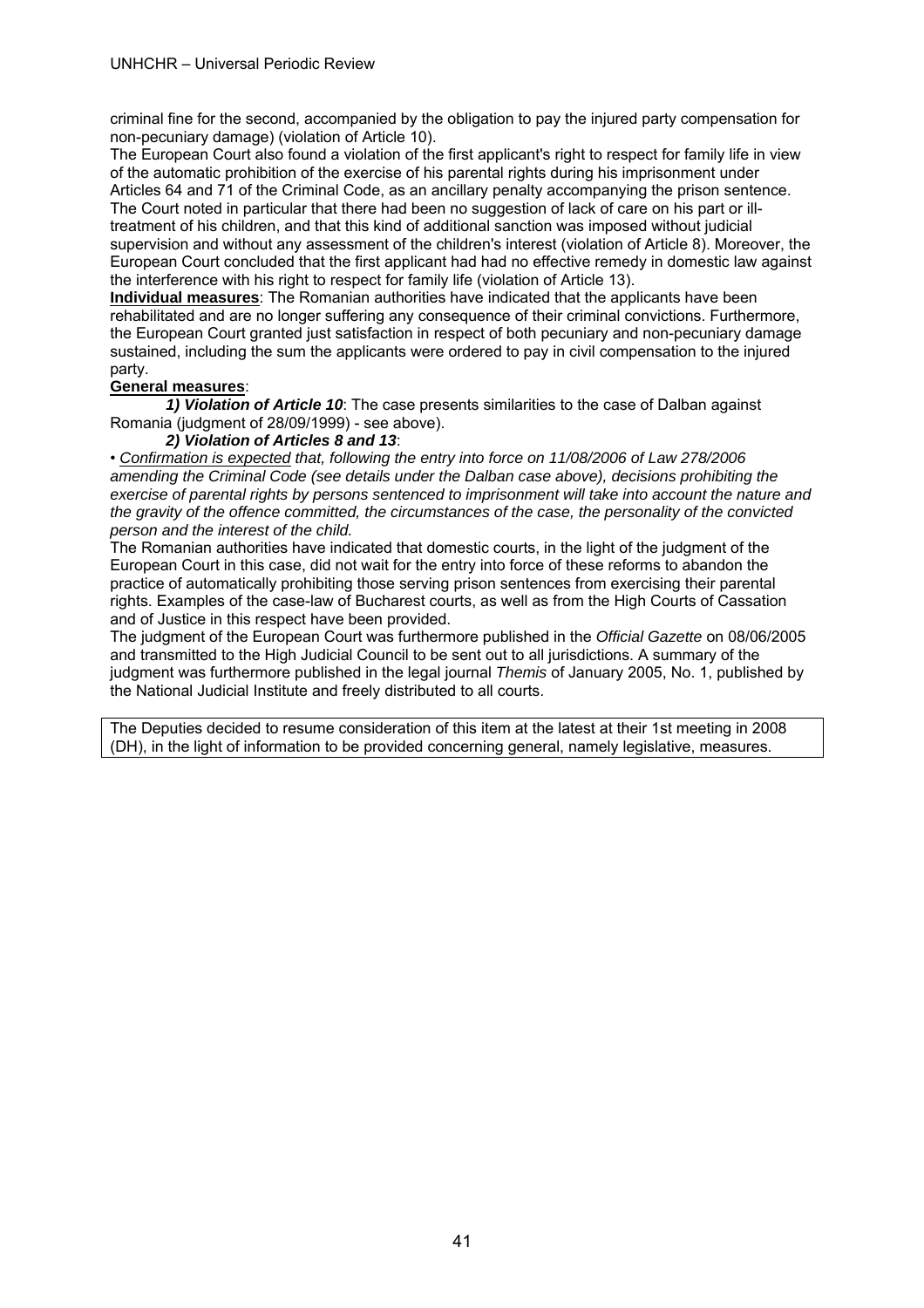criminal fine for the second, accompanied by the obligation to pay the injured party compensation for non-pecuniary damage) (violation of Article 10).

The European Court also found a violation of the first applicant's right to respect for family life in view of the automatic prohibition of the exercise of his parental rights during his imprisonment under Articles 64 and 71 of the Criminal Code, as an ancillary penalty accompanying the prison sentence. The Court noted in particular that there had been no suggestion of lack of care on his part or ill-treatment of his children, and that this kind of additional sanction was imposed without judicial supervision and without any assessment of the children's interest (violation of Article 8). Moreover, the European Court concluded that the first applicant had had no effective remedy in domestic law against the interference with his right to respect for family life (violation of Article 13).

**Individual measures**: The Romanian authorities have indicated that the applicants have been rehabilitated and are no longer suffering any consequence of their criminal convictions. Furthermore, the European Court granted just satisfaction in respect of both pecuniary and non-pecuniary damage sustained, including the sum the applicants were ordered to pay in civil compensation to the injured party.

**General measures**:

***1) Violation of Article 10***: The case presents similarities to the case of Dalban against Romania (judgment of 28/09/1999) - see above).

***2) Violation of Articles 8 and 13***:

• *Confirmation is expected that, following the entry into force on 11/08/2006 of Law 278/2006 amending the Criminal Code (see details under the Dalban case above), decisions prohibiting the exercise of parental rights by persons sentenced to imprisonment will take into account the nature and the gravity of the offence committed, the circumstances of the case, the personality of the convicted person and the interest of the child.*

The Romanian authorities have indicated that domestic courts, in the light of the judgment of the European Court in this case, did not wait for the entry into force of these reforms to abandon the practice of automatically prohibiting those serving prison sentences from exercising their parental rights. Examples of the case-law of Bucharest courts, as well as from the High Courts of Cassation and of Justice in this respect have been provided.

The judgment of the European Court was furthermore published in the *Official Gazette* on 08/06/2005 and transmitted to the High Judicial Council to be sent out to all jurisdictions. A summary of the judgment was furthermore published in the legal journal *Themis* of January 2005, No. 1, published by the National Judicial Institute and freely distributed to all courts.

The Deputies decided to resume consideration of this item at the latest at their 1st meeting in 2008 (DH), in the light of information to be provided concerning general, namely legislative, measures.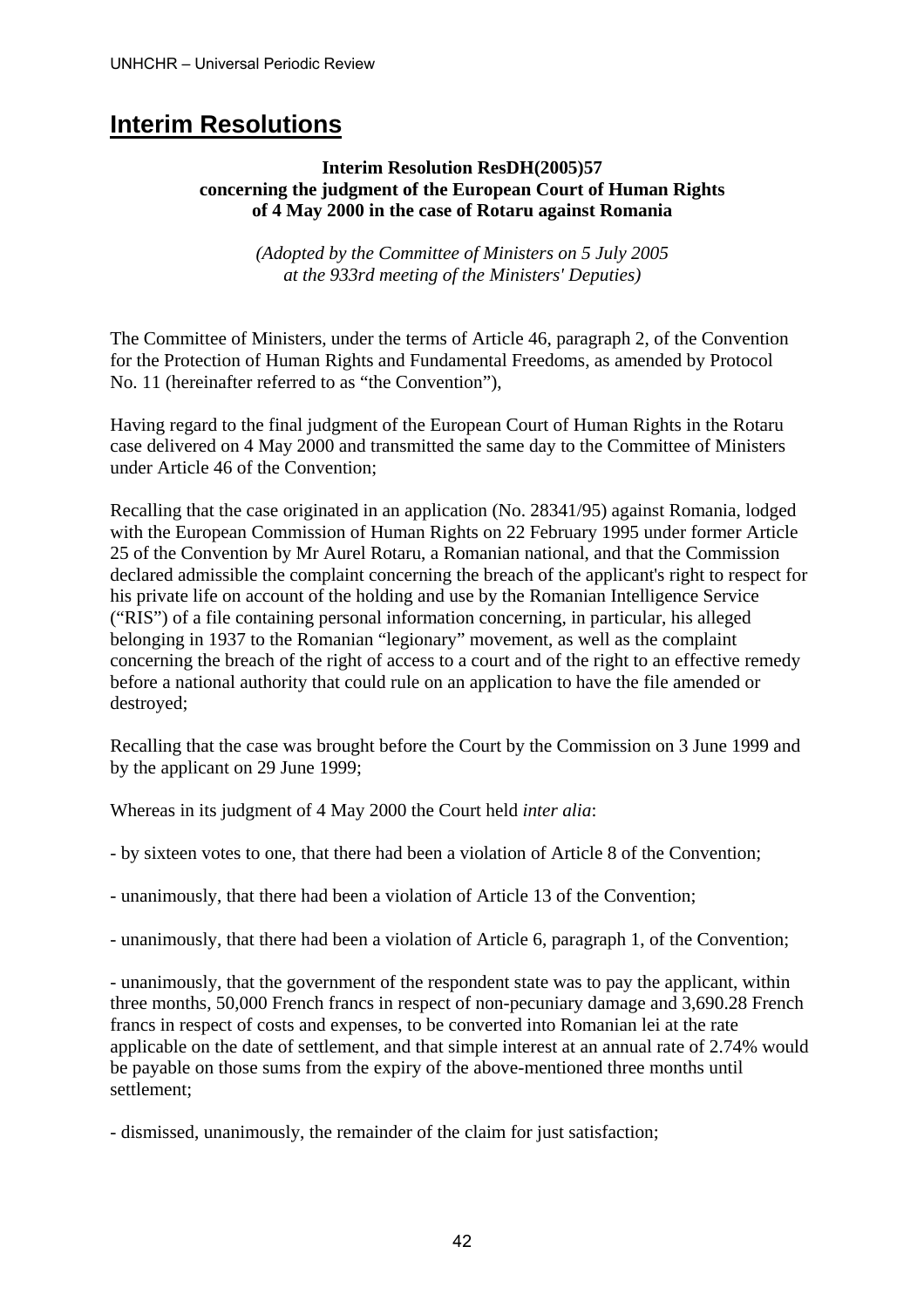# Interim Resolutions

**Interim Resolution ResDH(2005)57**
**concerning the judgment of the European Court of Human Rights**
**of 4 May 2000 in the case of Rotaru against Romania**

*(Adopted by the Committee of Ministers on 5 July 2005*
*at the 933rd meeting of the Ministers' Deputies)*

The Committee of Ministers, under the terms of Article 46, paragraph 2, of the Convention for the Protection of Human Rights and Fundamental Freedoms, as amended by Protocol No. 11 (hereinafter referred to as "the Convention"),

Having regard to the final judgment of the European Court of Human Rights in the Rotaru case delivered on 4 May 2000 and transmitted the same day to the Committee of Ministers under Article 46 of the Convention;

Recalling that the case originated in an application (No. 28341/95) against Romania, lodged with the European Commission of Human Rights on 22 February 1995 under former Article 25 of the Convention by Mr Aurel Rotaru, a Romanian national, and that the Commission declared admissible the complaint concerning the breach of the applicant's right to respect for his private life on account of the holding and use by the Romanian Intelligence Service ("RIS") of a file containing personal information concerning, in particular, his alleged belonging in 1937 to the Romanian "legionary" movement, as well as the complaint concerning the breach of the right of access to a court and of the right to an effective remedy before a national authority that could rule on an application to have the file amended or destroyed;

Recalling that the case was brought before the Court by the Commission on 3 June 1999 and by the applicant on 29 June 1999;

Whereas in its judgment of 4 May 2000 the Court held *inter alia*:

- by sixteen votes to one, that there had been a violation of Article 8 of the Convention;

- unanimously, that there had been a violation of Article 13 of the Convention;

- unanimously, that there had been a violation of Article 6, paragraph 1, of the Convention;

- unanimously, that the government of the respondent state was to pay the applicant, within three months, 50,000 French francs in respect of non-pecuniary damage and 3,690.28 French francs in respect of costs and expenses, to be converted into Romanian lei at the rate applicable on the date of settlement, and that simple interest at an annual rate of 2.74% would be payable on those sums from the expiry of the above-mentioned three months until settlement;

- dismissed, unanimously, the remainder of the claim for just satisfaction;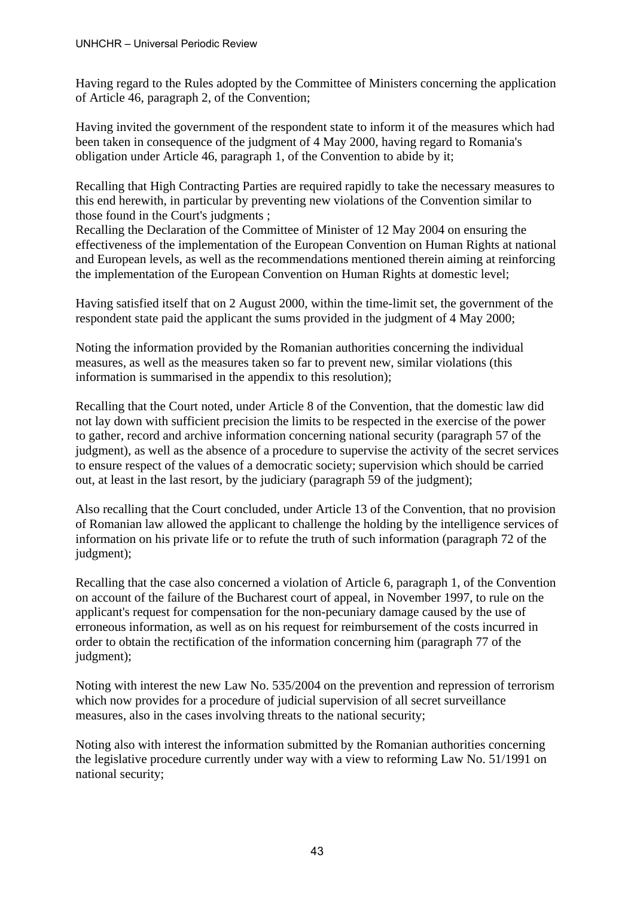Having regard to the Rules adopted by the Committee of Ministers concerning the application of Article 46, paragraph 2, of the Convention;

Having invited the government of the respondent state to inform it of the measures which had been taken in consequence of the judgment of 4 May 2000, having regard to Romania's obligation under Article 46, paragraph 1, of the Convention to abide by it;

Recalling that High Contracting Parties are required rapidly to take the necessary measures to this end herewith, in particular by preventing new violations of the Convention similar to those found in the Court's judgments ;
Recalling the Declaration of the Committee of Minister of 12 May 2004 on ensuring the effectiveness of the implementation of the European Convention on Human Rights at national and European levels, as well as the recommendations mentioned therein aiming at reinforcing the implementation of the European Convention on Human Rights at domestic level;

Having satisfied itself that on 2 August 2000, within the time-limit set, the government of the respondent state paid the applicant the sums provided in the judgment of 4 May 2000;

Noting the information provided by the Romanian authorities concerning the individual measures, as well as the measures taken so far to prevent new, similar violations (this information is summarised in the appendix to this resolution);

Recalling that the Court noted, under Article 8 of the Convention, that the domestic law did not lay down with sufficient precision the limits to be respected in the exercise of the power to gather, record and archive information concerning national security (paragraph 57 of the judgment), as well as the absence of a procedure to supervise the activity of the secret services to ensure respect of the values of a democratic society; supervision which should be carried out, at least in the last resort, by the judiciary (paragraph 59 of the judgment);

Also recalling that the Court concluded, under Article 13 of the Convention, that no provision of Romanian law allowed the applicant to challenge the holding by the intelligence services of information on his private life or to refute the truth of such information (paragraph 72 of the judgment);

Recalling that the case also concerned a violation of Article 6, paragraph 1, of the Convention on account of the failure of the Bucharest court of appeal, in November 1997, to rule on the applicant's request for compensation for the non-pecuniary damage caused by the use of erroneous information, as well as on his request for reimbursement of the costs incurred in order to obtain the rectification of the information concerning him (paragraph 77 of the judgment);

Noting with interest the new Law No. 535/2004 on the prevention and repression of terrorism which now provides for a procedure of judicial supervision of all secret surveillance measures, also in the cases involving threats to the national security;

Noting also with interest the information submitted by the Romanian authorities concerning the legislative procedure currently under way with a view to reforming Law No. 51/1991 on national security;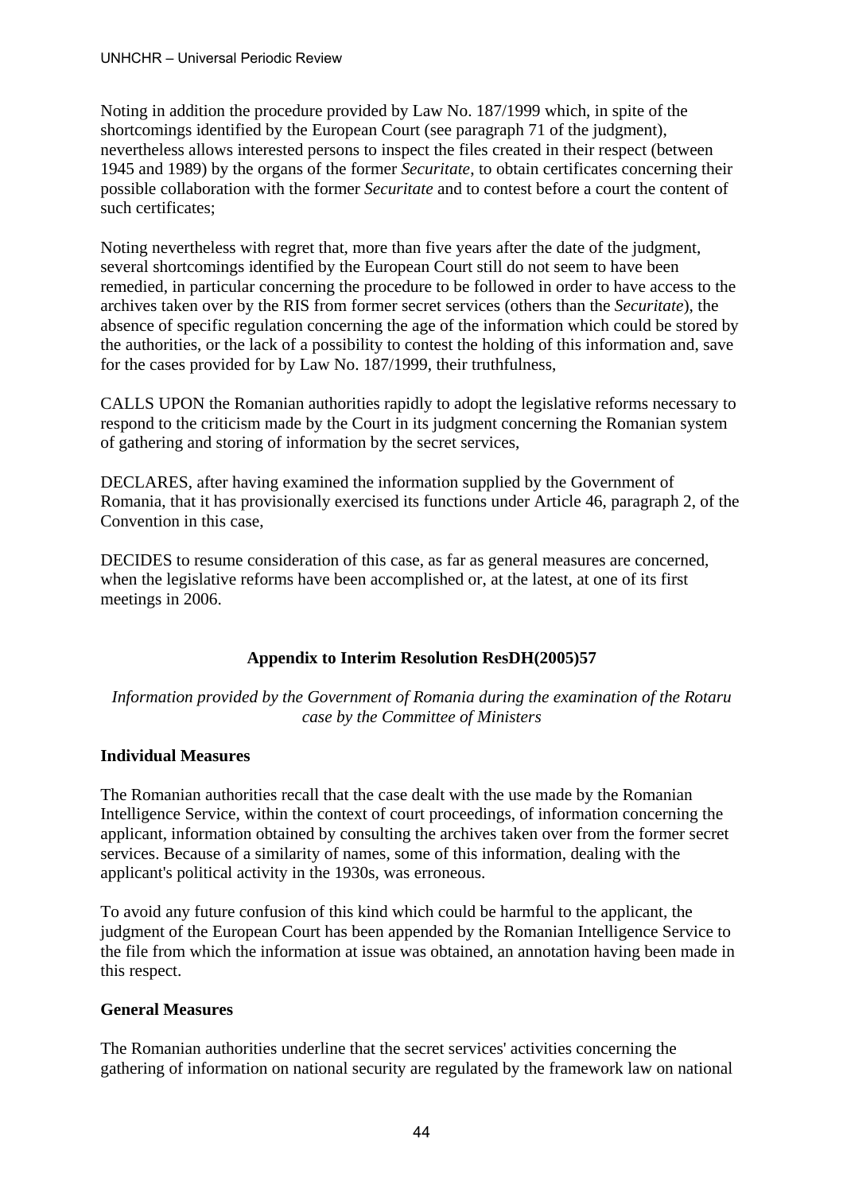Noting in addition the procedure provided by Law No. 187/1999 which, in spite of the shortcomings identified by the European Court (see paragraph 71 of the judgment), nevertheless allows interested persons to inspect the files created in their respect (between 1945 and 1989) by the organs of the former *Securitate*, to obtain certificates concerning their possible collaboration with the former *Securitate* and to contest before a court the content of such certificates;

Noting nevertheless with regret that, more than five years after the date of the judgment, several shortcomings identified by the European Court still do not seem to have been remedied, in particular concerning the procedure to be followed in order to have access to the archives taken over by the RIS from former secret services (others than the *Securitate*), the absence of specific regulation concerning the age of the information which could be stored by the authorities, or the lack of a possibility to contest the holding of this information and, save for the cases provided for by Law No. 187/1999, their truthfulness,

CALLS UPON the Romanian authorities rapidly to adopt the legislative reforms necessary to respond to the criticism made by the Court in its judgment concerning the Romanian system of gathering and storing of information by the secret services,

DECLARES, after having examined the information supplied by the Government of Romania, that it has provisionally exercised its functions under Article 46, paragraph 2, of the Convention in this case,

DECIDES to resume consideration of this case, as far as general measures are concerned, when the legislative reforms have been accomplished or, at the latest, at one of its first meetings in 2006.

**Appendix to Interim Resolution ResDH(2005)57**

*Information provided by the Government of Romania during the examination of the Rotaru case by the Committee of Ministers*

**Individual Measures**

The Romanian authorities recall that the case dealt with the use made by the Romanian Intelligence Service, within the context of court proceedings, of information concerning the applicant, information obtained by consulting the archives taken over from the former secret services. Because of a similarity of names, some of this information, dealing with the applicant's political activity in the 1930s, was erroneous.

To avoid any future confusion of this kind which could be harmful to the applicant, the judgment of the European Court has been appended by the Romanian Intelligence Service to the file from which the information at issue was obtained, an annotation having been made in this respect.

**General Measures**

The Romanian authorities underline that the secret services' activities concerning the gathering of information on national security are regulated by the framework law on national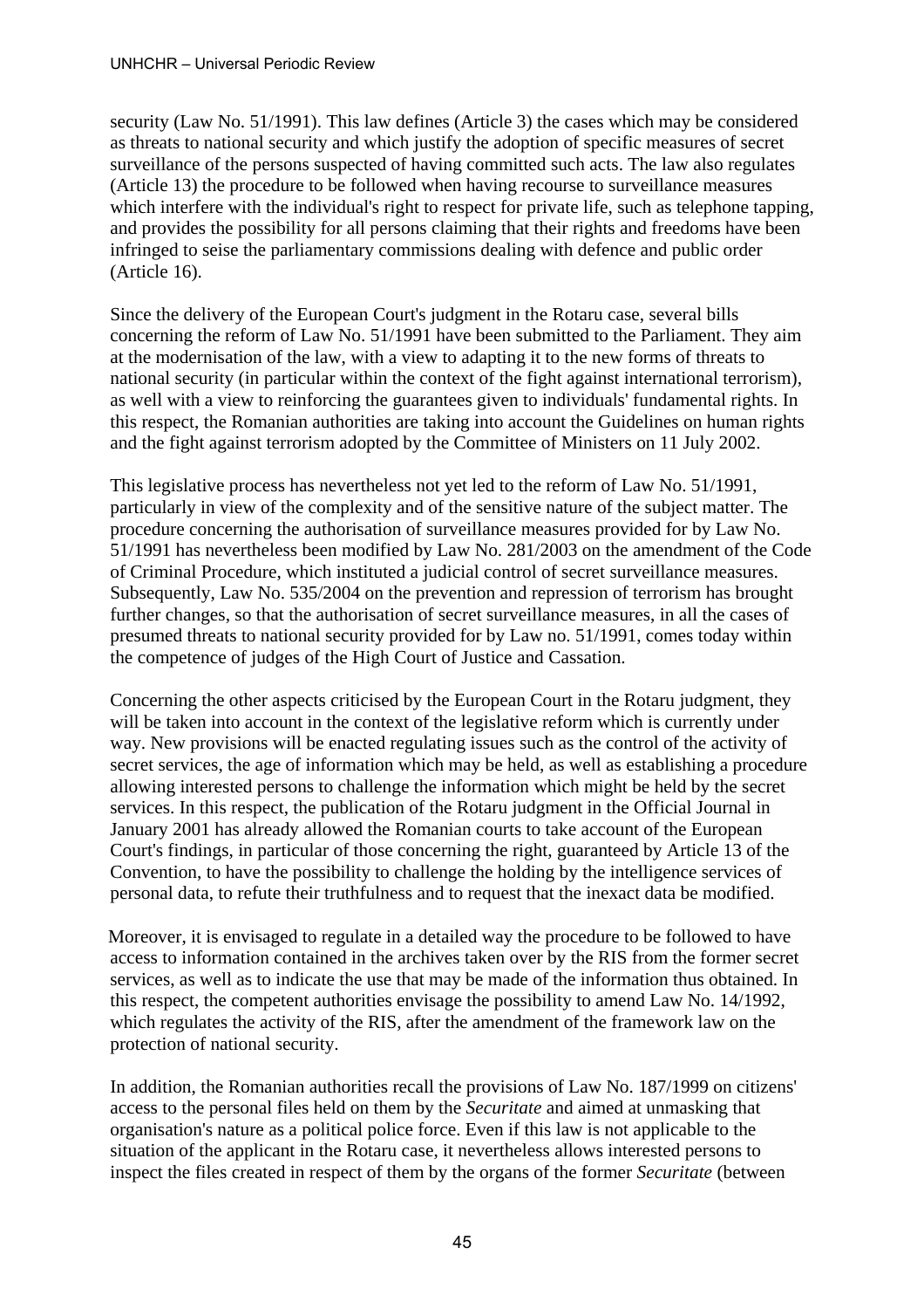security (Law No. 51/1991). This law defines (Article 3) the cases which may be considered as threats to national security and which justify the adoption of specific measures of secret surveillance of the persons suspected of having committed such acts. The law also regulates (Article 13) the procedure to be followed when having recourse to surveillance measures which interfere with the individual's right to respect for private life, such as telephone tapping, and provides the possibility for all persons claiming that their rights and freedoms have been infringed to seise the parliamentary commissions dealing with defence and public order (Article 16).

Since the delivery of the European Court's judgment in the Rotaru case, several bills concerning the reform of Law No. 51/1991 have been submitted to the Parliament. They aim at the modernisation of the law, with a view to adapting it to the new forms of threats to national security (in particular within the context of the fight against international terrorism), as well with a view to reinforcing the guarantees given to individuals' fundamental rights. In this respect, the Romanian authorities are taking into account the Guidelines on human rights and the fight against terrorism adopted by the Committee of Ministers on 11 July 2002.

This legislative process has nevertheless not yet led to the reform of Law No. 51/1991, particularly in view of the complexity and of the sensitive nature of the subject matter. The procedure concerning the authorisation of surveillance measures provided for by Law No. 51/1991 has nevertheless been modified by Law No. 281/2003 on the amendment of the Code of Criminal Procedure, which instituted a judicial control of secret surveillance measures. Subsequently, Law No. 535/2004 on the prevention and repression of terrorism has brought further changes, so that the authorisation of secret surveillance measures, in all the cases of presumed threats to national security provided for by Law no. 51/1991, comes today within the competence of judges of the High Court of Justice and Cassation.

Concerning the other aspects criticised by the European Court in the Rotaru judgment, they will be taken into account in the context of the legislative reform which is currently under way. New provisions will be enacted regulating issues such as the control of the activity of secret services, the age of information which may be held, as well as establishing a procedure allowing interested persons to challenge the information which might be held by the secret services. In this respect, the publication of the Rotaru judgment in the Official Journal in January 2001 has already allowed the Romanian courts to take account of the European Court's findings, in particular of those concerning the right, guaranteed by Article 13 of the Convention, to have the possibility to challenge the holding by the intelligence services of personal data, to refute their truthfulness and to request that the inexact data be modified.

Moreover, it is envisaged to regulate in a detailed way the procedure to be followed to have access to information contained in the archives taken over by the RIS from the former secret services, as well as to indicate the use that may be made of the information thus obtained. In this respect, the competent authorities envisage the possibility to amend Law No. 14/1992, which regulates the activity of the RIS, after the amendment of the framework law on the protection of national security.

In addition, the Romanian authorities recall the provisions of Law No. 187/1999 on citizens' access to the personal files held on them by the *Securitate* and aimed at unmasking that organisation's nature as a political police force. Even if this law is not applicable to the situation of the applicant in the Rotaru case, it nevertheless allows interested persons to inspect the files created in respect of them by the organs of the former *Securitate* (between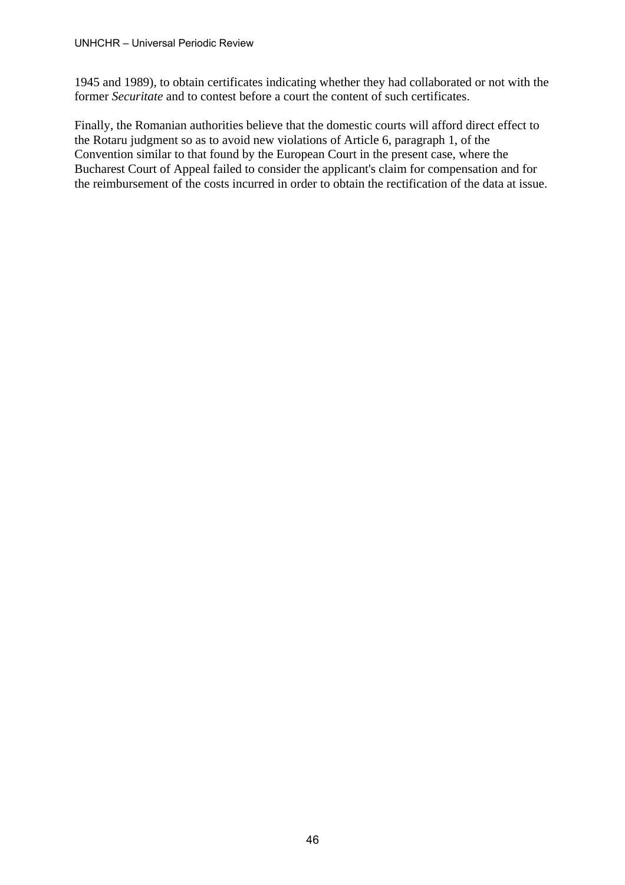1945 and 1989), to obtain certificates indicating whether they had collaborated or not with the former *Securitate* and to contest before a court the content of such certificates.

Finally, the Romanian authorities believe that the domestic courts will afford direct effect to the Rotaru judgment so as to avoid new violations of Article 6, paragraph 1, of the Convention similar to that found by the European Court in the present case, where the Bucharest Court of Appeal failed to consider the applicant's claim for compensation and for the reimbursement of the costs incurred in order to obtain the rectification of the data at issue.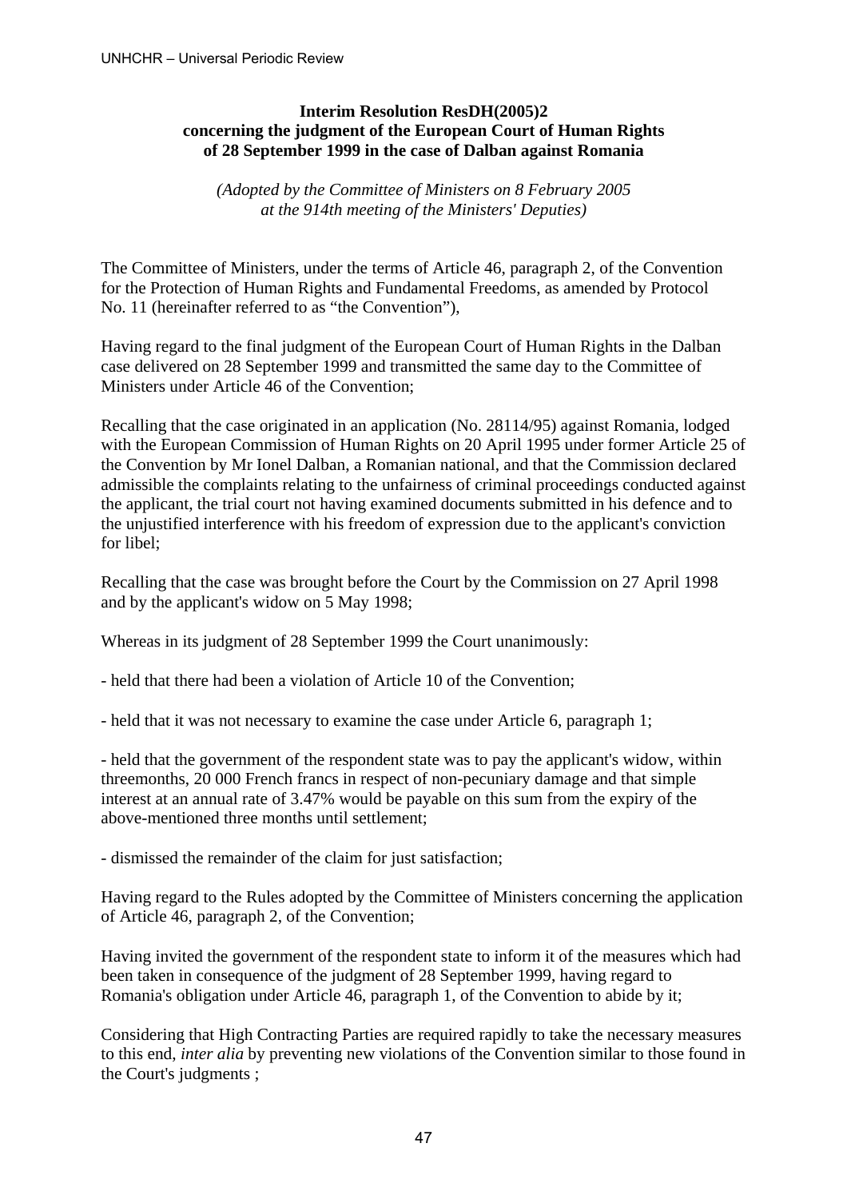**Interim Resolution ResDH(2005)2**
**concerning the judgment of the European Court of Human Rights**
**of 28 September 1999 in the case of Dalban against Romania**

*(Adopted by the Committee of Ministers on 8 February 2005 at the 914th meeting of the Ministers' Deputies)*

The Committee of Ministers, under the terms of Article 46, paragraph 2, of the Convention for the Protection of Human Rights and Fundamental Freedoms, as amended by Protocol No. 11 (hereinafter referred to as "the Convention"),

Having regard to the final judgment of the European Court of Human Rights in the Dalban case delivered on 28 September 1999 and transmitted the same day to the Committee of Ministers under Article 46 of the Convention;

Recalling that the case originated in an application (No. 28114/95) against Romania, lodged with the European Commission of Human Rights on 20 April 1995 under former Article 25 of the Convention by Mr Ionel Dalban, a Romanian national, and that the Commission declared admissible the complaints relating to the unfairness of criminal proceedings conducted against the applicant, the trial court not having examined documents submitted in his defence and to the unjustified interference with his freedom of expression due to the applicant's conviction for libel;

Recalling that the case was brought before the Court by the Commission on 27 April 1998 and by the applicant's widow on 5 May 1998;

Whereas in its judgment of 28 September 1999 the Court unanimously:

- held that there had been a violation of Article 10 of the Convention;

- held that it was not necessary to examine the case under Article 6, paragraph 1;

- held that the government of the respondent state was to pay the applicant's widow, within threemonths, 20 000 French francs in respect of non-pecuniary damage and that simple interest at an annual rate of 3.47% would be payable on this sum from the expiry of the above-mentioned three months until settlement;

- dismissed the remainder of the claim for just satisfaction;

Having regard to the Rules adopted by the Committee of Ministers concerning the application of Article 46, paragraph 2, of the Convention;

Having invited the government of the respondent state to inform it of the measures which had been taken in consequence of the judgment of 28 September 1999, having regard to Romania's obligation under Article 46, paragraph 1, of the Convention to abide by it;

Considering that High Contracting Parties are required rapidly to take the necessary measures to this end, *inter alia* by preventing new violations of the Convention similar to those found in the Court's judgments ;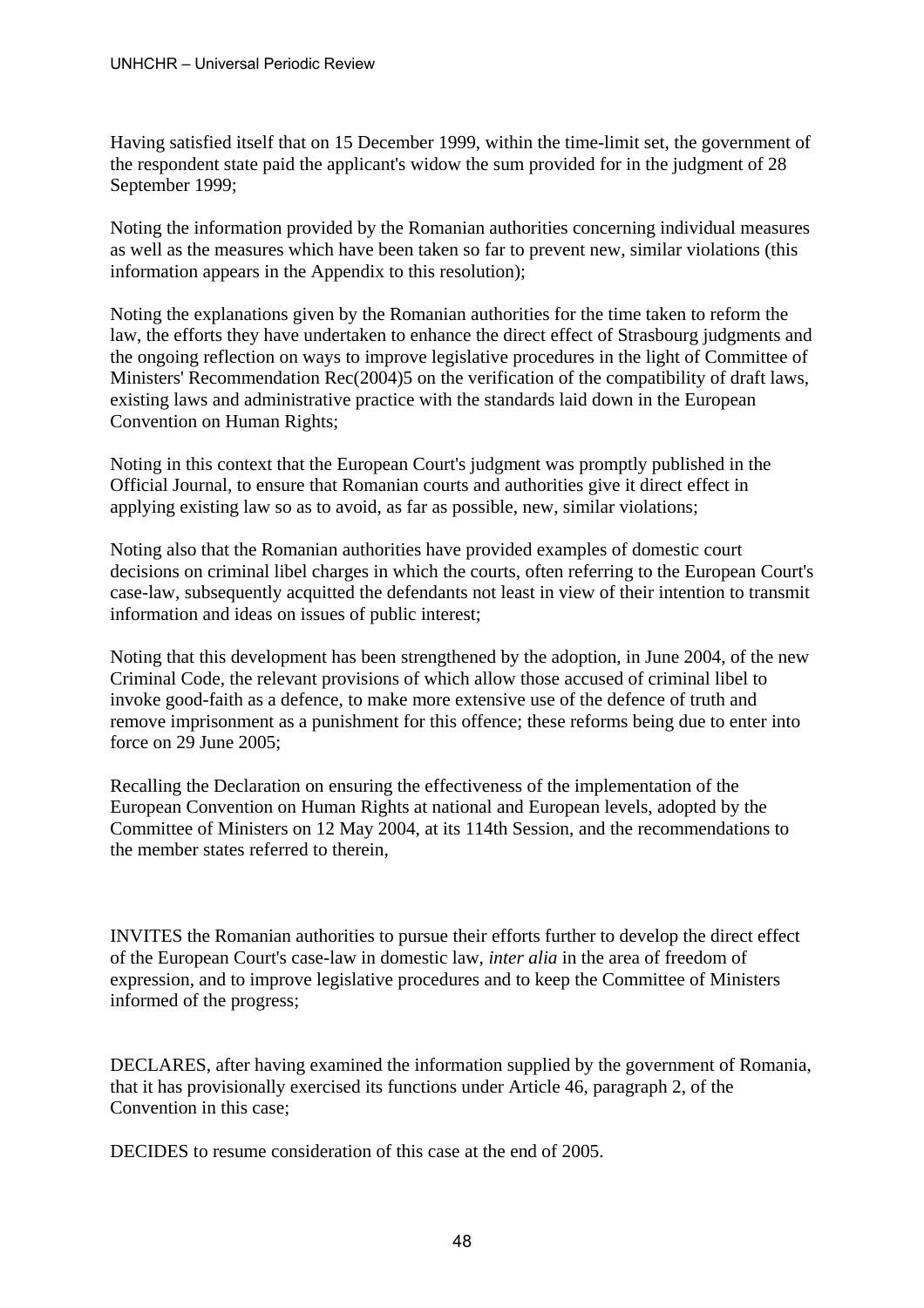Having satisfied itself that on 15 December 1999, within the time-limit set, the government of the respondent state paid the applicant's widow the sum provided for in the judgment of 28 September 1999;

Noting the information provided by the Romanian authorities concerning individual measures as well as the measures which have been taken so far to prevent new, similar violations (this information appears in the Appendix to this resolution);

Noting the explanations given by the Romanian authorities for the time taken to reform the law, the efforts they have undertaken to enhance the direct effect of Strasbourg judgments and the ongoing reflection on ways to improve legislative procedures in the light of Committee of Ministers' Recommendation Rec(2004)5 on the verification of the compatibility of draft laws, existing laws and administrative practice with the standards laid down in the European Convention on Human Rights;

Noting in this context that the European Court's judgment was promptly published in the Official Journal, to ensure that Romanian courts and authorities give it direct effect in applying existing law so as to avoid, as far as possible, new, similar violations;

Noting also that the Romanian authorities have provided examples of domestic court decisions on criminal libel charges in which the courts, often referring to the European Court's case-law, subsequently acquitted the defendants not least in view of their intention to transmit information and ideas on issues of public interest;

Noting that this development has been strengthened by the adoption, in June 2004, of the new Criminal Code, the relevant provisions of which allow those accused of criminal libel to invoke good-faith as a defence, to make more extensive use of the defence of truth and remove imprisonment as a punishment for this offence; these reforms being due to enter into force on 29 June 2005;

Recalling the Declaration on ensuring the effectiveness of the implementation of the European Convention on Human Rights at national and European levels, adopted by the Committee of Ministers on 12 May 2004, at its 114th Session, and the recommendations to the member states referred to therein,

INVITES the Romanian authorities to pursue their efforts further to develop the direct effect of the European Court's case-law in domestic law, *inter alia* in the area of freedom of expression, and to improve legislative procedures and to keep the Committee of Ministers informed of the progress;

DECLARES, after having examined the information supplied by the government of Romania, that it has provisionally exercised its functions under Article 46, paragraph 2, of the Convention in this case;

DECIDES to resume consideration of this case at the end of 2005.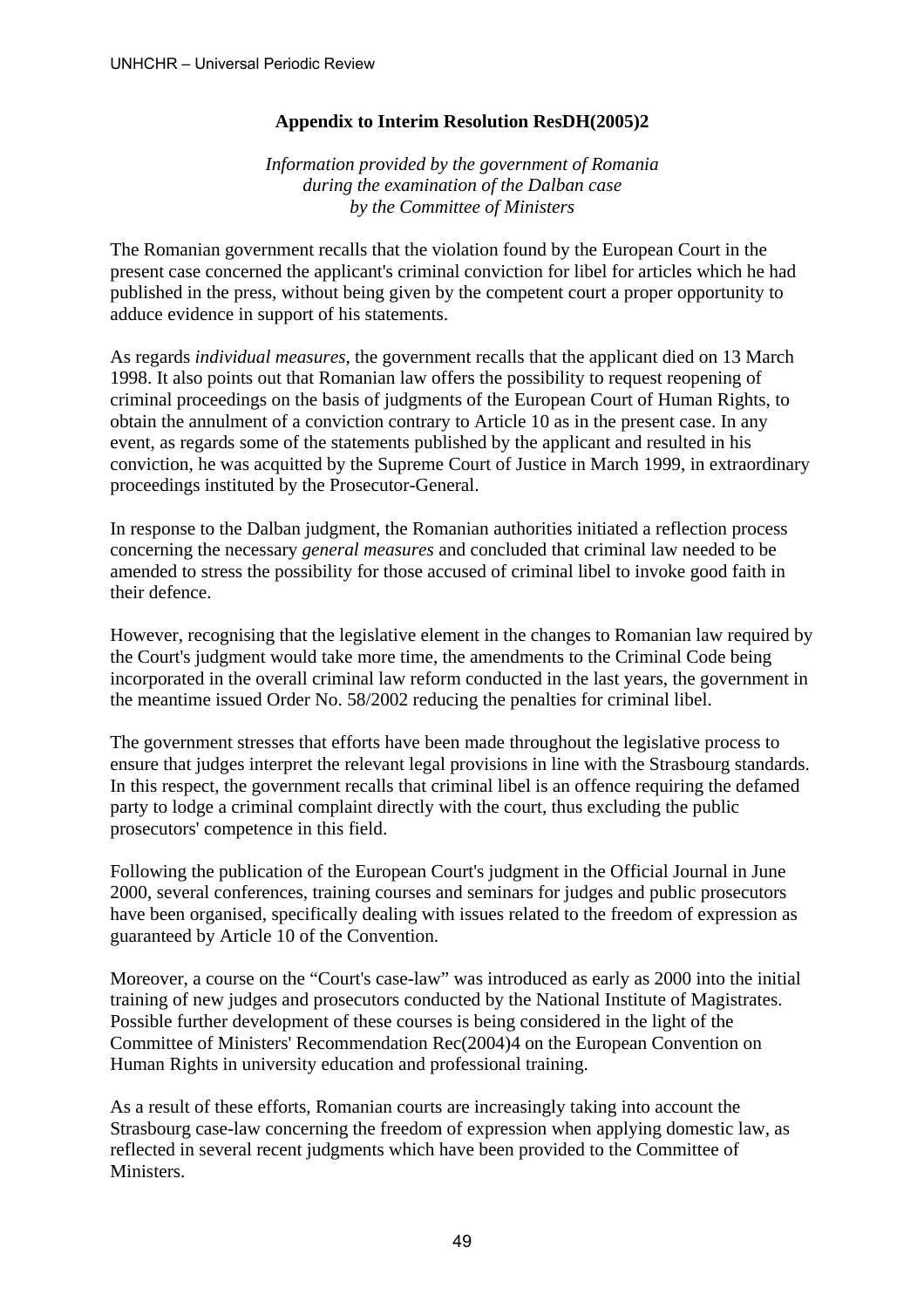## Appendix to Interim Resolution ResDH(2005)2

*Information provided by the government of Romania during the examination of the Dalban case by the Committee of Ministers*

The Romanian government recalls that the violation found by the European Court in the present case concerned the applicant's criminal conviction for libel for articles which he had published in the press, without being given by the competent court a proper opportunity to adduce evidence in support of his statements.

As regards *individual measures*, the government recalls that the applicant died on 13 March 1998. It also points out that Romanian law offers the possibility to request reopening of criminal proceedings on the basis of judgments of the European Court of Human Rights, to obtain the annulment of a conviction contrary to Article 10 as in the present case. In any event, as regards some of the statements published by the applicant and resulted in his conviction, he was acquitted by the Supreme Court of Justice in March 1999, in extraordinary proceedings instituted by the Prosecutor-General.

In response to the Dalban judgment, the Romanian authorities initiated a reflection process concerning the necessary *general measures* and concluded that criminal law needed to be amended to stress the possibility for those accused of criminal libel to invoke good faith in their defence.

However, recognising that the legislative element in the changes to Romanian law required by the Court's judgment would take more time, the amendments to the Criminal Code being incorporated in the overall criminal law reform conducted in the last years, the government in the meantime issued Order No. 58/2002 reducing the penalties for criminal libel.

The government stresses that efforts have been made throughout the legislative process to ensure that judges interpret the relevant legal provisions in line with the Strasbourg standards. In this respect, the government recalls that criminal libel is an offence requiring the defamed party to lodge a criminal complaint directly with the court, thus excluding the public prosecutors' competence in this field.

Following the publication of the European Court's judgment in the Official Journal in June 2000, several conferences, training courses and seminars for judges and public prosecutors have been organised, specifically dealing with issues related to the freedom of expression as guaranteed by Article 10 of the Convention.

Moreover, a course on the "Court's case-law" was introduced as early as 2000 into the initial training of new judges and prosecutors conducted by the National Institute of Magistrates. Possible further development of these courses is being considered in the light of the Committee of Ministers' Recommendation Rec(2004)4 on the European Convention on Human Rights in university education and professional training.

As a result of these efforts, Romanian courts are increasingly taking into account the Strasbourg case-law concerning the freedom of expression when applying domestic law, as reflected in several recent judgments which have been provided to the Committee of Ministers.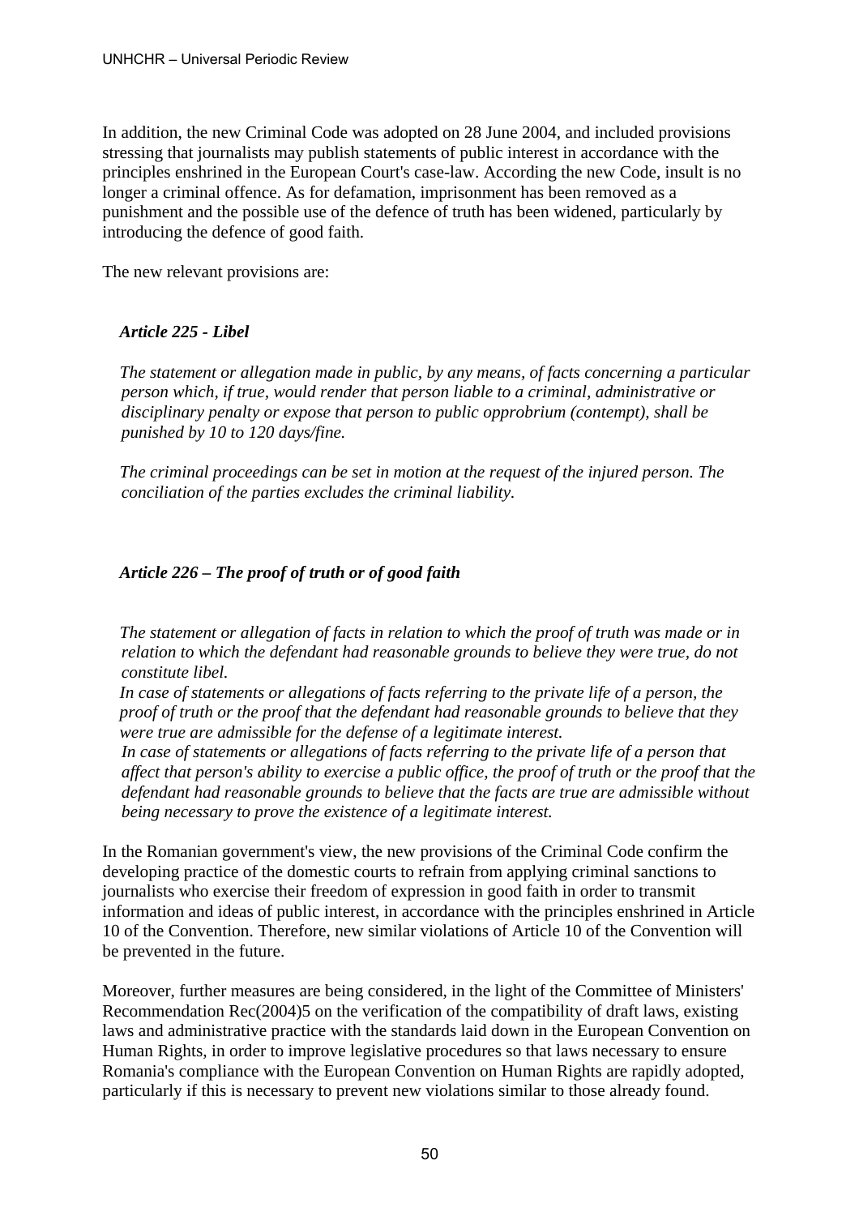In addition, the new Criminal Code was adopted on 28 June 2004, and included provisions stressing that journalists may publish statements of public interest in accordance with the principles enshrined in the European Court's case-law. According the new Code, insult is no longer a criminal offence. As for defamation, imprisonment has been removed as a punishment and the possible use of the defence of truth has been widened, particularly by introducing the defence of good faith.

The new relevant provisions are:

***Article 225 - Libel***

*The statement or allegation made in public, by any means, of facts concerning a particular person which, if true, would render that person liable to a criminal, administrative or disciplinary penalty or expose that person to public opprobrium (contempt), shall be punished by 10 to 120 days/fine.*

*The criminal proceedings can be set in motion at the request of the injured person. The conciliation of the parties excludes the criminal liability.*

***Article 226 – The proof of truth or of good faith***

*The statement or allegation of facts in relation to which the proof of truth was made or in relation to which the defendant had reasonable grounds to believe they were true, do not constitute libel.*

*In case of statements or allegations of facts referring to the private life of a person, the proof of truth or the proof that the defendant had reasonable grounds to believe that they were true are admissible for the defense of a legitimate interest.*

*In case of statements or allegations of facts referring to the private life of a person that affect that person's ability to exercise a public office, the proof of truth or the proof that the defendant had reasonable grounds to believe that the facts are true are admissible without being necessary to prove the existence of a legitimate interest.*

In the Romanian government's view, the new provisions of the Criminal Code confirm the developing practice of the domestic courts to refrain from applying criminal sanctions to journalists who exercise their freedom of expression in good faith in order to transmit information and ideas of public interest, in accordance with the principles enshrined in Article 10 of the Convention. Therefore, new similar violations of Article 10 of the Convention will be prevented in the future.

Moreover, further measures are being considered, in the light of the Committee of Ministers' Recommendation Rec(2004)5 on the verification of the compatibility of draft laws, existing laws and administrative practice with the standards laid down in the European Convention on Human Rights, in order to improve legislative procedures so that laws necessary to ensure Romania's compliance with the European Convention on Human Rights are rapidly adopted, particularly if this is necessary to prevent new violations similar to those already found.